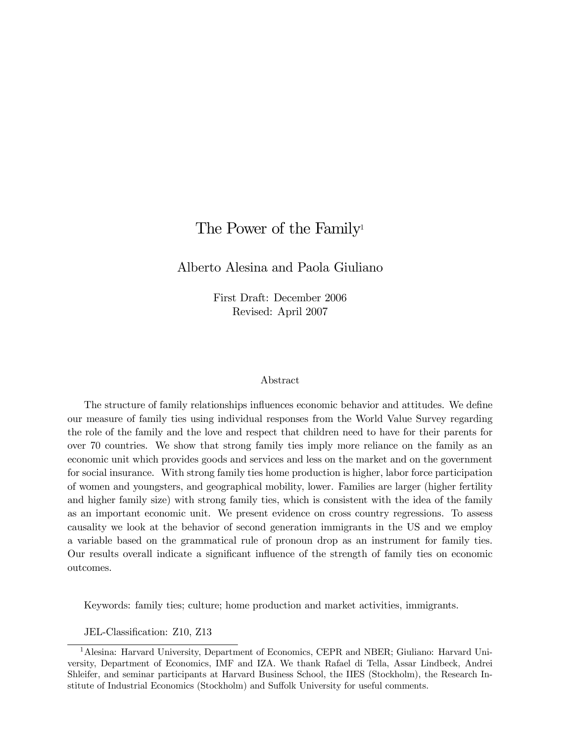# The Power of the Family[1]

Alberto Alesina and Paola Giuliano

First Draft: December 2006
Revised: April 2007

## Abstract

The structure of family relationships influences economic behavior and attitudes. We define our measure of family ties using individual responses from the World Value Survey regarding the role of the family and the love and respect that children need to have for their parents for over 70 countries. We show that strong family ties imply more reliance on the family as an economic unit which provides goods and services and less on the market and on the government for social insurance. With strong family ties home production is higher, labor force participation of women and youngsters, and geographical mobility, lower. Families are larger (higher fertility and higher family size) with strong family ties, which is consistent with the idea of the family as an important economic unit. We present evidence on cross country regressions. To assess causality we look at the behavior of second generation immigrants in the US and we employ a variable based on the grammatical rule of pronoun drop as an instrument for family ties. Our results overall indicate a significant influence of the strength of family ties on economic outcomes.

Keywords: family ties; culture; home production and market activities, immigrants.

JEL-Classification: Z10, Z13

---

[1] Alesina: Harvard University, Department of Economics, CEPR and NBER; Giuliano: Harvard University, Department of Economics, IMF and IZA. We thank Rafael di Tella, Assar Lindbeck, Andrei Shleifer, and seminar participants at Harvard Business School, the IIES (Stockholm), the Research Institute of Industrial Economics (Stockholm) and Suffolk University for useful comments.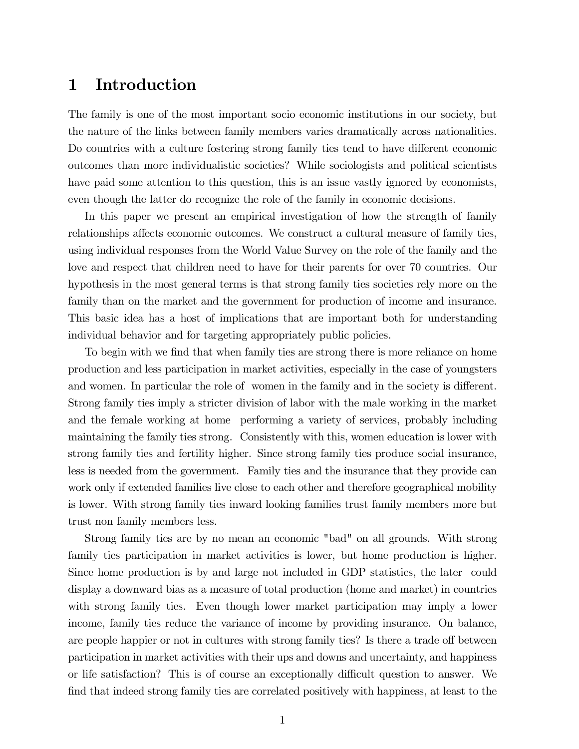# 1 Introduction

The family is one of the most important socio economic institutions in our society, but the nature of the links between family members varies dramatically across nationalities. Do countries with a culture fostering strong family ties tend to have different economic outcomes than more individualistic societies? While sociologists and political scientists have paid some attention to this question, this is an issue vastly ignored by economists, even though the latter do recognize the role of the family in economic decisions.

In this paper we present an empirical investigation of how the strength of family relationships affects economic outcomes. We construct a cultural measure of family ties, using individual responses from the World Value Survey on the role of the family and the love and respect that children need to have for their parents for over 70 countries. Our hypothesis in the most general terms is that strong family ties societies rely more on the family than on the market and the government for production of income and insurance. This basic idea has a host of implications that are important both for understanding individual behavior and for targeting appropriately public policies.

To begin with we find that when family ties are strong there is more reliance on home production and less participation in market activities, especially in the case of youngsters and women. In particular the role of women in the family and in the society is different. Strong family ties imply a stricter division of labor with the male working in the market and the female working at home performing a variety of services, probably including maintaining the family ties strong. Consistently with this, women education is lower with strong family ties and fertility higher. Since strong family ties produce social insurance, less is needed from the government. Family ties and the insurance that they provide can work only if extended families live close to each other and therefore geographical mobility is lower. With strong family ties inward looking families trust family members more but trust non family members less.

Strong family ties are by no mean an economic "bad" on all grounds. With strong family ties participation in market activities is lower, but home production is higher. Since home production is by and large not included in GDP statistics, the later could display a downward bias as a measure of total production (home and market) in countries with strong family ties. Even though lower market participation may imply a lower income, family ties reduce the variance of income by providing insurance. On balance, are people happier or not in cultures with strong family ties? Is there a trade off between participation in market activities with their ups and downs and uncertainty, and happiness or life satisfaction? This is of course an exceptionally difficult question to answer. We find that indeed strong family ties are correlated positively with happiness, at least to the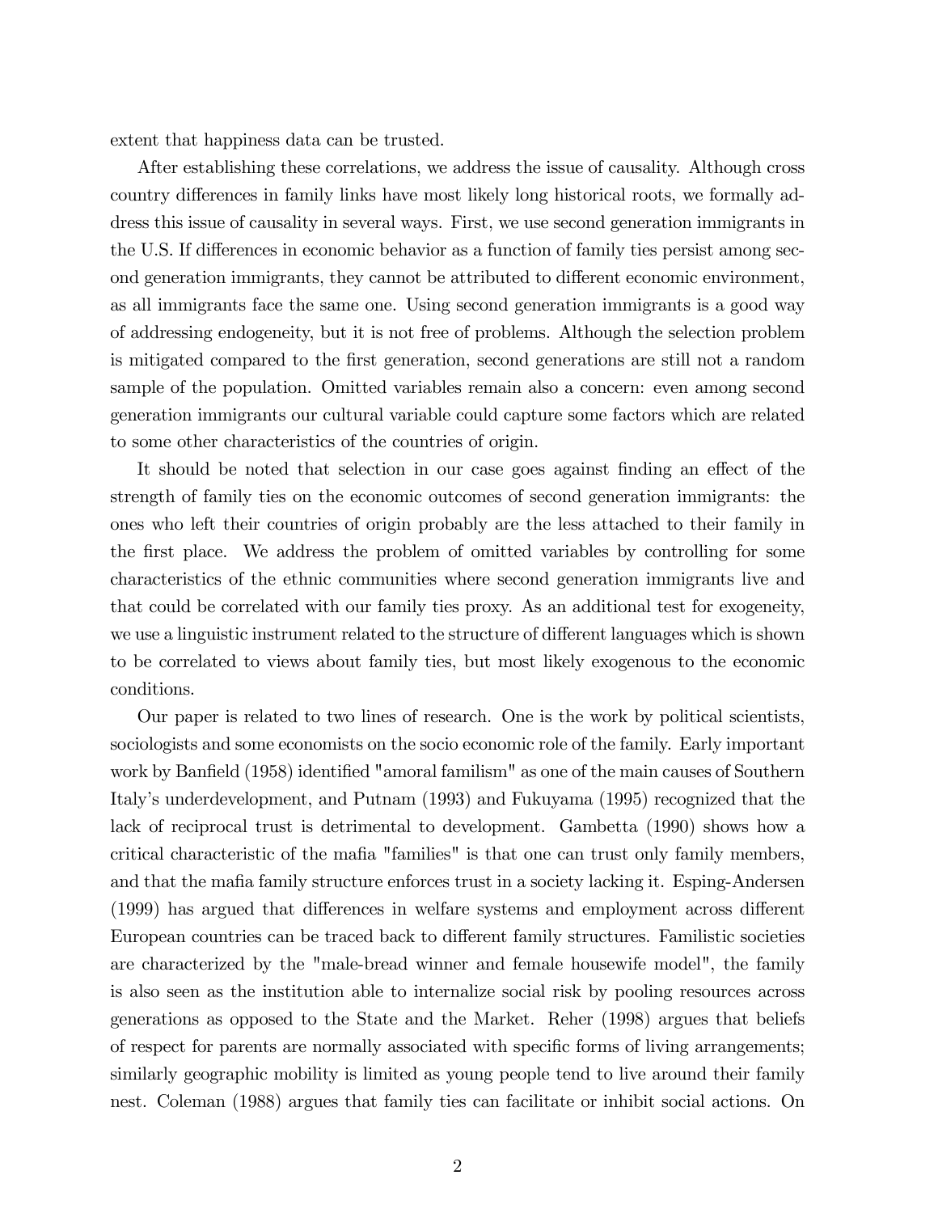extent that happiness data can be trusted.

After establishing these correlations, we address the issue of causality. Although cross country differences in family links have most likely long historical roots, we formally address this issue of causality in several ways. First, we use second generation immigrants in the U.S. If differences in economic behavior as a function of family ties persist among second generation immigrants, they cannot be attributed to different economic environment, as all immigrants face the same one. Using second generation immigrants is a good way of addressing endogeneity, but it is not free of problems. Although the selection problem is mitigated compared to the first generation, second generations are still not a random sample of the population. Omitted variables remain also a concern: even among second generation immigrants our cultural variable could capture some factors which are related to some other characteristics of the countries of origin.

It should be noted that selection in our case goes against finding an effect of the strength of family ties on the economic outcomes of second generation immigrants: the ones who left their countries of origin probably are the less attached to their family in the first place. We address the problem of omitted variables by controlling for some characteristics of the ethnic communities where second generation immigrants live and that could be correlated with our family ties proxy. As an additional test for exogeneity, we use a linguistic instrument related to the structure of different languages which is shown to be correlated to views about family ties, but most likely exogenous to the economic conditions.

Our paper is related to two lines of research. One is the work by political scientists, sociologists and some economists on the socio economic role of the family. Early important work by Banfield (1958) identified "amoral familism" as one of the main causes of Southern Italy's underdevelopment, and Putnam (1993) and Fukuyama (1995) recognized that the lack of reciprocal trust is detrimental to development. Gambetta (1990) shows how a critical characteristic of the mafia "families" is that one can trust only family members, and that the mafia family structure enforces trust in a society lacking it. Esping-Andersen (1999) has argued that differences in welfare systems and employment across different European countries can be traced back to different family structures. Familistic societies are characterized by the "male-bread winner and female housewife model", the family is also seen as the institution able to internalize social risk by pooling resources across generations as opposed to the State and the Market. Reher (1998) argues that beliefs of respect for parents are normally associated with specific forms of living arrangements; similarly geographic mobility is limited as young people tend to live around their family nest. Coleman (1988) argues that family ties can facilitate or inhibit social actions. On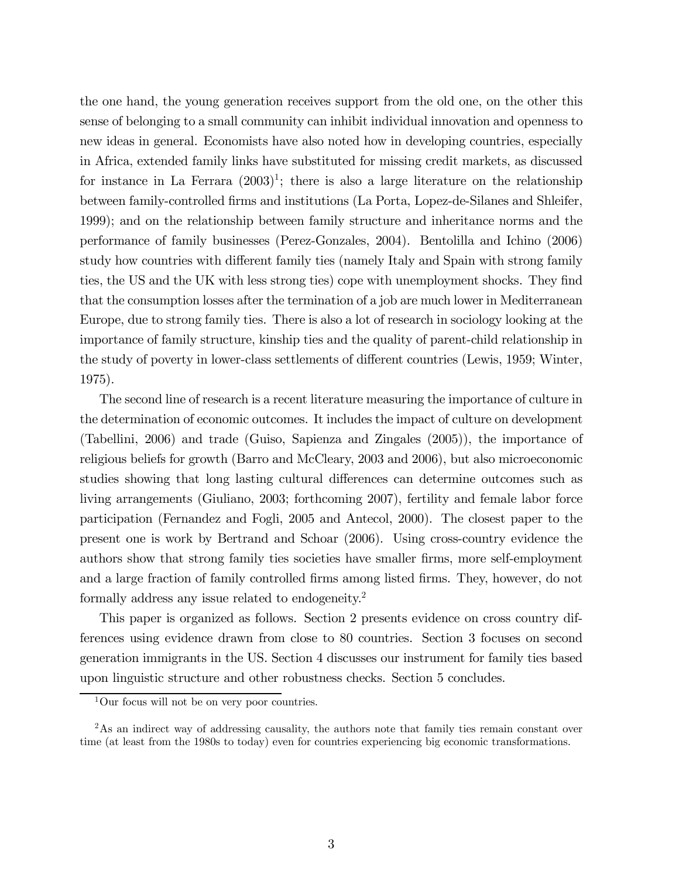the one hand, the young generation receives support from the old one, on the other this sense of belonging to a small community can inhibit individual innovation and openness to new ideas in general. Economists have also noted how in developing countries, especially in Africa, extended family links have substituted for missing credit markets, as discussed for instance in La Ferrara (2003)[1]; there is also a large literature on the relationship between family-controlled firms and institutions (La Porta, Lopez-de-Silanes and Shleifer, 1999); and on the relationship between family structure and inheritance norms and the performance of family businesses (Perez-Gonzales, 2004). Bentolilla and Ichino (2006) study how countries with different family ties (namely Italy and Spain with strong family ties, the US and the UK with less strong ties) cope with unemployment shocks. They find that the consumption losses after the termination of a job are much lower in Mediterranean Europe, due to strong family ties. There is also a lot of research in sociology looking at the importance of family structure, kinship ties and the quality of parent-child relationship in the study of poverty in lower-class settlements of different countries (Lewis, 1959; Winter, 1975).

The second line of research is a recent literature measuring the importance of culture in the determination of economic outcomes. It includes the impact of culture on development (Tabellini, 2006) and trade (Guiso, Sapienza and Zingales (2005)), the importance of religious beliefs for growth (Barro and McCleary, 2003 and 2006), but also microeconomic studies showing that long lasting cultural differences can determine outcomes such as living arrangements (Giuliano, 2003; forthcoming 2007), fertility and female labor force participation (Fernandez and Fogli, 2005 and Antecol, 2000). The closest paper to the present one is work by Bertrand and Schoar (2006). Using cross-country evidence the authors show that strong family ties societies have smaller firms, more self-employment and a large fraction of family controlled firms among listed firms. They, however, do not formally address any issue related to endogeneity.[2]

This paper is organized as follows. Section 2 presents evidence on cross country differences using evidence drawn from close to 80 countries. Section 3 focuses on second generation immigrants in the US. Section 4 discusses our instrument for family ties based upon linguistic structure and other robustness checks. Section 5 concludes.

[1] Our focus will not be on very poor countries.

[2] As an indirect way of addressing causality, the authors note that family ties remain constant over time (at least from the 1980s to today) even for countries experiencing big economic transformations.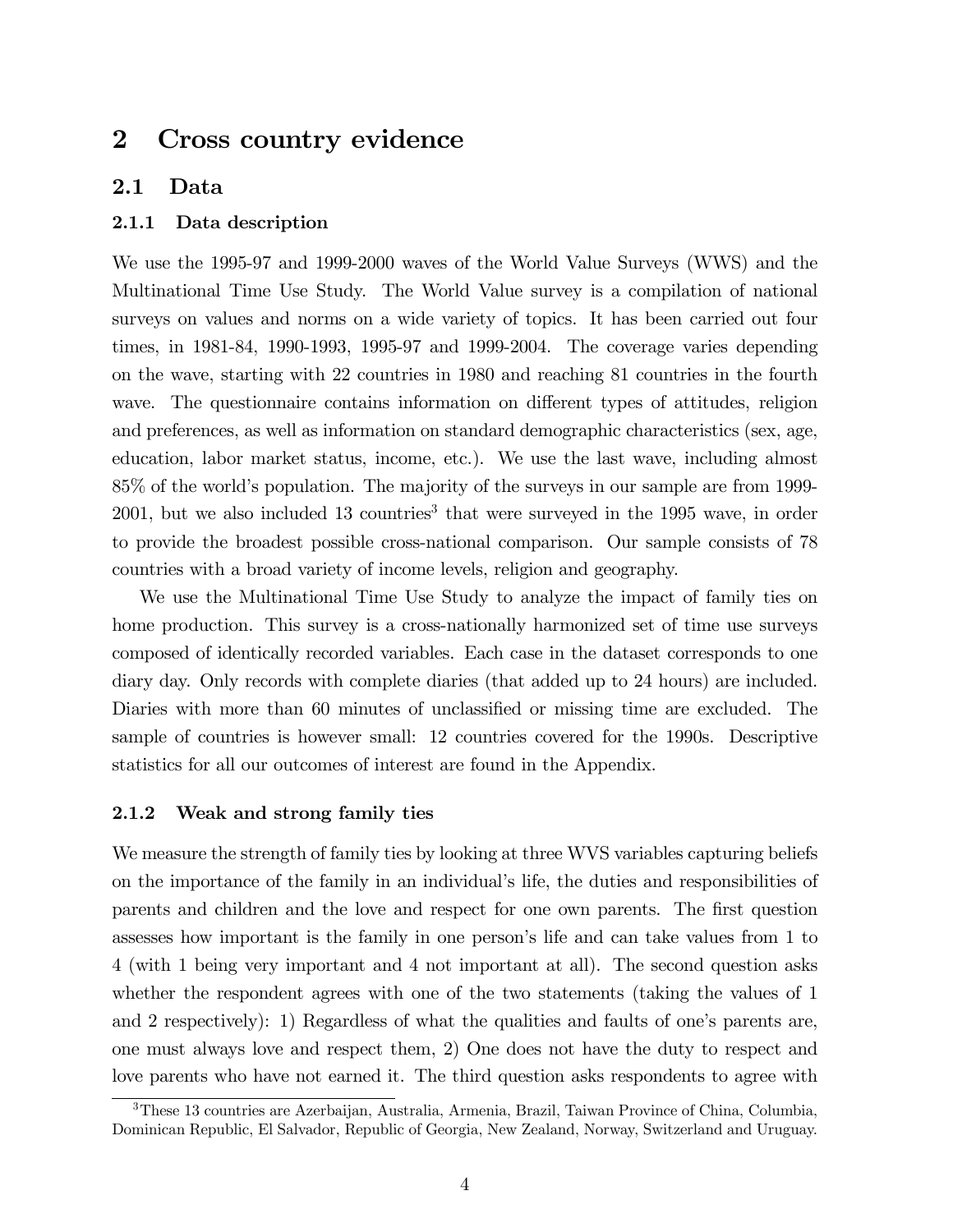## 2 Cross country evidence

### 2.1 Data

#### 2.1.1 Data description

We use the 1995-97 and 1999-2000 waves of the World Value Surveys (WWS) and the Multinational Time Use Study. The World Value survey is a compilation of national surveys on values and norms on a wide variety of topics. It has been carried out four times, in 1981-84, 1990-1993, 1995-97 and 1999-2004. The coverage varies depending on the wave, starting with 22 countries in 1980 and reaching 81 countries in the fourth wave. The questionnaire contains information on different types of attitudes, religion and preferences, as well as information on standard demographic characteristics (sex, age, education, labor market status, income, etc.). We use the last wave, including almost 85% of the world's population. The majority of the surveys in our sample are from 1999-2001, but we also included 13 countries[3] that were surveyed in the 1995 wave, in order to provide the broadest possible cross-national comparison. Our sample consists of 78 countries with a broad variety of income levels, religion and geography.

We use the Multinational Time Use Study to analyze the impact of family ties on home production. This survey is a cross-nationally harmonized set of time use surveys composed of identically recorded variables. Each case in the dataset corresponds to one diary day. Only records with complete diaries (that added up to 24 hours) are included. Diaries with more than 60 minutes of unclassified or missing time are excluded. The sample of countries is however small: 12 countries covered for the 1990s. Descriptive statistics for all our outcomes of interest are found in the Appendix.

#### 2.1.2 Weak and strong family ties

We measure the strength of family ties by looking at three WVS variables capturing beliefs on the importance of the family in an individual's life, the duties and responsibilities of parents and children and the love and respect for one own parents. The first question assesses how important is the family in one person's life and can take values from 1 to 4 (with 1 being very important and 4 not important at all). The second question asks whether the respondent agrees with one of the two statements (taking the values of 1 and 2 respectively): 1) Regardless of what the qualities and faults of one's parents are, one must always love and respect them, 2) One does not have the duty to respect and love parents who have not earned it. The third question asks respondents to agree with

[3] These 13 countries are Azerbaijan, Australia, Armenia, Brazil, Taiwan Province of China, Columbia, Dominican Republic, El Salvador, Republic of Georgia, New Zealand, Norway, Switzerland and Uruguay.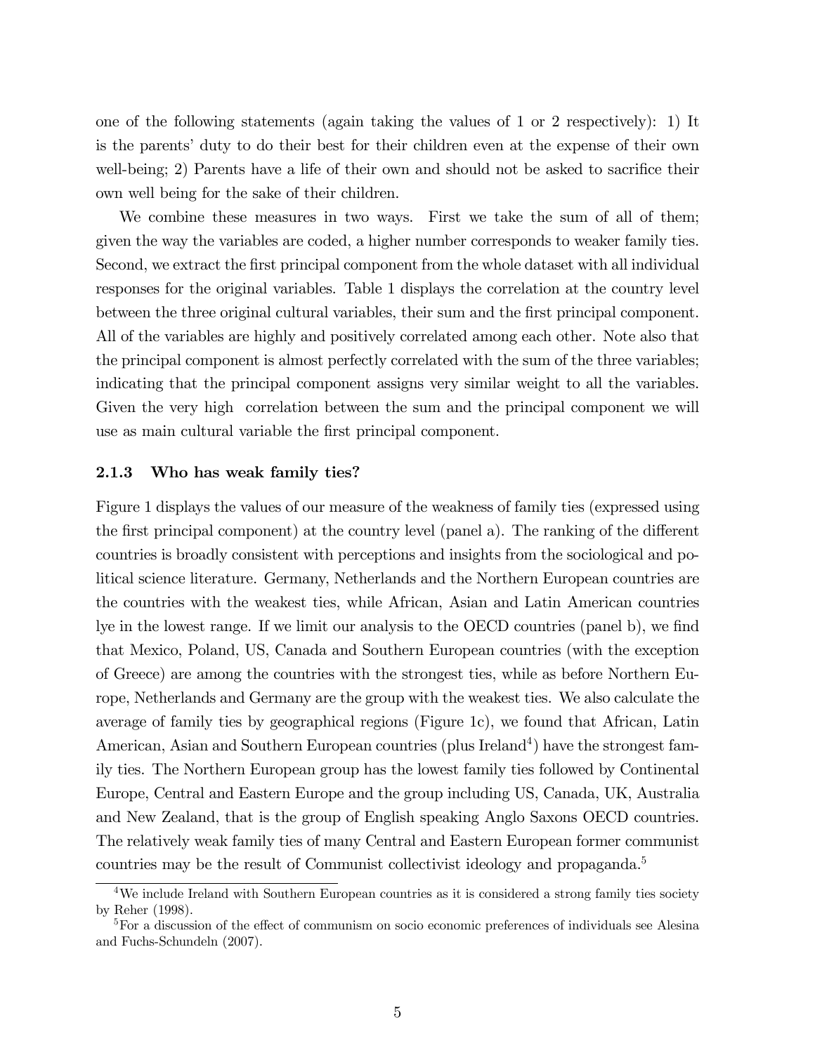one of the following statements (again taking the values of 1 or 2 respectively): 1) It is the parents' duty to do their best for their children even at the expense of their own well-being; 2) Parents have a life of their own and should not be asked to sacrifice their own well being for the sake of their children.

We combine these measures in two ways. First we take the sum of all of them; given the way the variables are coded, a higher number corresponds to weaker family ties. Second, we extract the first principal component from the whole dataset with all individual responses for the original variables. Table 1 displays the correlation at the country level between the three original cultural variables, their sum and the first principal component. All of the variables are highly and positively correlated among each other. Note also that the principal component is almost perfectly correlated with the sum of the three variables; indicating that the principal component assigns very similar weight to all the variables. Given the very high correlation between the sum and the principal component we will use as main cultural variable the first principal component.

### 2.1.3 Who has weak family ties?

Figure 1 displays the values of our measure of the weakness of family ties (expressed using the first principal component) at the country level (panel a). The ranking of the different countries is broadly consistent with perceptions and insights from the sociological and political science literature. Germany, Netherlands and the Northern European countries are the countries with the weakest ties, while African, Asian and Latin American countries lye in the lowest range. If we limit our analysis to the OECD countries (panel b), we find that Mexico, Poland, US, Canada and Southern European countries (with the exception of Greece) are among the countries with the strongest ties, while as before Northern Europe, Netherlands and Germany are the group with the weakest ties. We also calculate the average of family ties by geographical regions (Figure 1c), we found that African, Latin American, Asian and Southern European countries (plus Ireland[4]) have the strongest family ties. The Northern European group has the lowest family ties followed by Continental Europe, Central and Eastern Europe and the group including US, Canada, UK, Australia and New Zealand, that is the group of English speaking Anglo Saxons OECD countries. The relatively weak family ties of many Central and Eastern European former communist countries may be the result of Communist collectivist ideology and propaganda.[5]

[4] We include Ireland with Southern European countries as it is considered a strong family ties society by Reher (1998).

[5] For a discussion of the effect of communism on socio economic preferences of individuals see Alesina and Fuchs-Schundeln (2007).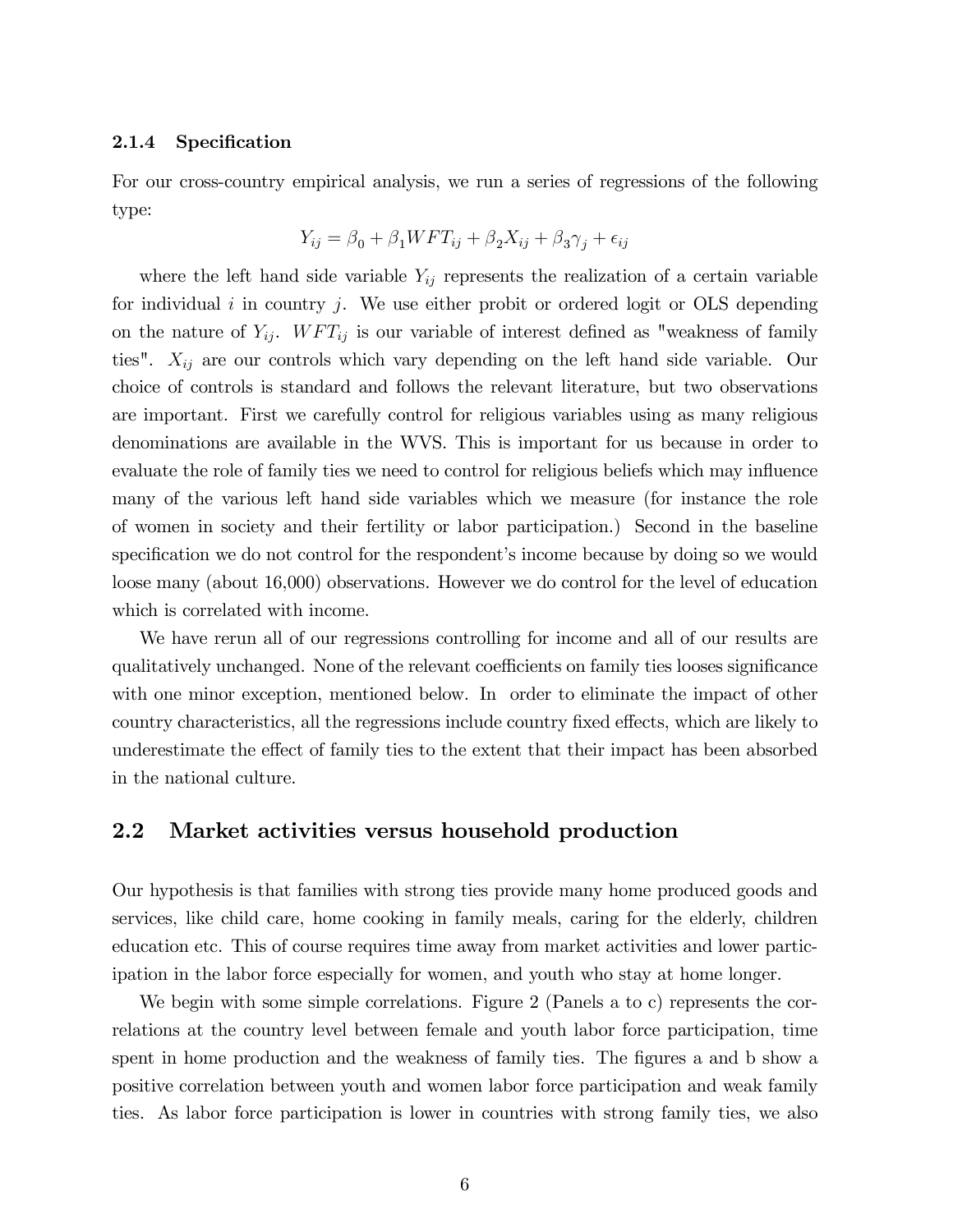### 2.1.4 Specification

For our cross-country empirical analysis, we run a series of regressions of the following type:

$$Y_{ij} = \beta_0 + \beta_1 WFT_{ij} + \beta_2 X_{ij} + \beta_3 \gamma_j + \epsilon_{ij}$$

where the left hand side variable $Y_{ij}$ represents the realization of a certain variable for individual $i$ in country $j$. We use either probit or ordered logit or OLS depending on the nature of $Y_{ij}$. $WFT_{ij}$ is our variable of interest defined as "weakness of family ties". $X_{ij}$ are our controls which vary depending on the left hand side variable. Our choice of controls is standard and follows the relevant literature, but two observations are important. First we carefully control for religious variables using as many religious denominations are available in the WVS. This is important for us because in order to evaluate the role of family ties we need to control for religious beliefs which may influence many of the various left hand side variables which we measure (for instance the role of women in society and their fertility or labor participation.) Second in the baseline specification we do not control for the respondent's income because by doing so we would loose many (about 16,000) observations. However we do control for the level of education which is correlated with income.

We have rerun all of our regressions controlling for income and all of our results are qualitatively unchanged. None of the relevant coefficients on family ties looses significance with one minor exception, mentioned below. In order to eliminate the impact of other country characteristics, all the regressions include country fixed effects, which are likely to underestimate the effect of family ties to the extent that their impact has been absorbed in the national culture.

## 2.2 Market activities versus household production

Our hypothesis is that families with strong ties provide many home produced goods and services, like child care, home cooking in family meals, caring for the elderly, children education etc. This of course requires time away from market activities and lower participation in the labor force especially for women, and youth who stay at home longer.

We begin with some simple correlations. Figure 2 (Panels a to c) represents the correlations at the country level between female and youth labor force participation, time spent in home production and the weakness of family ties. The figures a and b show a positive correlation between youth and women labor force participation and weak family ties. As labor force participation is lower in countries with strong family ties, we also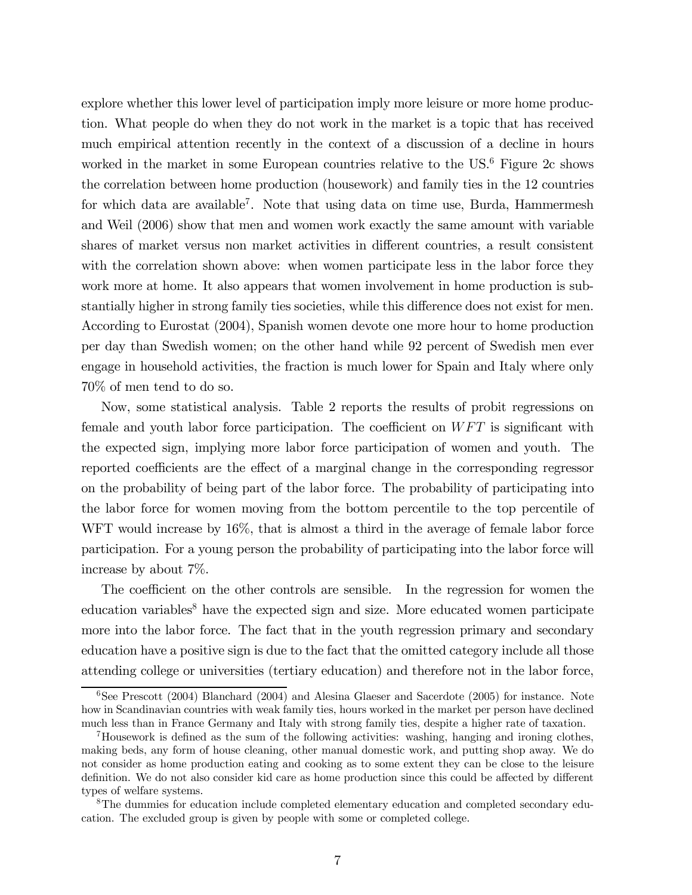explore whether this lower level of participation imply more leisure or more home production. What people do when they do not work in the market is a topic that has received much empirical attention recently in the context of a discussion of a decline in hours worked in the market in some European countries relative to the US.[6] Figure 2c shows the correlation between home production (housework) and family ties in the 12 countries for which data are available[7]. Note that using data on time use, Burda, Hammermesh and Weil (2006) show that men and women work exactly the same amount with variable shares of market versus non market activities in different countries, a result consistent with the correlation shown above: when women participate less in the labor force they work more at home. It also appears that women involvement in home production is substantially higher in strong family ties societies, while this difference does not exist for men. According to Eurostat (2004), Spanish women devote one more hour to home production per day than Swedish women; on the other hand while 92 percent of Swedish men ever engage in household activities, the fraction is much lower for Spain and Italy where only 70% of men tend to do so.

Now, some statistical analysis. Table 2 reports the results of probit regressions on female and youth labor force participation. The coefficient on $WFT$ is significant with the expected sign, implying more labor force participation of women and youth. The reported coefficients are the effect of a marginal change in the corresponding regressor on the probability of being part of the labor force. The probability of participating into the labor force for women moving from the bottom percentile to the top percentile of WFT would increase by 16%, that is almost a third in the average of female labor force participation. For a young person the probability of participating into the labor force will increase by about 7%.

The coefficient on the other controls are sensible. In the regression for women the education variables[8] have the expected sign and size. More educated women participate more into the labor force. The fact that in the youth regression primary and secondary education have a positive sign is due to the fact that the omitted category include all those attending college or universities (tertiary education) and therefore not in the labor force,

[6] See Prescott (2004) Blanchard (2004) and Alesina Glaeser and Sacerdote (2005) for instance. Note how in Scandinavian countries with weak family ties, hours worked in the market per person have declined much less than in France Germany and Italy with strong family ties, despite a higher rate of taxation.

[7] Housework is defined as the sum of the following activities: washing, hanging and ironing clothes, making beds, any form of house cleaning, other manual domestic work, and putting shop away. We do not consider as home production eating and cooking as to some extent they can be close to the leisure definition. We do not also consider kid care as home production since this could be affected by different types of welfare systems.

[8] The dummies for education include completed elementary education and completed secondary education. The excluded group is given by people with some or completed college.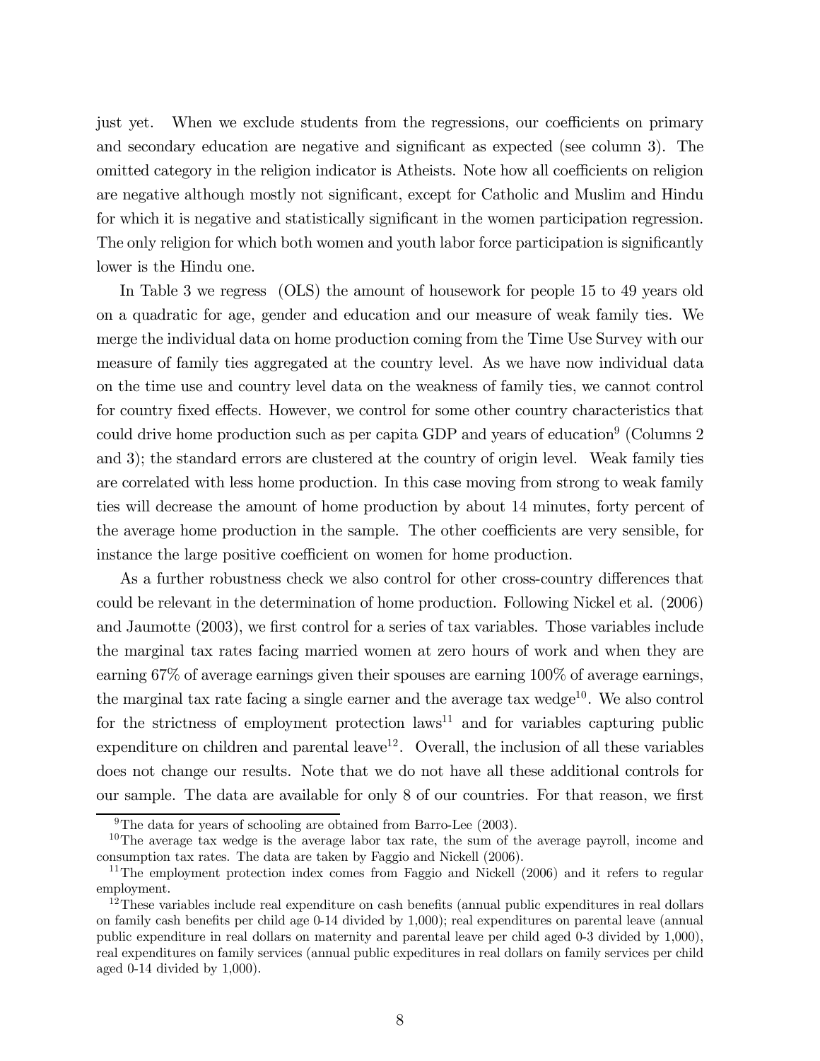just yet. When we exclude students from the regressions, our coefficients on primary and secondary education are negative and significant as expected (see column 3). The omitted category in the religion indicator is Atheists. Note how all coefficients on religion are negative although mostly not significant, except for Catholic and Muslim and Hindu for which it is negative and statistically significant in the women participation regression. The only religion for which both women and youth labor force participation is significantly lower is the Hindu one.

In Table 3 we regress (OLS) the amount of housework for people 15 to 49 years old on a quadratic for age, gender and education and our measure of weak family ties. We merge the individual data on home production coming from the Time Use Survey with our measure of family ties aggregated at the country level. As we have now individual data on the time use and country level data on the weakness of family ties, we cannot control for country fixed effects. However, we control for some other country characteristics that could drive home production such as per capita GDP and years of education[9] (Columns 2 and 3); the standard errors are clustered at the country of origin level. Weak family ties are correlated with less home production. In this case moving from strong to weak family ties will decrease the amount of home production by about 14 minutes, forty percent of the average home production in the sample. The other coefficients are very sensible, for instance the large positive coefficient on women for home production.

As a further robustness check we also control for other cross-country differences that could be relevant in the determination of home production. Following Nickel et al. (2006) and Jaumotte (2003), we first control for a series of tax variables. Those variables include the marginal tax rates facing married women at zero hours of work and when they are earning 67% of average earnings given their spouses are earning 100% of average earnings, the marginal tax rate facing a single earner and the average tax wedge[10]. We also control for the strictness of employment protection laws[11] and for variables capturing public expenditure on children and parental leave[12]. Overall, the inclusion of all these variables does not change our results. Note that we do not have all these additional controls for our sample. The data are available for only 8 of our countries. For that reason, we first

[9] The data for years of schooling are obtained from Barro-Lee (2003).

[10] The average tax wedge is the average labor tax rate, the sum of the average payroll, income and consumption tax rates. The data are taken by Faggio and Nickell (2006).

[11] The employment protection index comes from Faggio and Nickell (2006) and it refers to regular employment.

[12] These variables include real expenditure on cash benefits (annual public expenditures in real dollars on family cash benefits per child age 0-14 divided by 1,000); real expenditures on parental leave (annual public expenditure in real dollars on maternity and parental leave per child aged 0-3 divided by 1,000), real expenditures on family services (annual public expeditures in real dollars on family services per child aged 0-14 divided by 1,000).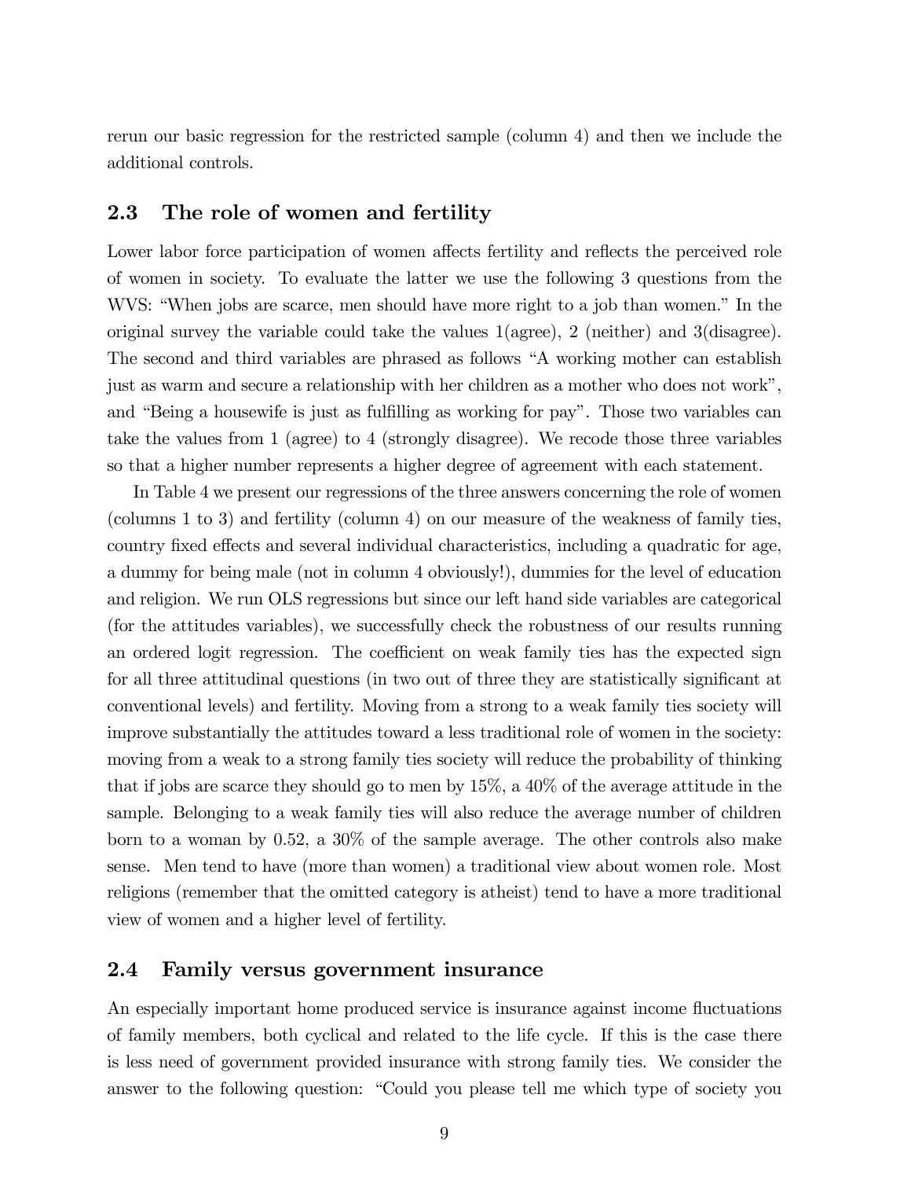rerun our basic regression for the restricted sample (column 4) and then we include the additional controls.

## 2.3 The role of women and fertility

Lower labor force participation of women affects fertility and reflects the perceived role of women in society. To evaluate the latter we use the following 3 questions from the WVS: "When jobs are scarce, men should have more right to a job than women." In the original survey the variable could take the values 1(agree), 2 (neither) and 3(disagree). The second and third variables are phrased as follows "A working mother can establish just as warm and secure a relationship with her children as a mother who does not work", and "Being a housewife is just as fulfilling as working for pay". Those two variables can take the values from 1 (agree) to 4 (strongly disagree). We recode those three variables so that a higher number represents a higher degree of agreement with each statement.

In Table 4 we present our regressions of the three answers concerning the role of women (columns 1 to 3) and fertility (column 4) on our measure of the weakness of family ties, country fixed effects and several individual characteristics, including a quadratic for age, a dummy for being male (not in column 4 obviously!), dummies for the level of education and religion. We run OLS regressions but since our left hand side variables are categorical (for the attitudes variables), we successfully check the robustness of our results running an ordered logit regression. The coefficient on weak family ties has the expected sign for all three attitudinal questions (in two out of three they are statistically significant at conventional levels) and fertility. Moving from a strong to a weak family ties society will improve substantially the attitudes toward a less traditional role of women in the society: moving from a weak to a strong family ties society will reduce the probability of thinking that if jobs are scarce they should go to men by 15%, a 40% of the average attitude in the sample. Belonging to a weak family ties will also reduce the average number of children born to a woman by 0.52, a 30% of the sample average. The other controls also make sense. Men tend to have (more than women) a traditional view about women role. Most religions (remember that the omitted category is atheist) tend to have a more traditional view of women and a higher level of fertility.

## 2.4 Family versus government insurance

An especially important home produced service is insurance against income fluctuations of family members, both cyclical and related to the life cycle. If this is the case there is less need of government provided insurance with strong family ties. We consider the answer to the following question: "Could you please tell me which type of society you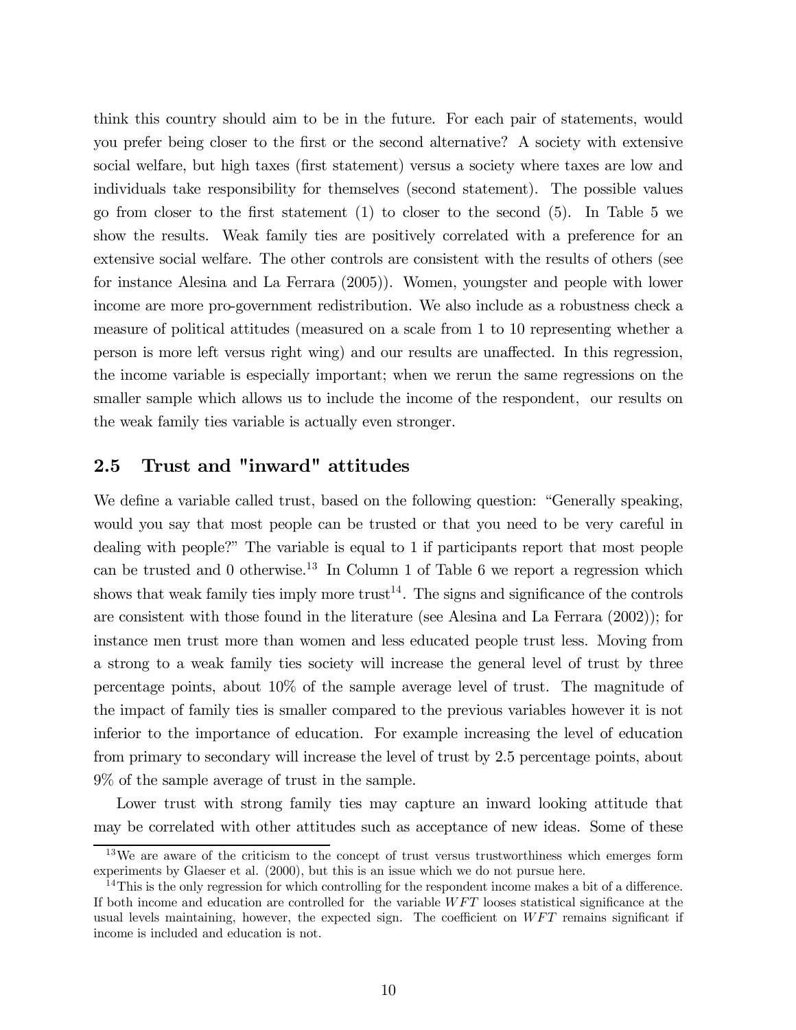think this country should aim to be in the future. For each pair of statements, would you prefer being closer to the first or the second alternative? A society with extensive social welfare, but high taxes (first statement) versus a society where taxes are low and individuals take responsibility for themselves (second statement). The possible values go from closer to the first statement (1) to closer to the second (5). In Table 5 we show the results. Weak family ties are positively correlated with a preference for an extensive social welfare. The other controls are consistent with the results of others (see for instance Alesina and La Ferrara (2005)). Women, youngster and people with lower income are more pro-government redistribution. We also include as a robustness check a measure of political attitudes (measured on a scale from 1 to 10 representing whether a person is more left versus right wing) and our results are unaffected. In this regression, the income variable is especially important; when we rerun the same regressions on the smaller sample which allows us to include the income of the respondent, our results on the weak family ties variable is actually even stronger.

## 2.5 Trust and "inward" attitudes

We define a variable called trust, based on the following question: "Generally speaking, would you say that most people can be trusted or that you need to be very careful in dealing with people?" The variable is equal to 1 if participants report that most people can be trusted and 0 otherwise.[13] In Column 1 of Table 6 we report a regression which shows that weak family ties imply more trust[14]. The signs and significance of the controls are consistent with those found in the literature (see Alesina and La Ferrara (2002)); for instance men trust more than women and less educated people trust less. Moving from a strong to a weak family ties society will increase the general level of trust by three percentage points, about 10% of the sample average level of trust. The magnitude of the impact of family ties is smaller compared to the previous variables however it is not inferior to the importance of education. For example increasing the level of education from primary to secondary will increase the level of trust by 2.5 percentage points, about 9% of the sample average of trust in the sample.

Lower trust with strong family ties may capture an inward looking attitude that may be correlated with other attitudes such as acceptance of new ideas. Some of these

[13] We are aware of the criticism to the concept of trust versus trustworthiness which emerges form experiments by Glaeser et al. (2000), but this is an issue which we do not pursue here.

[14] This is the only regression for which controlling for the respondent income makes a bit of a difference. If both income and education are controlled for the variable $WFT$ looses statistical significance at the usual levels maintaining, however, the expected sign. The coefficient on $WFT$ remains significant if income is included and education is not.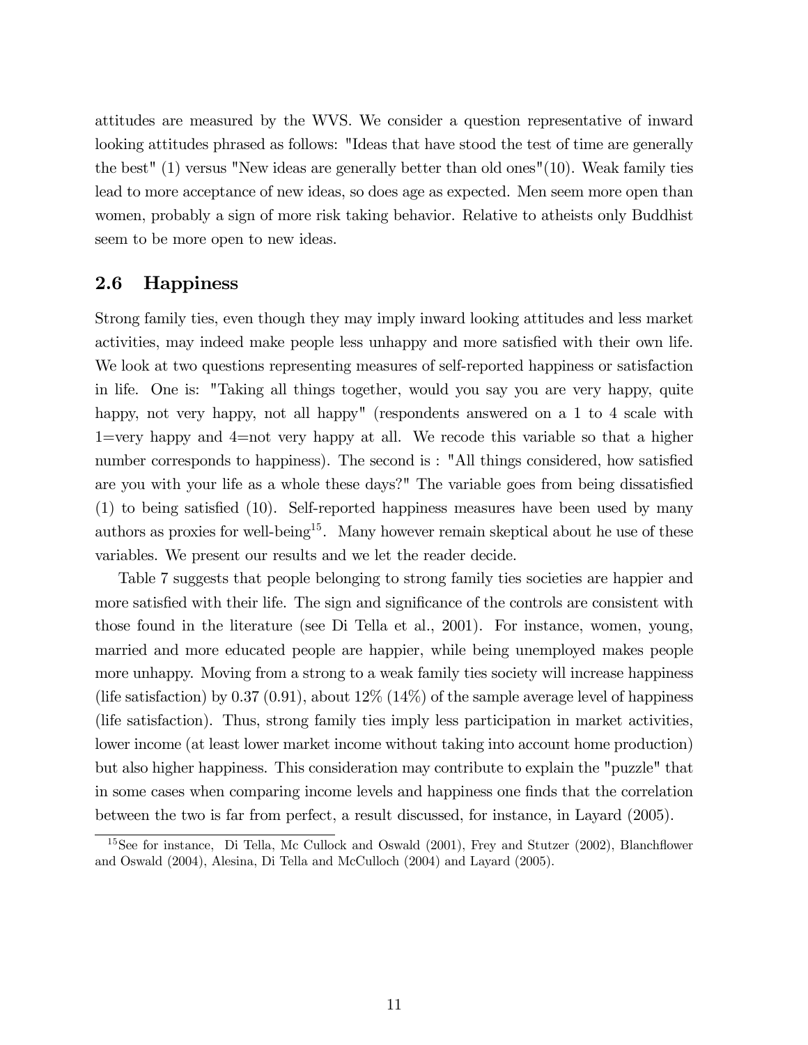attitudes are measured by the WVS. We consider a question representative of inward looking attitudes phrased as follows: "Ideas that have stood the test of time are generally the best" (1) versus "New ideas are generally better than old ones"(10). Weak family ties lead to more acceptance of new ideas, so does age as expected. Men seem more open than women, probably a sign of more risk taking behavior. Relative to atheists only Buddhist seem to be more open to new ideas.

## 2.6 Happiness

Strong family ties, even though they may imply inward looking attitudes and less market activities, may indeed make people less unhappy and more satisfied with their own life. We look at two questions representing measures of self-reported happiness or satisfaction in life. One is: "Taking all things together, would you say you are very happy, quite happy, not very happy, not all happy" (respondents answered on a 1 to 4 scale with 1=very happy and 4=not very happy at all. We recode this variable so that a higher number corresponds to happiness). The second is : "All things considered, how satisfied are you with your life as a whole these days?" The variable goes from being dissatisfied (1) to being satisfied (10). Self-reported happiness measures have been used by many authors as proxies for well-being[15]. Many however remain skeptical about he use of these variables. We present our results and we let the reader decide.

Table 7 suggests that people belonging to strong family ties societies are happier and more satisfied with their life. The sign and significance of the controls are consistent with those found in the literature (see Di Tella et al., 2001). For instance, women, young, married and more educated people are happier, while being unemployed makes people more unhappy. Moving from a strong to a weak family ties society will increase happiness (life satisfaction) by 0.37 (0.91), about 12% (14%) of the sample average level of happiness (life satisfaction). Thus, strong family ties imply less participation in market activities, lower income (at least lower market income without taking into account home production) but also higher happiness. This consideration may contribute to explain the "puzzle" that in some cases when comparing income levels and happiness one finds that the correlation between the two is far from perfect, a result discussed, for instance, in Layard (2005).

[15] See for instance, Di Tella, Mc Cullock and Oswald (2001), Frey and Stutzer (2002), Blanchflower and Oswald (2004), Alesina, Di Tella and McCulloch (2004) and Layard (2005).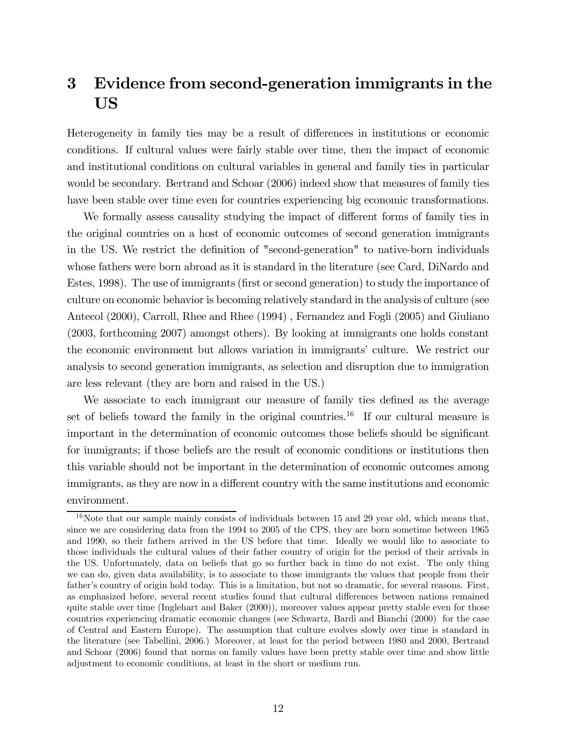# 3 Evidence from second-generation immigrants in the US

Heterogeneity in family ties may be a result of differences in institutions or economic conditions. If cultural values were fairly stable over time, then the impact of economic and institutional conditions on cultural variables in general and family ties in particular would be secondary. Bertrand and Schoar (2006) indeed show that measures of family ties have been stable over time even for countries experiencing big economic transformations.

We formally assess causality studying the impact of different forms of family ties in the original countries on a host of economic outcomes of second generation immigrants in the US. We restrict the definition of "second-generation" to native-born individuals whose fathers were born abroad as it is standard in the literature (see Card, DiNardo and Estes, 1998). The use of immigrants (first or second generation) to study the importance of culture on economic behavior is becoming relatively standard in the analysis of culture (see Antecol (2000), Carroll, Rhee and Rhee (1994) , Fernandez and Fogli (2005) and Giuliano (2003, forthcoming 2007) amongst others). By looking at immigrants one holds constant the economic environment but allows variation in immigrants' culture. We restrict our analysis to second generation immigrants, as selection and disruption due to immigration are less relevant (they are born and raised in the US.)

We associate to each immigrant our measure of family ties defined as the average set of beliefs toward the family in the original countries.[16] If our cultural measure is important in the determination of economic outcomes those beliefs should be significant for immigrants; if those beliefs are the result of economic conditions or institutions then this variable should not be important in the determination of economic outcomes among immigrants, as they are now in a different country with the same institutions and economic environment.

[16] Note that our sample mainly consists of individuals between 15 and 29 year old, which means that, since we are considering data from the 1994 to 2005 of the CPS, they are born sometime between 1965 and 1990, so their fathers arrived in the US before that time. Ideally we would like to associate to those individuals the cultural values of their father country of origin for the period of their arrivals in the US. Unfortunately, data on beliefs that go so further back in time do not exist. The only thing we can do, given data availability, is to associate to those immigrants the values that people from their father's country of origin hold today. This is a limitation, but not so dramatic, for several reasons. First, as emphasized before, several recent studies found that cultural differences between nations remained quite stable over time (Inglehart and Baker (2000)), moreover values appear pretty stable even for those countries experiencing dramatic economic changes (see Schwartz, Bardi and Bianchi (2000) for the case of Central and Eastern Europe). The assumption that culture evolves slowly over time is standard in the literature (see Tabellini, 2006.) Moreover, at least for the period between 1980 and 2000, Bertrand and Schoar (2006) found that norms on family values have been pretty stable over time and show little adjustment to economic conditions, at least in the short or medium run.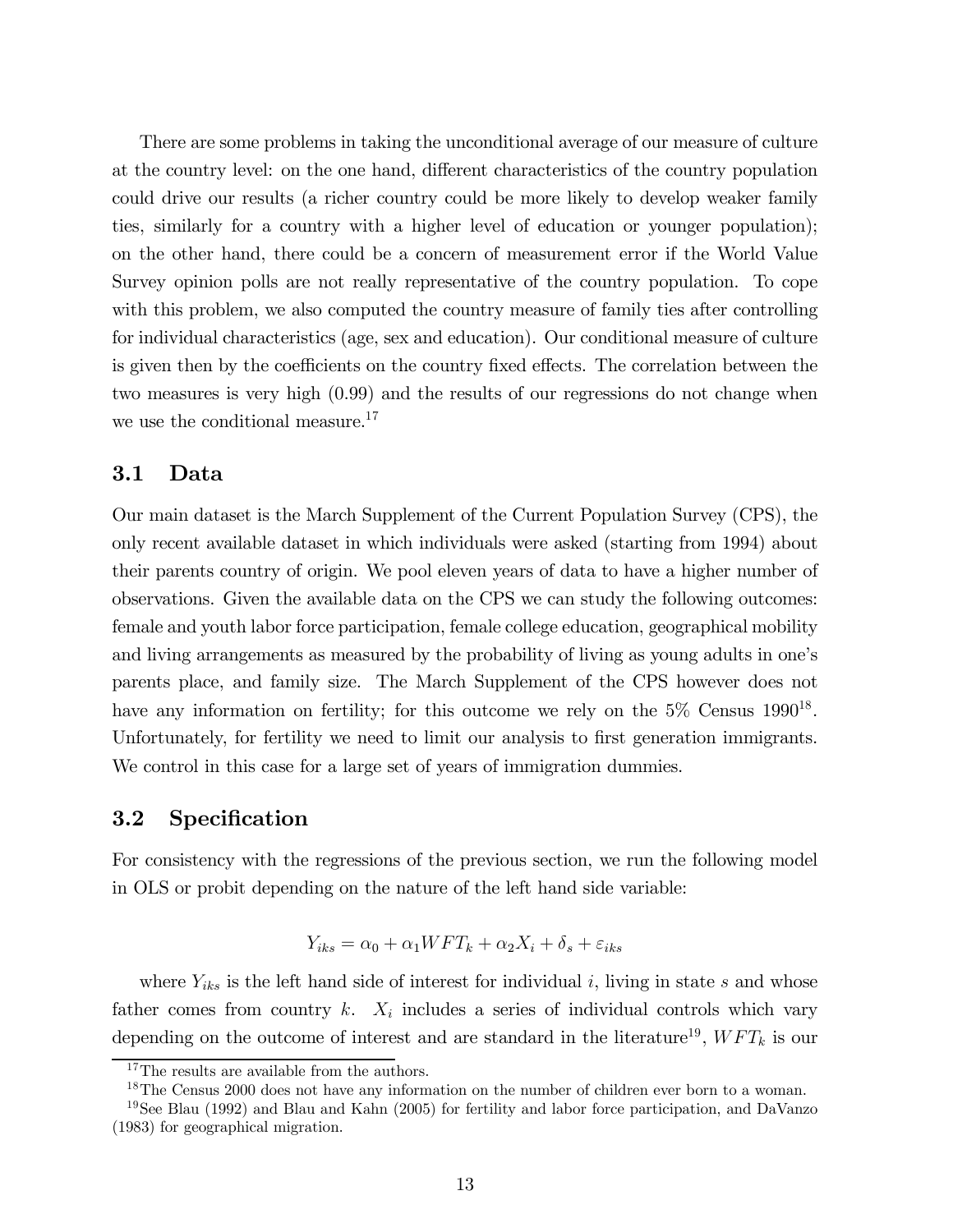There are some problems in taking the unconditional average of our measure of culture at the country level: on the one hand, different characteristics of the country population could drive our results (a richer country could be more likely to develop weaker family ties, similarly for a country with a higher level of education or younger population); on the other hand, there could be a concern of measurement error if the World Value Survey opinion polls are not really representative of the country population. To cope with this problem, we also computed the country measure of family ties after controlling for individual characteristics (age, sex and education). Our conditional measure of culture is given then by the coefficients on the country fixed effects. The correlation between the two measures is very high (0.99) and the results of our regressions do not change when we use the conditional measure.[17]

## 3.1 Data

Our main dataset is the March Supplement of the Current Population Survey (CPS), the only recent available dataset in which individuals were asked (starting from 1994) about their parents country of origin. We pool eleven years of data to have a higher number of observations. Given the available data on the CPS we can study the following outcomes: female and youth labor force participation, female college education, geographical mobility and living arrangements as measured by the probability of living as young adults in one's parents place, and family size. The March Supplement of the CPS however does not have any information on fertility; for this outcome we rely on the 5% Census 1990[18]. Unfortunately, for fertility we need to limit our analysis to first generation immigrants. We control in this case for a large set of years of immigration dummies.

## 3.2 Specification

For consistency with the regressions of the previous section, we run the following model in OLS or probit depending on the nature of the left hand side variable:

$$Y_{iks} = \alpha_0 + \alpha_1 WFT_k + \alpha_2 X_i + \delta_s + \varepsilon_{iks}$$

where $Y_{iks}$ is the left hand side of interest for individual $i$, living in state $s$ and whose father comes from country $k$. $X_i$ includes a series of individual controls which vary depending on the outcome of interest and are standard in the literature[19], $WFT_k$ is our

[17] The results are available from the authors.

[18] The Census 2000 does not have any information on the number of children ever born to a woman.

[19] See Blau (1992) and Blau and Kahn (2005) for fertility and labor force participation, and DaVanzo (1983) for geographical migration.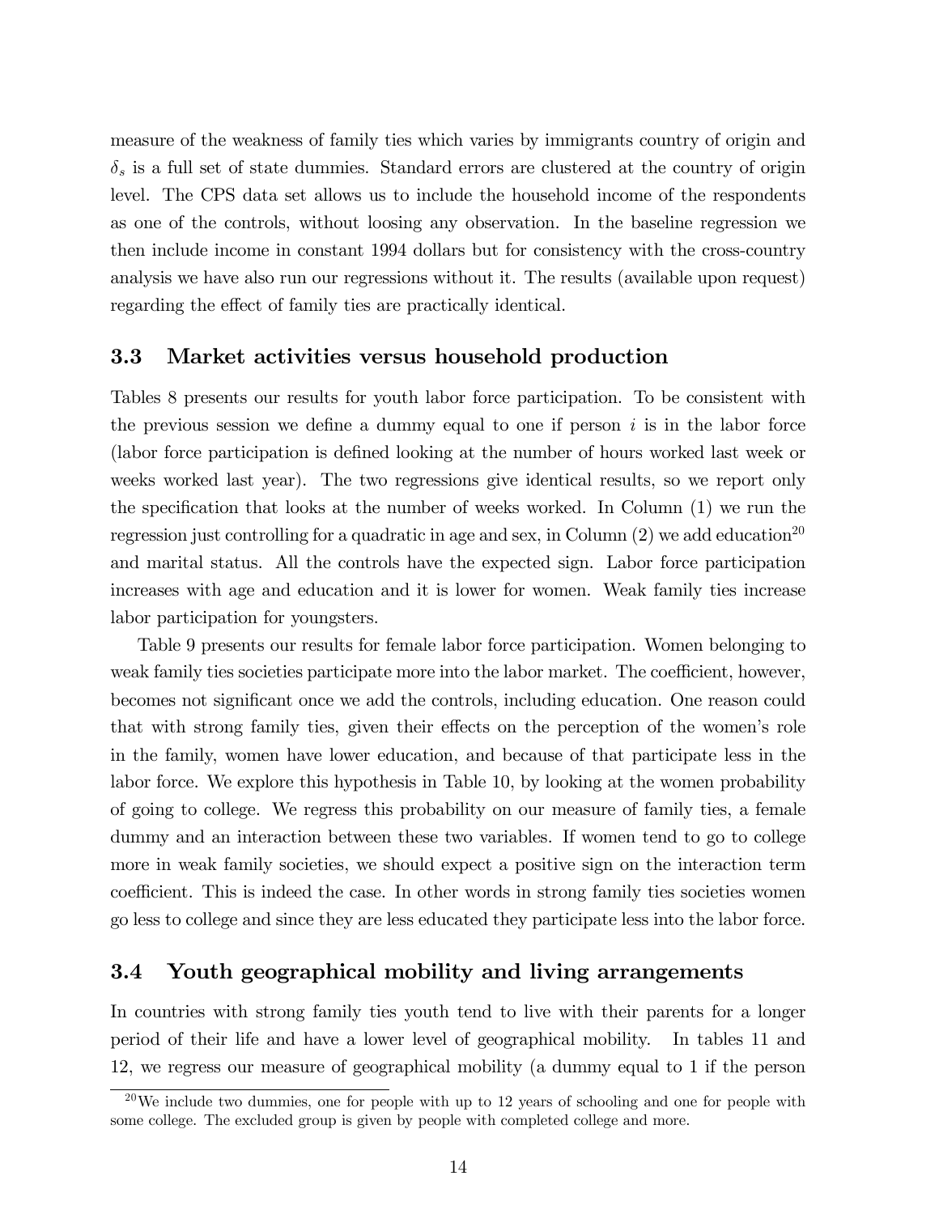measure of the weakness of family ties which varies by immigrants country of origin and $\delta_s$ is a full set of state dummies. Standard errors are clustered at the country of origin level. The CPS data set allows us to include the household income of the respondents as one of the controls, without loosing any observation. In the baseline regression we then include income in constant 1994 dollars but for consistency with the cross-country analysis we have also run our regressions without it. The results (available upon request) regarding the effect of family ties are practically identical.

### 3.3 Market activities versus household production

Tables 8 presents our results for youth labor force participation. To be consistent with the previous session we define a dummy equal to one if person $i$ is in the labor force (labor force participation is defined looking at the number of hours worked last week or weeks worked last year). The two regressions give identical results, so we report only the specification that looks at the number of weeks worked. In Column (1) we run the regression just controlling for a quadratic in age and sex, in Column (2) we add education[20] and marital status. All the controls have the expected sign. Labor force participation increases with age and education and it is lower for women. Weak family ties increase labor participation for youngsters.

Table 9 presents our results for female labor force participation. Women belonging to weak family ties societies participate more into the labor market. The coefficient, however, becomes not significant once we add the controls, including education. One reason could that with strong family ties, given their effects on the perception of the women's role in the family, women have lower education, and because of that participate less in the labor force. We explore this hypothesis in Table 10, by looking at the women probability of going to college. We regress this probability on our measure of family ties, a female dummy and an interaction between these two variables. If women tend to go to college more in weak family societies, we should expect a positive sign on the interaction term coefficient. This is indeed the case. In other words in strong family ties societies women go less to college and since they are less educated they participate less into the labor force.

### 3.4 Youth geographical mobility and living arrangements

In countries with strong family ties youth tend to live with their parents for a longer period of their life and have a lower level of geographical mobility. In tables 11 and 12, we regress our measure of geographical mobility (a dummy equal to 1 if the person

[20] We include two dummies, one for people with up to 12 years of schooling and one for people with some college. The excluded group is given by people with completed college and more.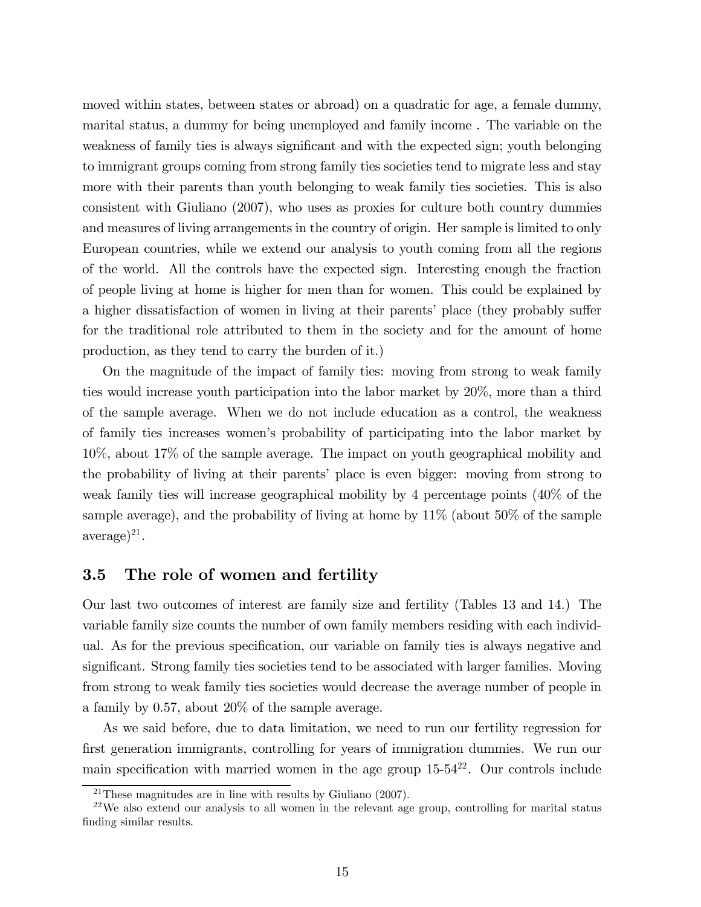moved within states, between states or abroad) on a quadratic for age, a female dummy, marital status, a dummy for being unemployed and family income . The variable on the weakness of family ties is always significant and with the expected sign; youth belonging to immigrant groups coming from strong family ties societies tend to migrate less and stay more with their parents than youth belonging to weak family ties societies. This is also consistent with Giuliano (2007), who uses as proxies for culture both country dummies and measures of living arrangements in the country of origin. Her sample is limited to only European countries, while we extend our analysis to youth coming from all the regions of the world. All the controls have the expected sign. Interesting enough the fraction of people living at home is higher for men than for women. This could be explained by a higher dissatisfaction of women in living at their parents' place (they probably suffer for the traditional role attributed to them in the society and for the amount of home production, as they tend to carry the burden of it.)

On the magnitude of the impact of family ties: moving from strong to weak family ties would increase youth participation into the labor market by 20%, more than a third of the sample average. When we do not include education as a control, the weakness of family ties increases women's probability of participating into the labor market by 10%, about 17% of the sample average. The impact on youth geographical mobility and the probability of living at their parents' place is even bigger: moving from strong to weak family ties will increase geographical mobility by 4 percentage points (40% of the sample average), and the probability of living at home by 11% (about 50% of the sample average)[21].

## 3.5 The role of women and fertility

Our last two outcomes of interest are family size and fertility (Tables 13 and 14.) The variable family size counts the number of own family members residing with each individual. As for the previous specification, our variable on family ties is always negative and significant. Strong family ties societies tend to be associated with larger families. Moving from strong to weak family ties societies would decrease the average number of people in a family by 0.57, about 20% of the sample average.

As we said before, due to data limitation, we need to run our fertility regression for first generation immigrants, controlling for years of immigration dummies. We run our main specification with married women in the age group 15-54[22]. Our controls include

[21] These magnitudes are in line with results by Giuliano (2007).

[22] We also extend our analysis to all women in the relevant age group, controlling for marital status finding similar results.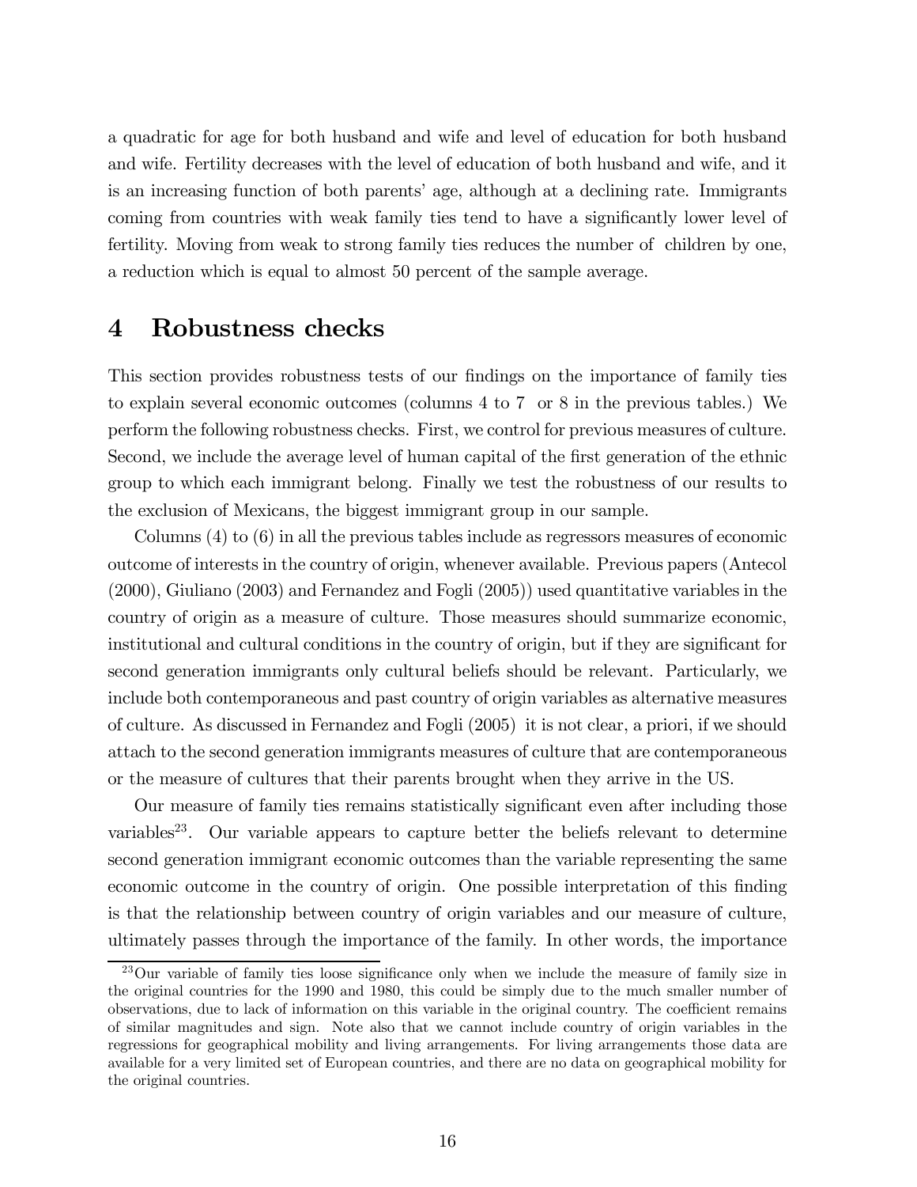a quadratic for age for both husband and wife and level of education for both husband and wife. Fertility decreases with the level of education of both husband and wife, and it is an increasing function of both parents' age, although at a declining rate. Immigrants coming from countries with weak family ties tend to have a significantly lower level of fertility. Moving from weak to strong family ties reduces the number of children by one, a reduction which is equal to almost 50 percent of the sample average.

# 4 Robustness checks

This section provides robustness tests of our findings on the importance of family ties to explain several economic outcomes (columns 4 to 7 or 8 in the previous tables.) We perform the following robustness checks. First, we control for previous measures of culture. Second, we include the average level of human capital of the first generation of the ethnic group to which each immigrant belong. Finally we test the robustness of our results to the exclusion of Mexicans, the biggest immigrant group in our sample.

Columns (4) to (6) in all the previous tables include as regressors measures of economic outcome of interests in the country of origin, whenever available. Previous papers (Antecol (2000), Giuliano (2003) and Fernandez and Fogli (2005)) used quantitative variables in the country of origin as a measure of culture. Those measures should summarize economic, institutional and cultural conditions in the country of origin, but if they are significant for second generation immigrants only cultural beliefs should be relevant. Particularly, we include both contemporaneous and past country of origin variables as alternative measures of culture. As discussed in Fernandez and Fogli (2005) it is not clear, a priori, if we should attach to the second generation immigrants measures of culture that are contemporaneous or the measure of cultures that their parents brought when they arrive in the US.

Our measure of family ties remains statistically significant even after including those variables[23]. Our variable appears to capture better the beliefs relevant to determine second generation immigrant economic outcomes than the variable representing the same economic outcome in the country of origin. One possible interpretation of this finding is that the relationship between country of origin variables and our measure of culture, ultimately passes through the importance of the family. In other words, the importance

[23] Our variable of family ties loose significance only when we include the measure of family size in the original countries for the 1990 and 1980, this could be simply due to the much smaller number of observations, due to lack of information on this variable in the original country. The coefficient remains of similar magnitudes and sign. Note also that we cannot include country of origin variables in the regressions for geographical mobility and living arrangements. For living arrangements those data are available for a very limited set of European countries, and there are no data on geographical mobility for the original countries.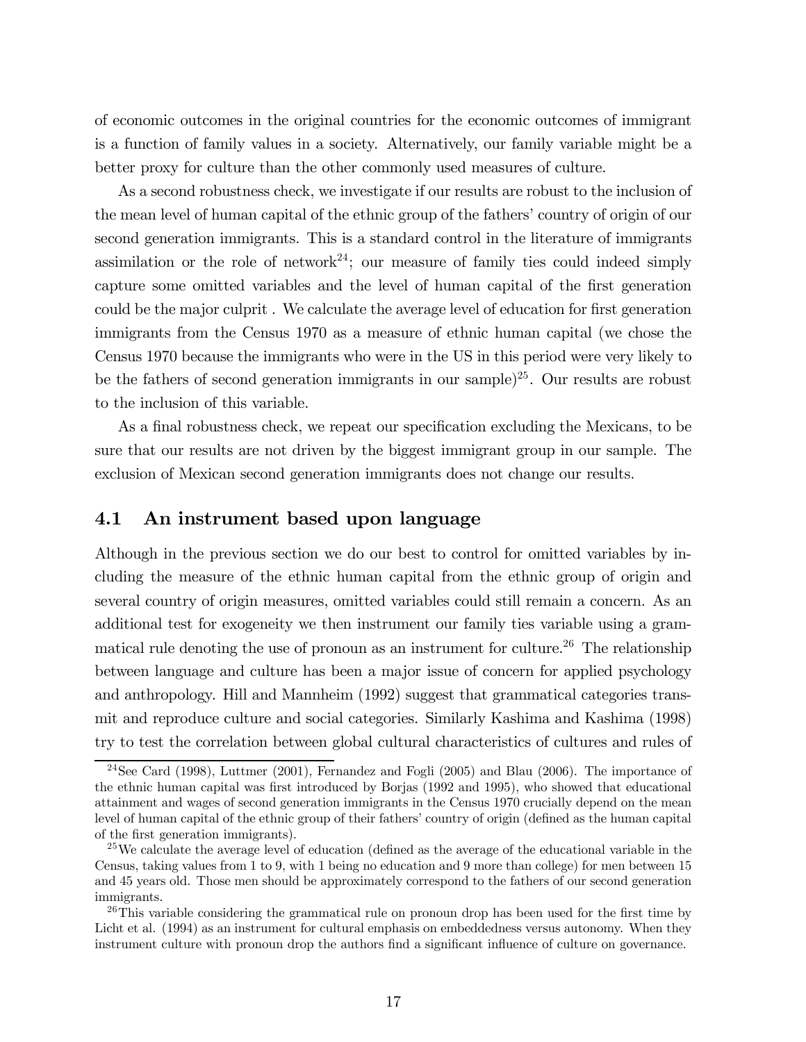of economic outcomes in the original countries for the economic outcomes of immigrant is a function of family values in a society. Alternatively, our family variable might be a better proxy for culture than the other commonly used measures of culture.

As a second robustness check, we investigate if our results are robust to the inclusion of the mean level of human capital of the ethnic group of the fathers' country of origin of our second generation immigrants. This is a standard control in the literature of immigrants assimilation or the role of network[24]; our measure of family ties could indeed simply capture some omitted variables and the level of human capital of the first generation could be the major culprit . We calculate the average level of education for first generation immigrants from the Census 1970 as a measure of ethnic human capital (we chose the Census 1970 because the immigrants who were in the US in this period were very likely to be the fathers of second generation immigrants in our sample)[25]. Our results are robust to the inclusion of this variable.

As a final robustness check, we repeat our specification excluding the Mexicans, to be sure that our results are not driven by the biggest immigrant group in our sample. The exclusion of Mexican second generation immigrants does not change our results.

## 4.1 An instrument based upon language

Although in the previous section we do our best to control for omitted variables by including the measure of the ethnic human capital from the ethnic group of origin and several country of origin measures, omitted variables could still remain a concern. As an additional test for exogeneity we then instrument our family ties variable using a grammatical rule denoting the use of pronoun as an instrument for culture.[26] The relationship between language and culture has been a major issue of concern for applied psychology and anthropology. Hill and Mannheim (1992) suggest that grammatical categories transmit and reproduce culture and social categories. Similarly Kashima and Kashima (1998) try to test the correlation between global cultural characteristics of cultures and rules of

[24] See Card (1998), Luttmer (2001), Fernandez and Fogli (2005) and Blau (2006). The importance of the ethnic human capital was first introduced by Borjas (1992 and 1995), who showed that educational attainment and wages of second generation immigrants in the Census 1970 crucially depend on the mean level of human capital of the ethnic group of their fathers' country of origin (defined as the human capital of the first generation immigrants).

[25] We calculate the average level of education (defined as the average of the educational variable in the Census, taking values from 1 to 9, with 1 being no education and 9 more than college) for men between 15 and 45 years old. Those men should be approximately correspond to the fathers of our second generation immigrants.

[26] This variable considering the grammatical rule on pronoun drop has been used for the first time by Licht et al. (1994) as an instrument for cultural emphasis on embeddedness versus autonomy. When they instrument culture with pronoun drop the authors find a significant influence of culture on governance.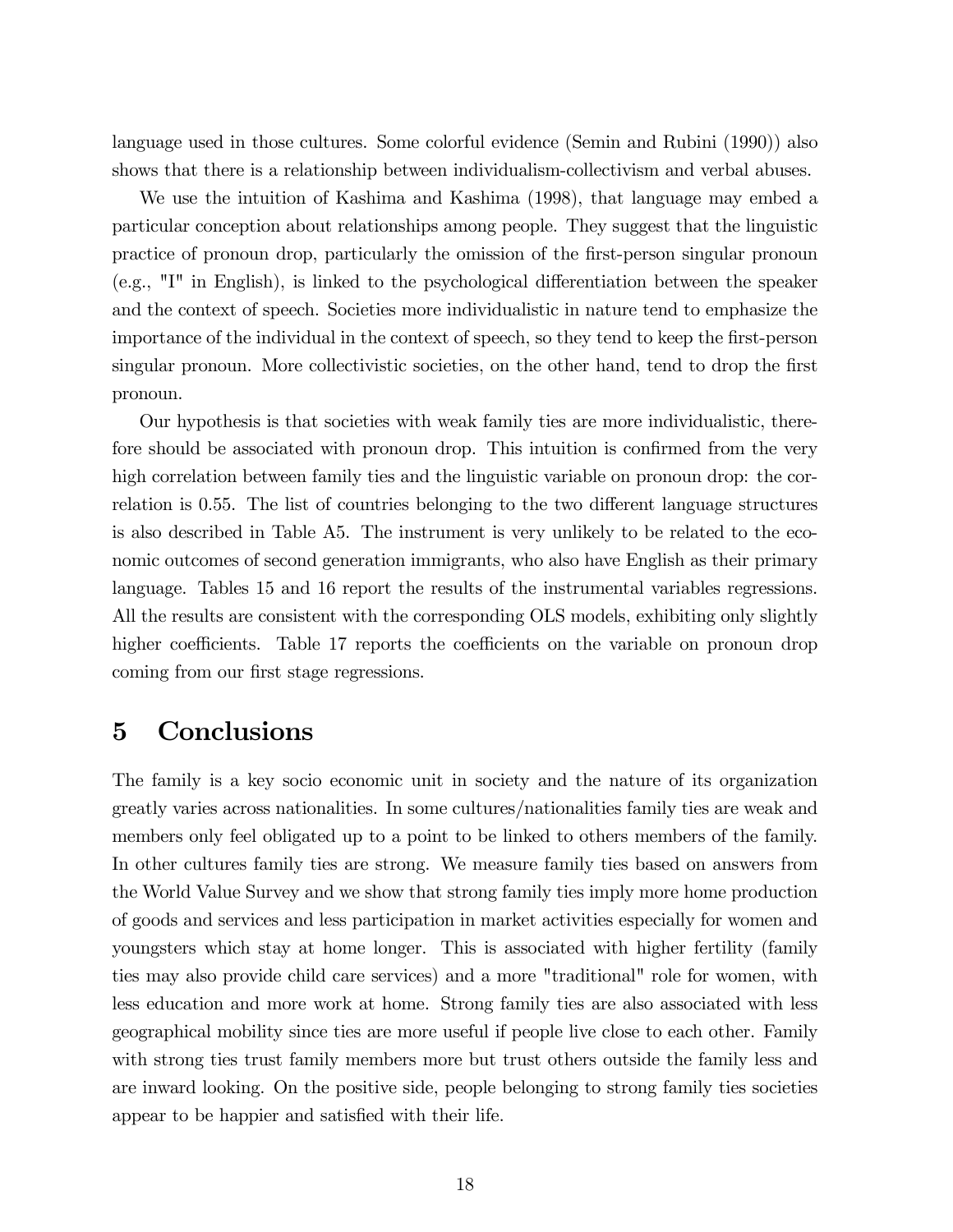language used in those cultures. Some colorful evidence (Semin and Rubini (1990)) also shows that there is a relationship between individualism-collectivism and verbal abuses.

We use the intuition of Kashima and Kashima (1998), that language may embed a particular conception about relationships among people. They suggest that the linguistic practice of pronoun drop, particularly the omission of the first-person singular pronoun (e.g., "I" in English), is linked to the psychological differentiation between the speaker and the context of speech. Societies more individualistic in nature tend to emphasize the importance of the individual in the context of speech, so they tend to keep the first-person singular pronoun. More collectivistic societies, on the other hand, tend to drop the first pronoun.

Our hypothesis is that societies with weak family ties are more individualistic, therefore should be associated with pronoun drop. This intuition is confirmed from the very high correlation between family ties and the linguistic variable on pronoun drop: the correlation is 0.55. The list of countries belonging to the two different language structures is also described in Table A5. The instrument is very unlikely to be related to the economic outcomes of second generation immigrants, who also have English as their primary language. Tables 15 and 16 report the results of the instrumental variables regressions. All the results are consistent with the corresponding OLS models, exhibiting only slightly higher coefficients. Table 17 reports the coefficients on the variable on pronoun drop coming from our first stage regressions.

# 5 Conclusions

The family is a key socio economic unit in society and the nature of its organization greatly varies across nationalities. In some cultures/nationalities family ties are weak and members only feel obligated up to a point to be linked to others members of the family. In other cultures family ties are strong. We measure family ties based on answers from the World Value Survey and we show that strong family ties imply more home production of goods and services and less participation in market activities especially for women and youngsters which stay at home longer. This is associated with higher fertility (family ties may also provide child care services) and a more "traditional" role for women, with less education and more work at home. Strong family ties are also associated with less geographical mobility since ties are more useful if people live close to each other. Family with strong ties trust family members more but trust others outside the family less and are inward looking. On the positive side, people belonging to strong family ties societies appear to be happier and satisfied with their life.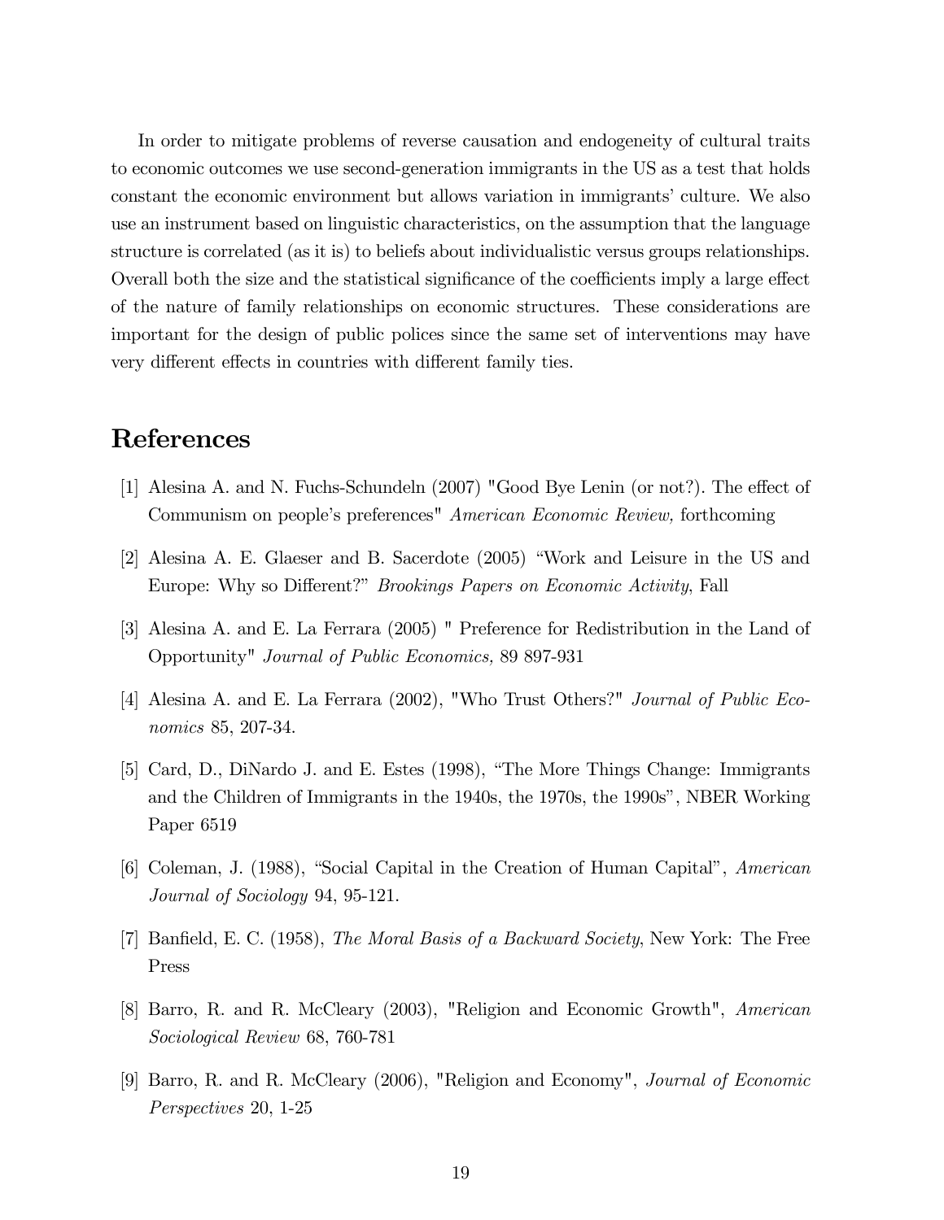In order to mitigate problems of reverse causation and endogeneity of cultural traits to economic outcomes we use second-generation immigrants in the US as a test that holds constant the economic environment but allows variation in immigrants' culture. We also use an instrument based on linguistic characteristics, on the assumption that the language structure is correlated (as it is) to beliefs about individualistic versus groups relationships. Overall both the size and the statistical significance of the coefficients imply a large effect of the nature of family relationships on economic structures. These considerations are important for the design of public polices since the same set of interventions may have very different effects in countries with different family ties.

# References

[1] Alesina A. and N. Fuchs-Schundeln (2007) "Good Bye Lenin (or not?). The effect of Communism on people's preferences" *American Economic Review,* forthcoming

[2] Alesina A. E. Glaeser and B. Sacerdote (2005) "Work and Leisure in the US and Europe: Why so Different?" *Brookings Papers on Economic Activity*, Fall

[3] Alesina A. and E. La Ferrara (2005) " Preference for Redistribution in the Land of Opportunity" *Journal of Public Economics,* 89 897-931

[4] Alesina A. and E. La Ferrara (2002), "Who Trust Others?" *Journal of Public Economics* 85, 207-34.

[5] Card, D., DiNardo J. and E. Estes (1998), "The More Things Change: Immigrants and the Children of Immigrants in the 1940s, the 1970s, the 1990s", NBER Working Paper 6519

[6] Coleman, J. (1988), "Social Capital in the Creation of Human Capital", *American Journal of Sociology* 94, 95-121.

[7] Banfield, E. C. (1958), *The Moral Basis of a Backward Society*, New York: The Free Press

[8] Barro, R. and R. McCleary (2003), "Religion and Economic Growth", *American Sociological Review* 68, 760-781

[9] Barro, R. and R. McCleary (2006), "Religion and Economy", *Journal of Economic Perspectives* 20, 1-25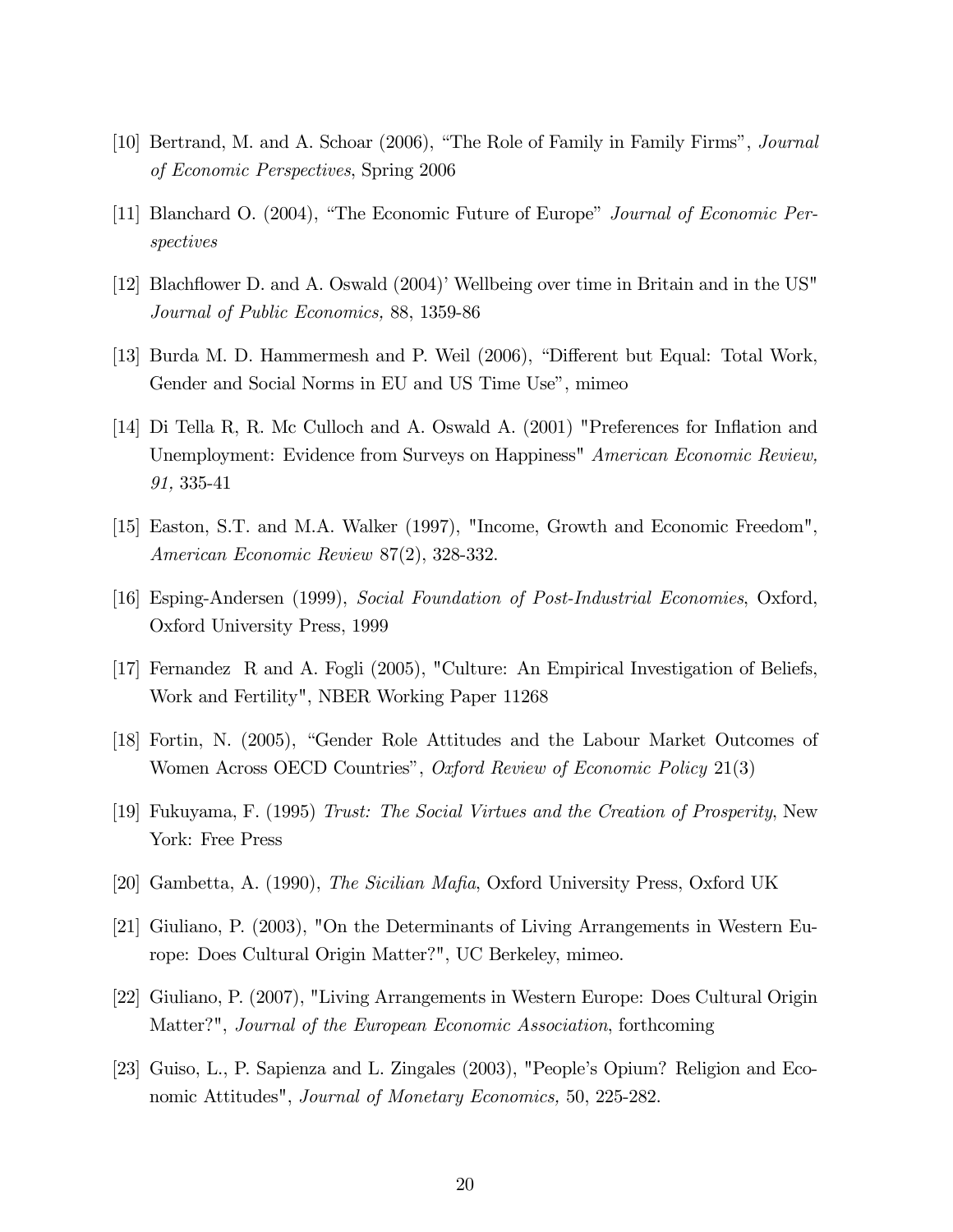[10] Bertrand, M. and A. Schoar (2006), "The Role of Family in Family Firms", *Journal of Economic Perspectives*, Spring 2006

[11] Blanchard O. (2004), "The Economic Future of Europe" *Journal of Economic Perspectives*

[12] Blachflower D. and A. Oswald (2004)' Wellbeing over time in Britain and in the US" *Journal of Public Economics,* 88, 1359-86

[13] Burda M. D. Hammermesh and P. Weil (2006), "Different but Equal: Total Work, Gender and Social Norms in EU and US Time Use", mimeo

[14] Di Tella R, R. Mc Culloch and A. Oswald A. (2001) "Preferences for Inflation and Unemployment: Evidence from Surveys on Happiness" *American Economic Review, 91,* 335-41

[15] Easton, S.T. and M.A. Walker (1997), "Income, Growth and Economic Freedom", *American Economic Review* 87(2), 328-332.

[16] Esping-Andersen (1999), *Social Foundation of Post-Industrial Economies*, Oxford, Oxford University Press, 1999

[17] Fernandez R and A. Fogli (2005), "Culture: An Empirical Investigation of Beliefs, Work and Fertility", NBER Working Paper 11268

[18] Fortin, N. (2005), "Gender Role Attitudes and the Labour Market Outcomes of Women Across OECD Countries", *Oxford Review of Economic Policy* 21(3)

[19] Fukuyama, F. (1995) *Trust: The Social Virtues and the Creation of Prosperity*, New York: Free Press

[20] Gambetta, A. (1990), *The Sicilian Mafia*, Oxford University Press, Oxford UK

[21] Giuliano, P. (2003), "On the Determinants of Living Arrangements in Western Europe: Does Cultural Origin Matter?", UC Berkeley, mimeo.

[22] Giuliano, P. (2007), "Living Arrangements in Western Europe: Does Cultural Origin Matter?", *Journal of the European Economic Association*, forthcoming

[23] Guiso, L., P. Sapienza and L. Zingales (2003), "People's Opium? Religion and Economic Attitudes", *Journal of Monetary Economics,* 50, 225-282.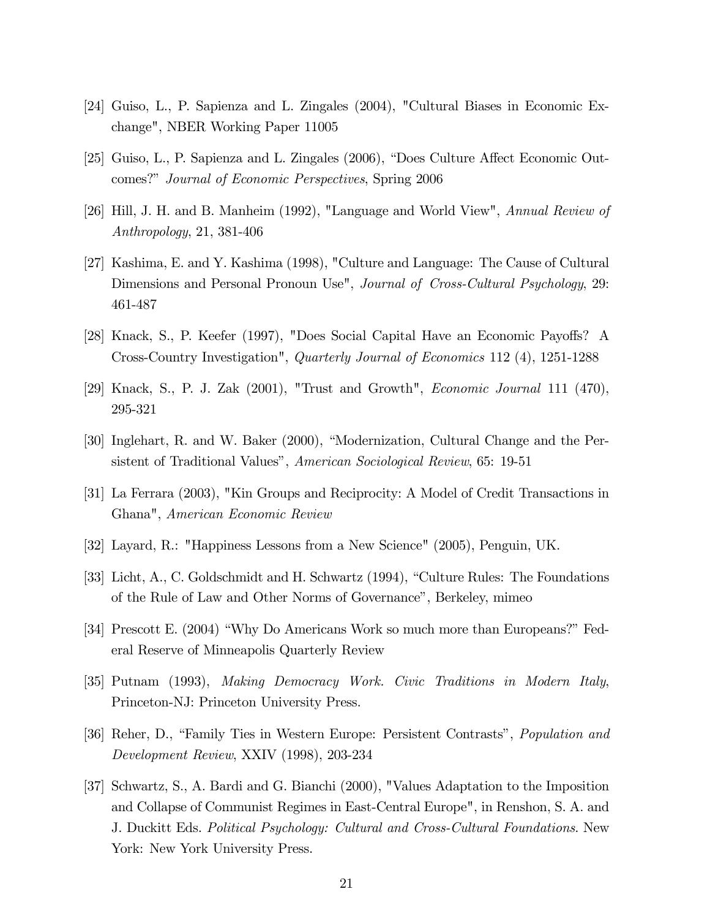[24] Guiso, L., P. Sapienza and L. Zingales (2004), "Cultural Biases in Economic Exchange", NBER Working Paper 11005

[25] Guiso, L., P. Sapienza and L. Zingales (2006), "Does Culture Affect Economic Outcomes?" *Journal of Economic Perspectives*, Spring 2006

[26] Hill, J. H. and B. Manheim (1992), "Language and World View", *Annual Review of Anthropology*, 21, 381-406

[27] Kashima, E. and Y. Kashima (1998), "Culture and Language: The Cause of Cultural Dimensions and Personal Pronoun Use", *Journal of Cross-Cultural Psychology*, 29: 461-487

[28] Knack, S., P. Keefer (1997), "Does Social Capital Have an Economic Payoffs? A Cross-Country Investigation", *Quarterly Journal of Economics* 112 (4), 1251-1288

[29] Knack, S., P. J. Zak (2001), "Trust and Growth", *Economic Journal* 111 (470), 295-321

[30] Inglehart, R. and W. Baker (2000), "Modernization, Cultural Change and the Persistent of Traditional Values", *American Sociological Review*, 65: 19-51

[31] La Ferrara (2003), "Kin Groups and Reciprocity: A Model of Credit Transactions in Ghana", *American Economic Review*

[32] Layard, R.: "Happiness Lessons from a New Science" (2005), Penguin, UK.

[33] Licht, A., C. Goldschmidt and H. Schwartz (1994), "Culture Rules: The Foundations of the Rule of Law and Other Norms of Governance", Berkeley, mimeo

[34] Prescott E. (2004) "Why Do Americans Work so much more than Europeans?" Federal Reserve of Minneapolis Quarterly Review

[35] Putnam (1993), *Making Democracy Work. Civic Traditions in Modern Italy*, Princeton-NJ: Princeton University Press.

[36] Reher, D., "Family Ties in Western Europe: Persistent Contrasts", *Population and Development Review*, XXIV (1998), 203-234

[37] Schwartz, S., A. Bardi and G. Bianchi (2000), "Values Adaptation to the Imposition and Collapse of Communist Regimes in East-Central Europe", in Renshon, S. A. and J. Duckitt Eds. *Political Psychology: Cultural and Cross-Cultural Foundations*. New York: New York University Press.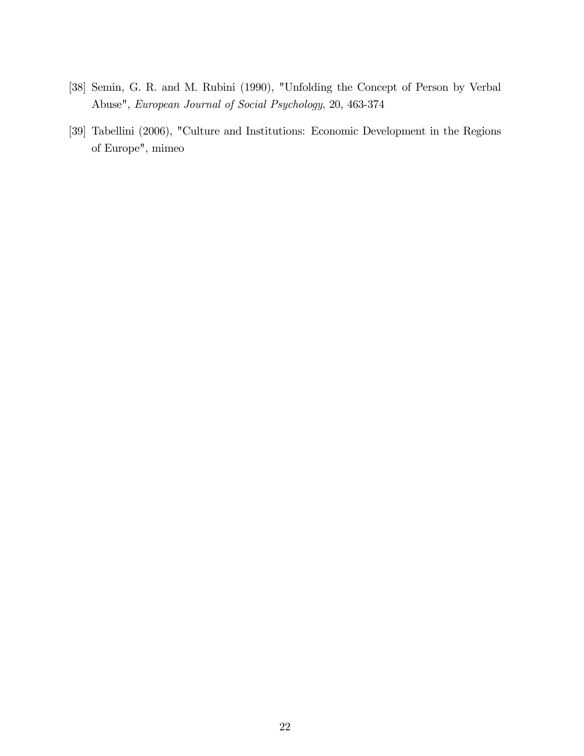[38] Semin, G. R. and M. Rubini (1990), "Unfolding the Concept of Person by Verbal Abuse", *European Journal of Social Psychology*, 20, 463-374

[39] Tabellini (2006), "Culture and Institutions: Economic Development in the Regions of Europe", mimeo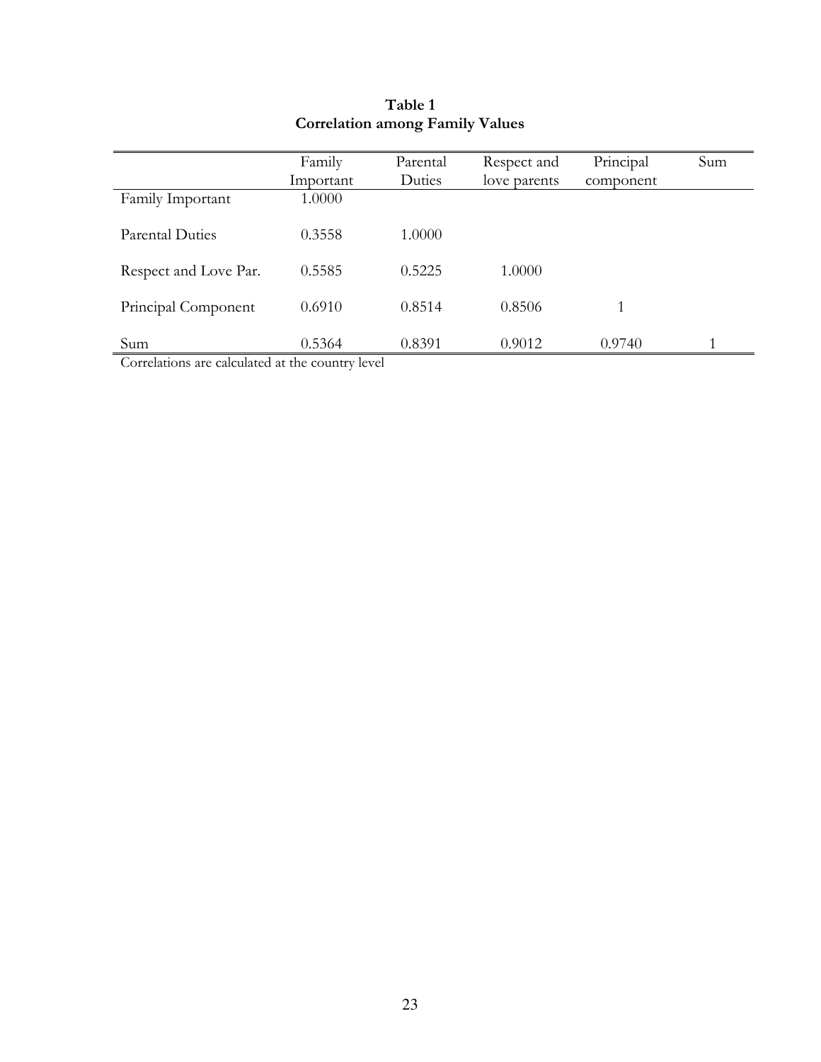**Table 1**
**Correlation among Family Values**

| | Family Important | Parental Duties | Respect and love parents | Principal component | Sum |
|---|---|---|---|---|---|
| Family Important | 1.0000 | | | | |
| Parental Duties | 0.3558 | 1.0000 | | | |
| Respect and Love Par. | 0.5585 | 0.5225 | 1.0000 | | |
| Principal Component | 0.6910 | 0.8514 | 0.8506 | 1 | |
| Sum | 0.5364 | 0.8391 | 0.9012 | 0.9740 | 1 |

Correlations are calculated at the country level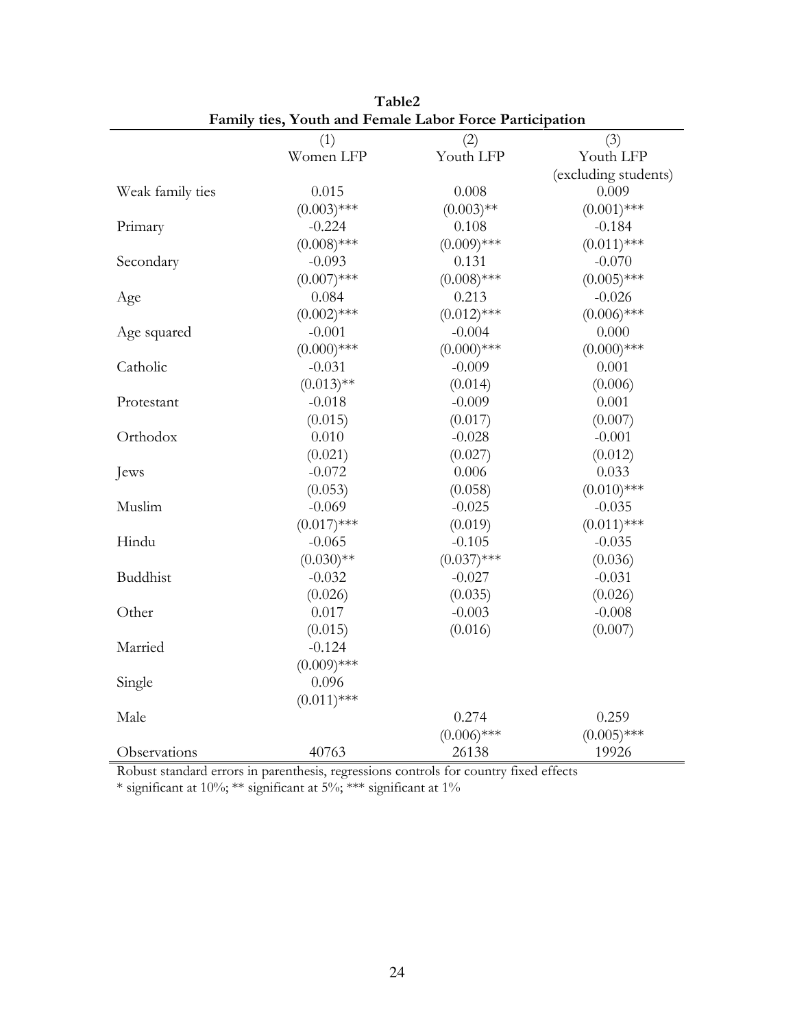**Table2**

**Family ties, Youth and Female Labor Force Participation**

| | (1) Women LFP | (2) Youth LFP | (3) Youth LFP (excluding students) |
|---|---|---|---|
| Weak family ties | 0.015 | 0.008 | 0.009 |
| | (0.003)*** | (0.003)** | (0.001)*** |
| Primary | -0.224 | 0.108 | -0.184 |
| | (0.008)*** | (0.009)*** | (0.011)*** |
| Secondary | -0.093 | 0.131 | -0.070 |
| | (0.007)*** | (0.008)*** | (0.005)*** |
| Age | 0.084 | 0.213 | -0.026 |
| | (0.002)*** | (0.012)*** | (0.006)*** |
| Age squared | -0.001 | -0.004 | 0.000 |
| | (0.000)*** | (0.000)*** | (0.000)*** |
| Catholic | -0.031 | -0.009 | 0.001 |
| | (0.013)** | (0.014) | (0.006) |
| Protestant | -0.018 | -0.009 | 0.001 |
| | (0.015) | (0.017) | (0.007) |
| Orthodox | 0.010 | -0.028 | -0.001 |
| | (0.021) | (0.027) | (0.012) |
| Jews | -0.072 | 0.006 | 0.033 |
| | (0.053) | (0.058) | (0.010)*** |
| Muslim | -0.069 | -0.025 | -0.035 |
| | (0.017)*** | (0.019) | (0.011)*** |
| Hindu | -0.065 | -0.105 | -0.035 |
| | (0.030)** | (0.037)*** | (0.036) |
| Buddhist | -0.032 | -0.027 | -0.031 |
| | (0.026) | (0.035) | (0.026) |
| Other | 0.017 | -0.003 | -0.008 |
| | (0.015) | (0.016) | (0.007) |
| Married | -0.124 | | |
| | (0.009)*** | | |
| Single | 0.096 | | |
| | (0.011)*** | | |
| Male | | 0.274 | 0.259 |
| | | (0.006)*** | (0.005)*** |
| Observations | 40763 | 26138 | 19926 |

Robust standard errors in parenthesis, regressions controls for country fixed effects

* significant at 10%; ** significant at 5%; *** significant at 1%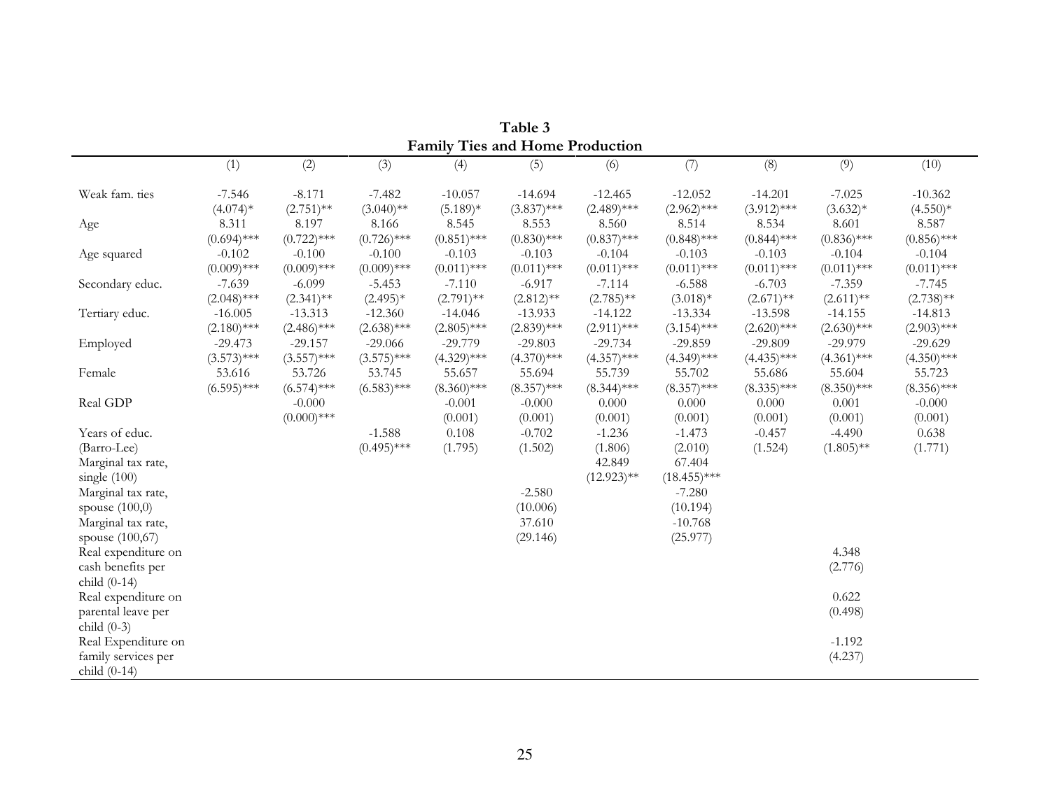**Table 3**
**Family Ties and Home Production**

| | (1) | (2) | (3) | (4) | (5) | (6) | (7) | (8) | (9) | (10) |
|---|---|---|---|---|---|---|---|---|---|---|
| Weak fam. ties | -7.546 | -8.171 | -7.482 | -10.057 | -14.694 | -12.465 | -12.052 | -14.201 | -7.025 | -10.362 |
| | (4.074)* | (2.751)** | (3.040)** | (5.189)* | (3.837)*** | (2.489)*** | (2.962)*** | (3.912)*** | (3.632)* | (4.550)* |
| Age | 8.311 | 8.197 | 8.166 | 8.545 | 8.553 | 8.560 | 8.514 | 8.534 | 8.601 | 8.587 |
| | (0.694)*** | (0.722)*** | (0.726)*** | (0.851)*** | (0.830)*** | (0.837)*** | (0.848)*** | (0.844)*** | (0.836)*** | (0.856)*** |
| Age squared | -0.102 | -0.100 | -0.100 | -0.103 | -0.103 | -0.104 | -0.103 | -0.103 | -0.104 | -0.104 |
| | (0.009)*** | (0.009)*** | (0.009)*** | (0.011)*** | (0.011)*** | (0.011)*** | (0.011)*** | (0.011)*** | (0.011)*** | (0.011)*** |
| Secondary educ. | -7.639 | -6.099 | -5.453 | -7.110 | -6.917 | -7.114 | -6.588 | -6.703 | -7.359 | -7.745 |
| | (2.048)*** | (2.341)** | (2.495)* | (2.791)** | (2.812)** | (2.785)** | (3.018)* | (2.671)** | (2.611)** | (2.738)** |
| Tertiary educ. | -16.005 | -13.313 | -12.360 | -14.046 | -13.933 | -14.122 | -13.334 | -13.598 | -14.155 | -14.813 |
| | (2.180)*** | (2.486)*** | (2.638)*** | (2.805)*** | (2.839)*** | (2.911)*** | (3.154)*** | (2.620)*** | (2.630)*** | (2.903)*** |
| Employed | -29.473 | -29.157 | -29.066 | -29.779 | -29.803 | -29.734 | -29.859 | -29.809 | -29.979 | -29.629 |
| | (3.573)*** | (3.557)*** | (3.575)*** | (4.329)*** | (4.370)*** | (4.357)*** | (4.349)*** | (4.435)*** | (4.361)*** | (4.350)*** |
| Female | 53.616 | 53.726 | 53.745 | 55.657 | 55.694 | 55.739 | 55.702 | 55.686 | 55.604 | 55.723 |
| | (6.595)*** | (6.574)*** | (6.583)*** | (8.360)*** | (8.357)*** | (8.344)*** | (8.357)*** | (8.335)*** | (8.350)*** | (8.356)*** |
| Real GDP | | -0.000 | | -0.001 | -0.000 | 0.000 | 0.000 | 0.000 | 0.001 | -0.000 |
| | | (0.000)*** | | (0.001) | (0.001) | (0.001) | (0.001) | (0.001) | (0.001) | (0.001) |
| Years of educ. | | | -1.588 | 0.108 | -0.702 | -1.236 | -1.473 | -0.457 | -4.490 | 0.638 |
| (Barro-Lee) | | | (0.495)*** | (1.795) | (1.502) | (1.806) | (2.010) | (1.524) | (1.805)** | (1.771) |
| Marginal tax rate, | | | | | | 42.849 | 67.404 | | | |
| single (100) | | | | | | (12.923)** | (18.455)*** | | | |
| Marginal tax rate, | | | | | -2.580 | | -7.280 | | | |
| spouse (100,0) | | | | | (10.006) | | (10.194) | | | |
| Marginal tax rate, | | | | | 37.610 | | -10.768 | | | |
| spouse (100,67) | | | | | (29.146) | | (25.977) | | | |
| Real expenditure on cash benefits per child (0-14) | | | | | | | | | 4.348 | |
| | | | | | | | | | (2.776) | |
| Real expenditure on parental leave per child (0-3) | | | | | | | | | 0.622 | |
| | | | | | | | | | (0.498) | |
| Real Expenditure on family services per child (0-14) | | | | | | | | | -1.192 | |
| | | | | | | | | | (4.237) | |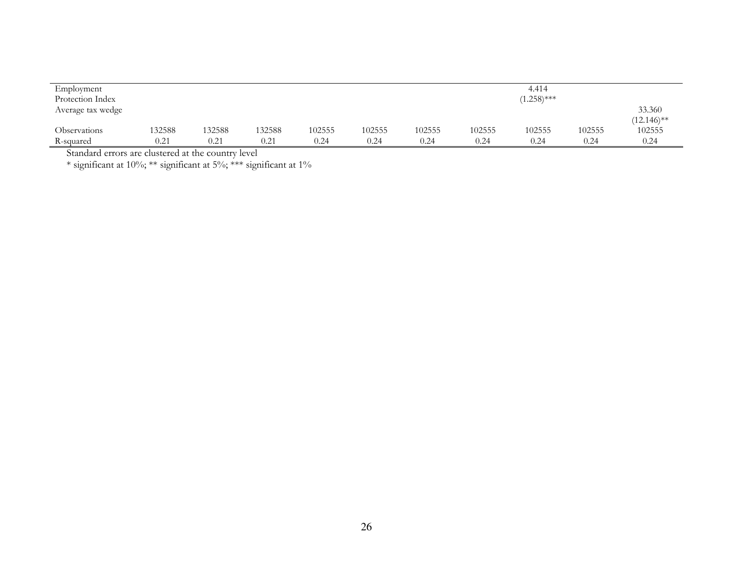| | | | | | | | | | | |
|---|---|---|---|---|---|---|---|---|---|---|
| Employment Protection Index | | | | | | | | 4.414 (1.258)*** | | |
| Average tax wedge | | | | | | | | | | 33.360 (12.146)** |
| Observations | 132588 | 132588 | 132588 | 102555 | 102555 | 102555 | 102555 | 102555 | 102555 | 102555 |
| R-squared | 0.21 | 0.21 | 0.21 | 0.24 | 0.24 | 0.24 | 0.24 | 0.24 | 0.24 | 0.24 |

Standard errors are clustered at the country level

* significant at 10%; ** significant at 5%; *** significant at 1%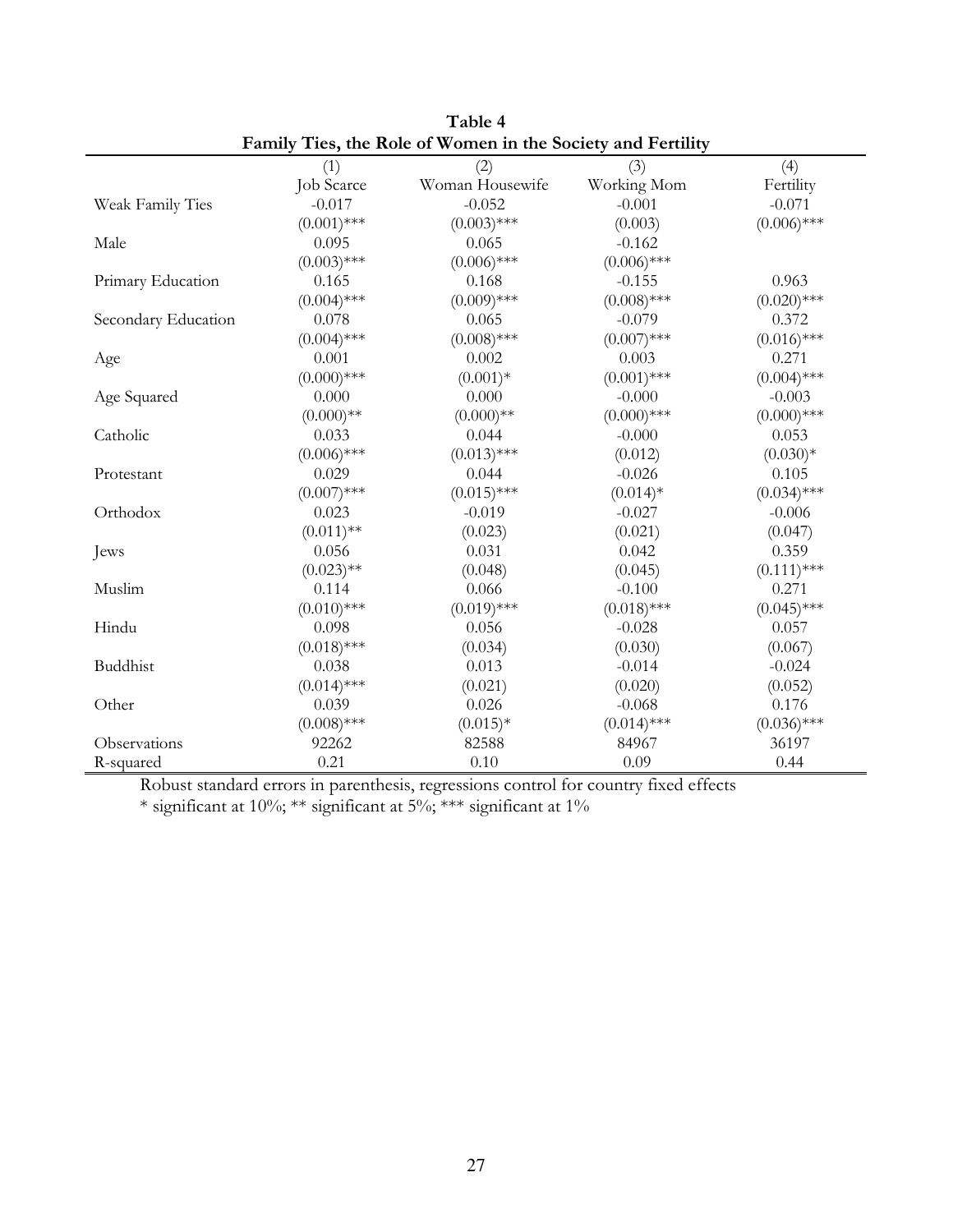**Table 4**
**Family Ties, the Role of Women in the Society and Fertility**

| | (1) | (2) | (3) | (4) |
|---|---|---|---|---|
| | Job Scarce | Woman Housewife | Working Mom | Fertility |
| Weak Family Ties | -0.017 | -0.052 | -0.001 | -0.071 |
| | (0.001)*** | (0.003)*** | (0.003) | (0.006)*** |
| Male | 0.095 | 0.065 | -0.162 | |
| | (0.003)*** | (0.006)*** | (0.006)*** | |
| Primary Education | 0.165 | 0.168 | -0.155 | 0.963 |
| | (0.004)*** | (0.009)*** | (0.008)*** | (0.020)*** |
| Secondary Education | 0.078 | 0.065 | -0.079 | 0.372 |
| | (0.004)*** | (0.008)*** | (0.007)*** | (0.016)*** |
| Age | 0.001 | 0.002 | 0.003 | 0.271 |
| | (0.000)*** | (0.001)* | (0.001)*** | (0.004)*** |
| Age Squared | 0.000 | 0.000 | -0.000 | -0.003 |
| | (0.000)** | (0.000)** | (0.000)*** | (0.000)*** |
| Catholic | 0.033 | 0.044 | -0.000 | 0.053 |
| | (0.006)*** | (0.013)*** | (0.012) | (0.030)* |
| Protestant | 0.029 | 0.044 | -0.026 | 0.105 |
| | (0.007)*** | (0.015)*** | (0.014)* | (0.034)*** |
| Orthodox | 0.023 | -0.019 | -0.027 | -0.006 |
| | (0.011)** | (0.023) | (0.021) | (0.047) |
| Jews | 0.056 | 0.031 | 0.042 | 0.359 |
| | (0.023)** | (0.048) | (0.045) | (0.111)*** |
| Muslim | 0.114 | 0.066 | -0.100 | 0.271 |
| | (0.010)*** | (0.019)*** | (0.018)*** | (0.045)*** |
| Hindu | 0.098 | 0.056 | -0.028 | 0.057 |
| | (0.018)*** | (0.034) | (0.030) | (0.067) |
| Buddhist | 0.038 | 0.013 | -0.014 | -0.024 |
| | (0.014)*** | (0.021) | (0.020) | (0.052) |
| Other | 0.039 | 0.026 | -0.068 | 0.176 |
| | (0.008)*** | (0.015)* | (0.014)*** | (0.036)*** |
| Observations | 92262 | 82588 | 84967 | 36197 |
| R-squared | 0.21 | 0.10 | 0.09 | 0.44 |

Robust standard errors in parenthesis, regressions control for country fixed effects

* significant at 10%; ** significant at 5%; *** significant at 1%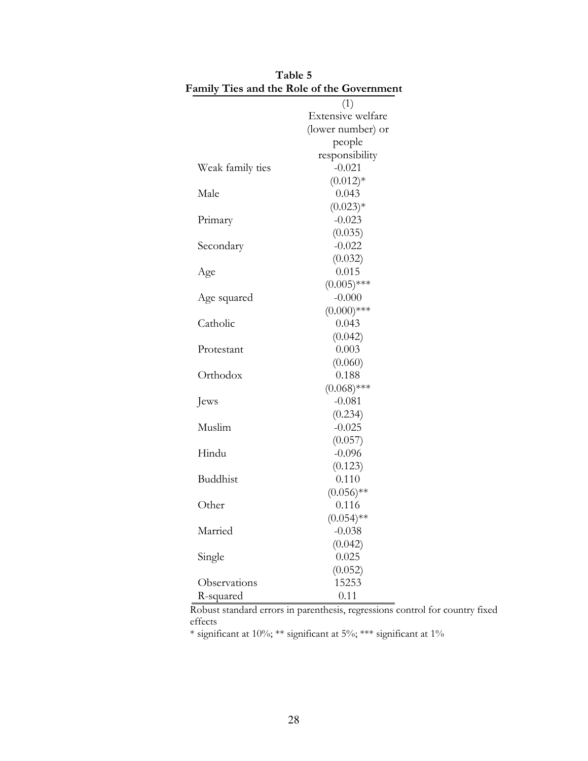**Table 5**
**Family Ties and the Role of the Government**

| | (1) |
|---|---|
| | Extensive welfare (lower number) or people responsibility |
| Weak family ties | -0.021 |
| | (0.012)* |
| Male | 0.043 |
| | (0.023)* |
| Primary | -0.023 |
| | (0.035) |
| Secondary | -0.022 |
| | (0.032) |
| Age | 0.015 |
| | (0.005)*** |
| Age squared | -0.000 |
| | (0.000)*** |
| Catholic | 0.043 |
| | (0.042) |
| Protestant | 0.003 |
| | (0.060) |
| Orthodox | 0.188 |
| | (0.068)*** |
| Jews | -0.081 |
| | (0.234) |
| Muslim | -0.025 |
| | (0.057) |
| Hindu | -0.096 |
| | (0.123) |
| Buddhist | 0.110 |
| | (0.056)** |
| Other | 0.116 |
| | (0.054)** |
| Married | -0.038 |
| | (0.042) |
| Single | 0.025 |
| | (0.052) |
| Observations | 15253 |
| R-squared | 0.11 |

Robust standard errors in parenthesis, regressions control for country fixed effects

* significant at 10%; ** significant at 5%; *** significant at 1%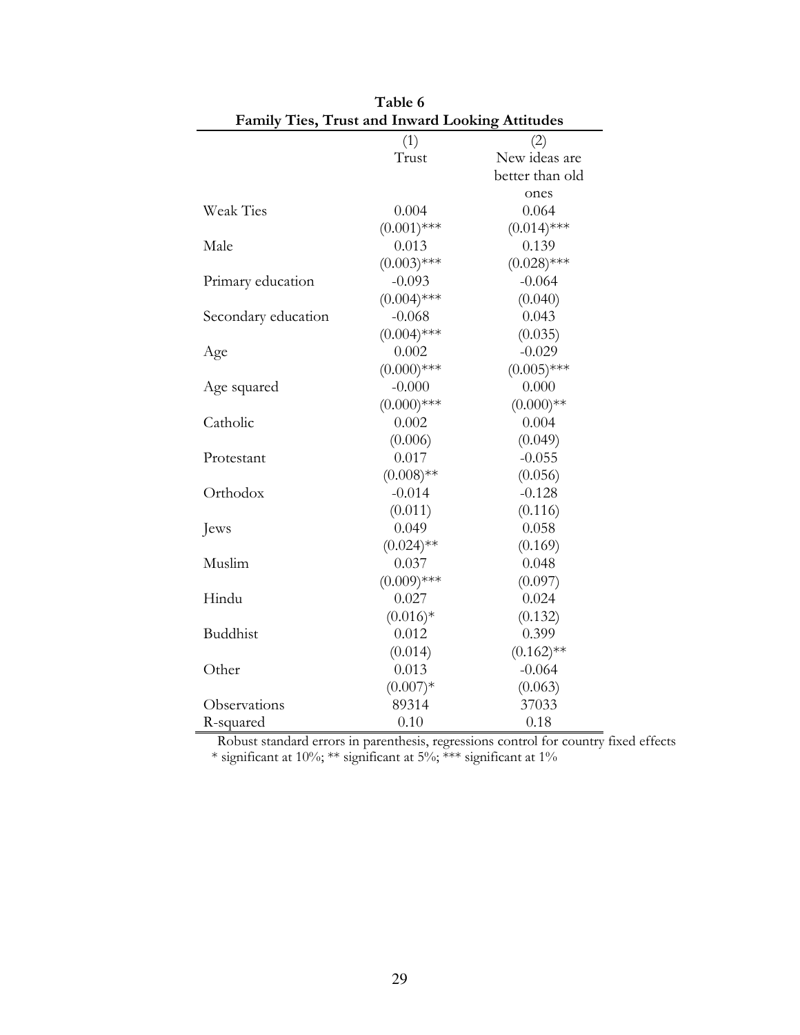**Table 6**
**Family Ties, Trust and Inward Looking Attitudes**

| | (1) Trust | (2) New ideas are better than old ones |
|---|---|---|
| Weak Ties | 0.004 | 0.064 |
| | (0.001)*** | (0.014)*** |
| Male | 0.013 | 0.139 |
| | (0.003)*** | (0.028)*** |
| Primary education | -0.093 | -0.064 |
| | (0.004)*** | (0.040) |
| Secondary education | -0.068 | 0.043 |
| | (0.004)*** | (0.035) |
| Age | 0.002 | -0.029 |
| | (0.000)*** | (0.005)*** |
| Age squared | -0.000 | 0.000 |
| | (0.000)*** | (0.000)** |
| Catholic | 0.002 | 0.004 |
| | (0.006) | (0.049) |
| Protestant | 0.017 | -0.055 |
| | (0.008)** | (0.056) |
| Orthodox | -0.014 | -0.128 |
| | (0.011) | (0.116) |
| Jews | 0.049 | 0.058 |
| | (0.024)** | (0.169) |
| Muslim | 0.037 | 0.048 |
| | (0.009)*** | (0.097) |
| Hindu | 0.027 | 0.024 |
| | (0.016)* | (0.132) |
| Buddhist | 0.012 | 0.399 |
| | (0.014) | (0.162)** |
| Other | 0.013 | -0.064 |
| | (0.007)* | (0.063) |
| Observations | 89314 | 37033 |
| R-squared | 0.10 | 0.18 |

Robust standard errors in parenthesis, regressions control for country fixed effects
* significant at 10%; ** significant at 5%; *** significant at 1%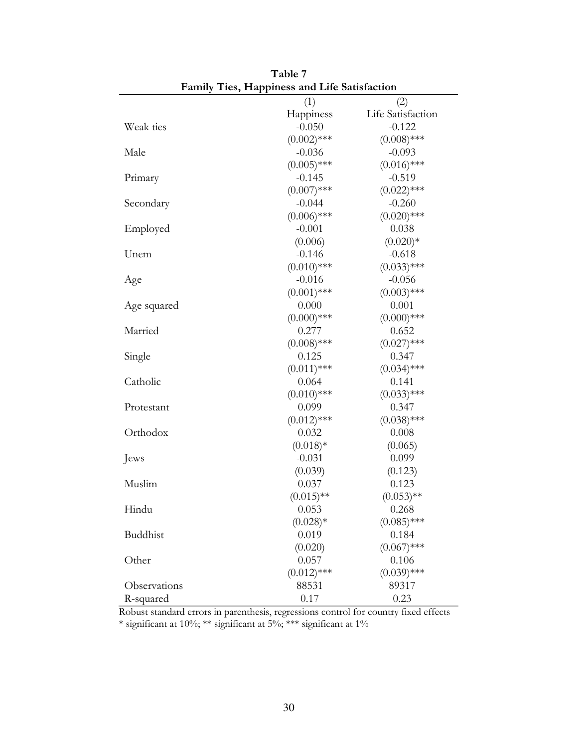**Table 7**
**Family Ties, Happiness and Life Satisfaction**

| | (1) | (2) |
|---|---|---|
| | Happiness | Life Satisfaction |
| Weak ties | -0.050 | -0.122 |
| | (0.002)*** | (0.008)*** |
| Male | -0.036 | -0.093 |
| | (0.005)*** | (0.016)*** |
| Primary | -0.145 | -0.519 |
| | (0.007)*** | (0.022)*** |
| Secondary | -0.044 | -0.260 |
| | (0.006)*** | (0.020)*** |
| Employed | -0.001 | 0.038 |
| | (0.006) | (0.020)* |
| Unem | -0.146 | -0.618 |
| | (0.010)*** | (0.033)*** |
| Age | -0.016 | -0.056 |
| | (0.001)*** | (0.003)*** |
| Age squared | 0.000 | 0.001 |
| | (0.000)*** | (0.000)*** |
| Married | 0.277 | 0.652 |
| | (0.008)*** | (0.027)*** |
| Single | 0.125 | 0.347 |
| | (0.011)*** | (0.034)*** |
| Catholic | 0.064 | 0.141 |
| | (0.010)*** | (0.033)*** |
| Protestant | 0.099 | 0.347 |
| | (0.012)*** | (0.038)*** |
| Orthodox | 0.032 | 0.008 |
| | (0.018)* | (0.065) |
| Jews | -0.031 | 0.099 |
| | (0.039) | (0.123) |
| Muslim | 0.037 | 0.123 |
| | (0.015)** | (0.053)** |
| Hindu | 0.053 | 0.268 |
| | (0.028)* | (0.085)*** |
| Buddhist | 0.019 | 0.184 |
| | (0.020) | (0.067)*** |
| Other | 0.057 | 0.106 |
| | (0.012)*** | (0.039)*** |
| Observations | 88531 | 89317 |
| R-squared | 0.17 | 0.23 |

Robust standard errors in parenthesis, regressions control for country fixed effects
* significant at 10%; ** significant at 5%; *** significant at 1%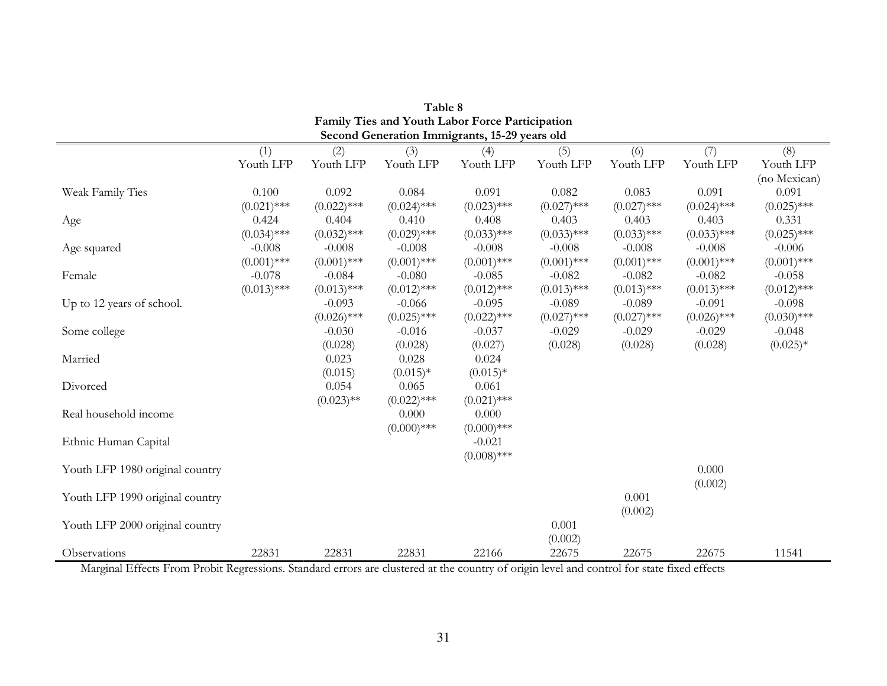**Table 8**
**Family Ties and Youth Labor Force Participation**
**Second Generation Immigrants, 15-29 years old**

| | (1) | (2) | (3) | (4) | (5) | (6) | (7) | (8) |
|---|---|---|---|---|---|---|---|---|
| | Youth LFP | Youth LFP | Youth LFP | Youth LFP | Youth LFP | Youth LFP | Youth LFP | Youth LFP (no Mexican) |
| Weak Family Ties | 0.100 | 0.092 | 0.084 | 0.091 | 0.082 | 0.083 | 0.091 | 0.091 |
| | (0.021)*** | (0.022)*** | (0.024)*** | (0.023)*** | (0.027)*** | (0.027)*** | (0.024)*** | (0.025)*** |
| Age | 0.424 | 0.404 | 0.410 | 0.408 | 0.403 | 0.403 | 0.403 | 0.331 |
| | (0.034)*** | (0.032)*** | (0.029)*** | (0.033)*** | (0.033)*** | (0.033)*** | (0.033)*** | (0.025)*** |
| Age squared | -0.008 | -0.008 | -0.008 | -0.008 | -0.008 | -0.008 | -0.008 | -0.006 |
| | (0.001)*** | (0.001)*** | (0.001)*** | (0.001)*** | (0.001)*** | (0.001)*** | (0.001)*** | (0.001)*** |
| Female | -0.078 | -0.084 | -0.080 | -0.085 | -0.082 | -0.082 | -0.082 | -0.058 |
| | (0.013)*** | (0.013)*** | (0.012)*** | (0.012)*** | (0.013)*** | (0.013)*** | (0.013)*** | (0.012)*** |
| Up to 12 years of school. | | -0.093 | -0.066 | -0.095 | -0.089 | -0.089 | -0.091 | -0.098 |
| | | (0.026)*** | (0.025)*** | (0.022)*** | (0.027)*** | (0.027)*** | (0.026)*** | (0.030)*** |
| Some college | | -0.030 | -0.016 | -0.037 | -0.029 | -0.029 | -0.029 | -0.048 |
| | | (0.028) | (0.028) | (0.027) | (0.028) | (0.028) | (0.028) | (0.025)* |
| Married | | 0.023 | 0.028 | 0.024 | | | | |
| | | (0.015) | (0.015)* | (0.015)* | | | | |
| Divorced | | 0.054 | 0.065 | 0.061 | | | | |
| | | (0.023)** | (0.022)*** | (0.021)*** | | | | |
| Real household income | | | 0.000 | 0.000 | | | | |
| | | | (0.000)*** | (0.000)*** | | | | |
| Ethnic Human Capital | | | | -0.021 | | | | |
| | | | | (0.008)*** | | | | |
| Youth LFP 1980 original country | | | | | | | 0.000 | |
| | | | | | | | (0.002) | |
| Youth LFP 1990 original country | | | | | | 0.001 | | |
| | | | | | | (0.002) | | |
| Youth LFP 2000 original country | | | | | 0.001 | | | |
| | | | | | (0.002) | | | |
| Observations | 22831 | 22831 | 22831 | 22166 | 22675 | 22675 | 22675 | 11541 |

Marginal Effects From Probit Regressions. Standard errors are clustered at the country of origin level and control for state fixed effects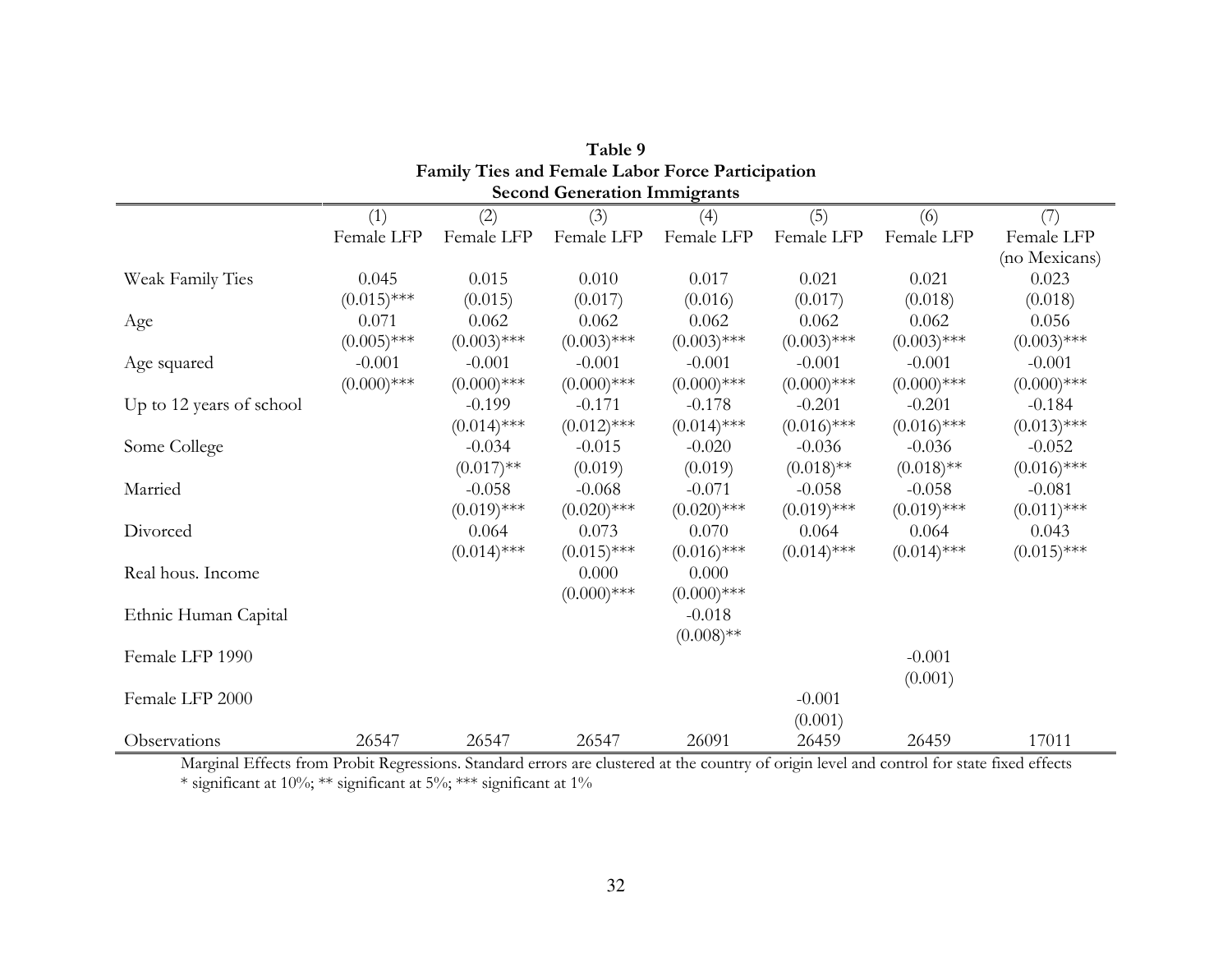**Table 9**
**Family Ties and Female Labor Force Participation**
**Second Generation Immigrants**

| | (1) Female LFP | (2) Female LFP | (3) Female LFP | (4) Female LFP | (5) Female LFP | (6) Female LFP | (7) Female LFP (no Mexicans) |
|---|---|---|---|---|---|---|---|
| Weak Family Ties | 0.045 | 0.015 | 0.010 | 0.017 | 0.021 | 0.021 | 0.023 |
| | (0.015)*** | (0.015) | (0.017) | (0.016) | (0.017) | (0.018) | (0.018) |
| Age | 0.071 | 0.062 | 0.062 | 0.062 | 0.062 | 0.062 | 0.056 |
| | (0.005)*** | (0.003)*** | (0.003)*** | (0.003)*** | (0.003)*** | (0.003)*** | (0.003)*** |
| Age squared | -0.001 | -0.001 | -0.001 | -0.001 | -0.001 | -0.001 | -0.001 |
| | (0.000)*** | (0.000)*** | (0.000)*** | (0.000)*** | (0.000)*** | (0.000)*** | (0.000)*** |
| Up to 12 years of school | | -0.199 | -0.171 | -0.178 | -0.201 | -0.201 | -0.184 |
| | | (0.014)*** | (0.012)*** | (0.014)*** | (0.016)*** | (0.016)*** | (0.013)*** |
| Some College | | -0.034 | -0.015 | -0.020 | -0.036 | -0.036 | -0.052 |
| | | (0.017)** | (0.019) | (0.019) | (0.018)** | (0.018)** | (0.016)*** |
| Married | | -0.058 | -0.068 | -0.071 | -0.058 | -0.058 | -0.081 |
| | | (0.019)*** | (0.020)*** | (0.020)*** | (0.019)*** | (0.019)*** | (0.011)*** |
| Divorced | | 0.064 | 0.073 | 0.070 | 0.064 | 0.064 | 0.043 |
| | | (0.014)*** | (0.015)*** | (0.016)*** | (0.014)*** | (0.014)*** | (0.015)*** |
| Real hous. Income | | | 0.000 | 0.000 | | | |
| | | | (0.000)*** | (0.000)*** | | | |
| Ethnic Human Capital | | | | -0.018 | | | |
| | | | | (0.008)** | | | |
| Female LFP 1990 | | | | | | -0.001 | |
| | | | | | | (0.001) | |
| Female LFP 2000 | | | | | -0.001 | | |
| | | | | | (0.001) | | |
| Observations | 26547 | 26547 | 26547 | 26091 | 26459 | 26459 | 17011 |

Marginal Effects from Probit Regressions. Standard errors are clustered at the country of origin level and control for state fixed effects
* significant at 10%; ** significant at 5%; *** significant at 1%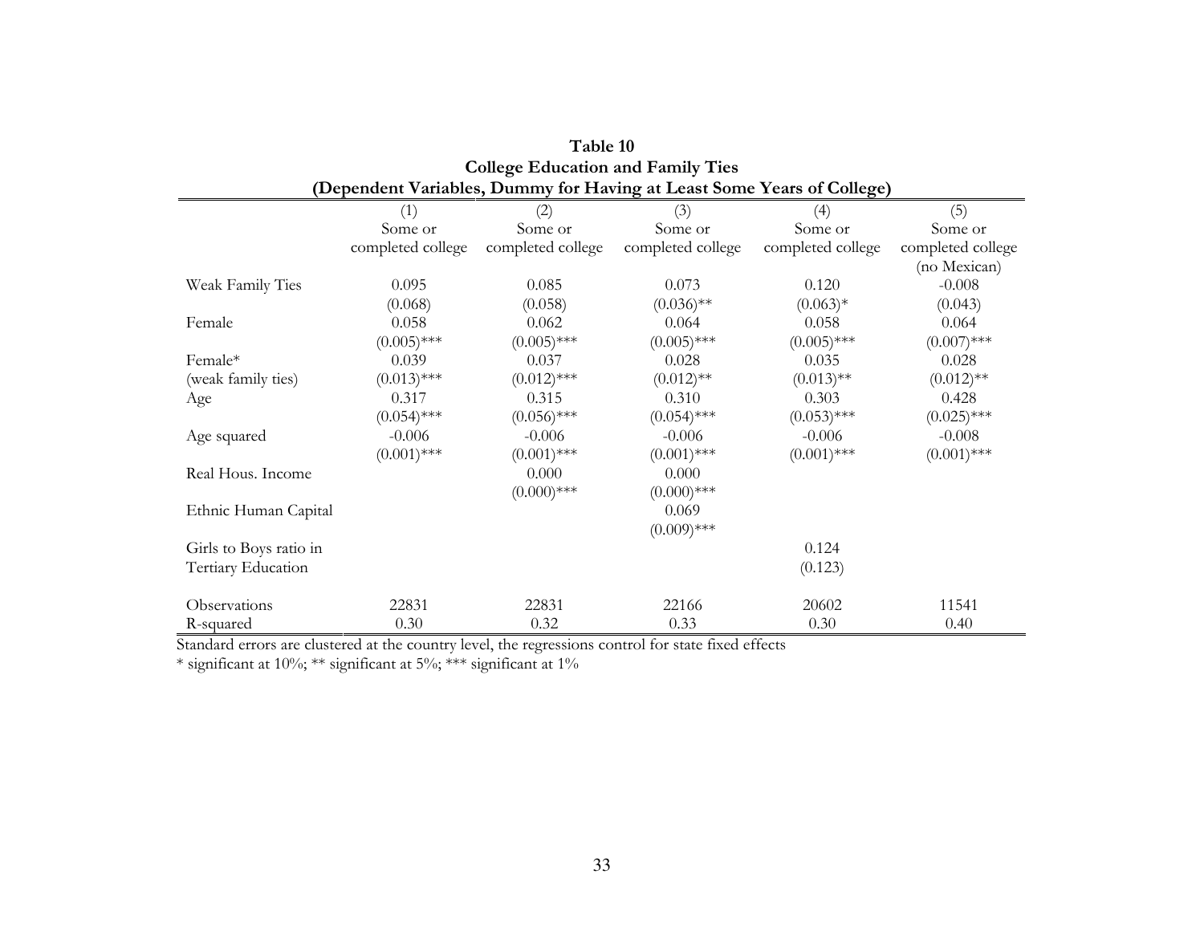**Table 10**
**College Education and Family Ties**
**(Dependent Variables, Dummy for Having at Least Some Years of College)**

| | (1) Some or completed college | (2) Some or completed college | (3) Some or completed college | (4) Some or completed college | (5) Some or completed college (no Mexican) |
|---|---|---|---|---|---|
| Weak Family Ties | 0.095 | 0.085 | 0.073 | 0.120 | -0.008 |
| | (0.068) | (0.058) | (0.036)** | (0.063)* | (0.043) |
| Female | 0.058 | 0.062 | 0.064 | 0.058 | 0.064 |
| | (0.005)*** | (0.005)*** | (0.005)*** | (0.005)*** | (0.007)*** |
| Female* (weak family ties) | 0.039 | 0.037 | 0.028 | 0.035 | 0.028 |
| | (0.013)*** | (0.012)*** | (0.012)** | (0.013)** | (0.012)** |
| Age | 0.317 | 0.315 | 0.310 | 0.303 | 0.428 |
| | (0.054)*** | (0.056)*** | (0.054)*** | (0.053)*** | (0.025)*** |
| Age squared | -0.006 | -0.006 | -0.006 | -0.006 | -0.008 |
| | (0.001)*** | (0.001)*** | (0.001)*** | (0.001)*** | (0.001)*** |
| Real Hous. Income | | 0.000 | 0.000 | | |
| | | (0.000)*** | (0.000)*** | | |
| Ethnic Human Capital | | | 0.069 | | |
| | | | (0.009)*** | | |
| Girls to Boys ratio in Tertiary Education | | | | 0.124 | |
| | | | | (0.123) | |
| Observations | 22831 | 22831 | 22166 | 20602 | 11541 |
| R-squared | 0.30 | 0.32 | 0.33 | 0.30 | 0.40 |

Standard errors are clustered at the country level, the regressions control for state fixed effects
* significant at 10%; ** significant at 5%; *** significant at 1%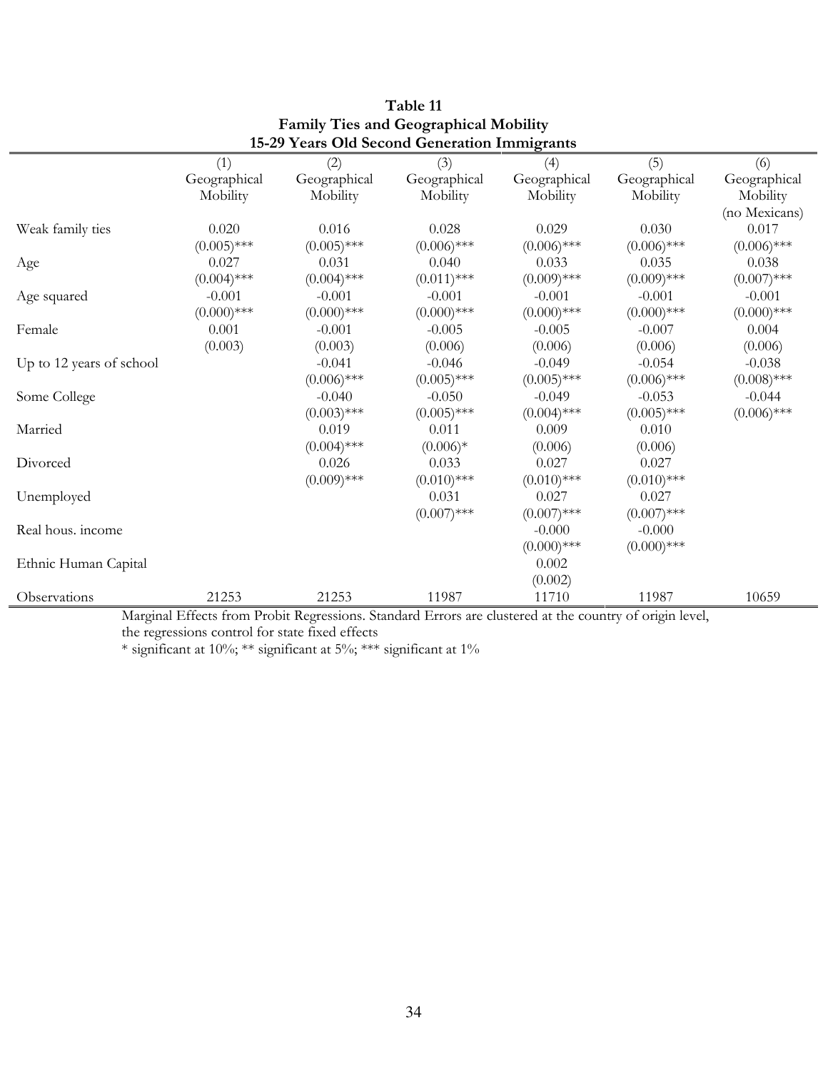**Table 11**
**Family Ties and Geographical Mobility**
**15-29 Years Old Second Generation Immigrants**

| | (1) Geographical Mobility | (2) Geographical Mobility | (3) Geographical Mobility | (4) Geographical Mobility | (5) Geographical Mobility | (6) Geographical Mobility (no Mexicans) |
|---|---|---|---|---|---|---|
| Weak family ties | 0.020 | 0.016 | 0.028 | 0.029 | 0.030 | 0.017 |
| | (0.005)*** | (0.005)*** | (0.006)*** | (0.006)*** | (0.006)*** | (0.006)*** |
| Age | 0.027 | 0.031 | 0.040 | 0.033 | 0.035 | 0.038 |
| | (0.004)*** | (0.004)*** | (0.011)*** | (0.009)*** | (0.009)*** | (0.007)*** |
| Age squared | -0.001 | -0.001 | -0.001 | -0.001 | -0.001 | -0.001 |
| | (0.000)*** | (0.000)*** | (0.000)*** | (0.000)*** | (0.000)*** | (0.000)*** |
| Female | 0.001 | -0.001 | -0.005 | -0.005 | -0.007 | 0.004 |
| | (0.003) | (0.003) | (0.006) | (0.006) | (0.006) | (0.006) |
| Up to 12 years of school | | -0.041 | -0.046 | -0.049 | -0.054 | -0.038 |
| | | (0.006)*** | (0.005)*** | (0.005)*** | (0.006)*** | (0.008)*** |
| Some College | | -0.040 | -0.050 | -0.049 | -0.053 | -0.044 |
| | | (0.003)*** | (0.005)*** | (0.004)*** | (0.005)*** | (0.006)*** |
| Married | | 0.019 | 0.011 | 0.009 | 0.010 | |
| | | (0.004)*** | (0.006)* | (0.006) | (0.006) | |
| Divorced | | 0.026 | 0.033 | 0.027 | 0.027 | |
| | | (0.009)*** | (0.010)*** | (0.010)*** | (0.010)*** | |
| Unemployed | | | 0.031 | 0.027 | 0.027 | |
| | | | (0.007)*** | (0.007)*** | (0.007)*** | |
| Real hous. income | | | | -0.000 | -0.000 | |
| | | | | (0.000)*** | (0.000)*** | |
| Ethnic Human Capital | | | | 0.002 | | |
| | | | | (0.002) | | |
| Observations | 21253 | 21253 | 11987 | 11710 | 11987 | 10659 |

Marginal Effects from Probit Regressions. Standard Errors are clustered at the country of origin level, the regressions control for state fixed effects

* significant at 10%; ** significant at 5%; *** significant at 1%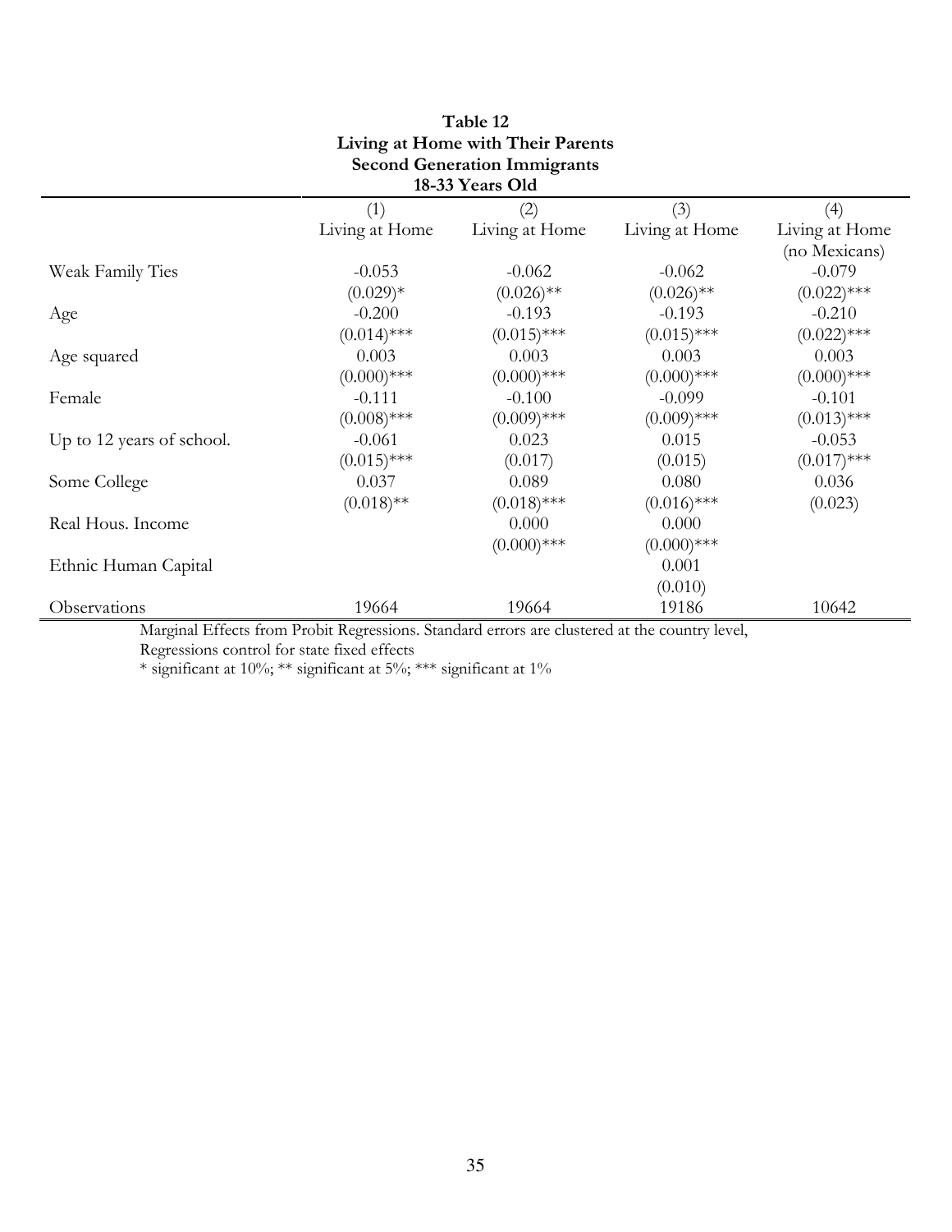**Table 12**
**Living at Home with Their Parents**
**Second Generation Immigrants**
**18-33 Years Old**

| | (1) | (2) | (3) | (4) |
|---|---|---|---|---|
| | Living at Home | Living at Home | Living at Home | Living at Home (no Mexicans) |
| Weak Family Ties | -0.053 | -0.062 | -0.062 | -0.079 |
| | (0.029)* | (0.026)** | (0.026)** | (0.022)*** |
| Age | -0.200 | -0.193 | -0.193 | -0.210 |
| | (0.014)*** | (0.015)*** | (0.015)*** | (0.022)*** |
| Age squared | 0.003 | 0.003 | 0.003 | 0.003 |
| | (0.000)*** | (0.000)*** | (0.000)*** | (0.000)*** |
| Female | -0.111 | -0.100 | -0.099 | -0.101 |
| | (0.008)*** | (0.009)*** | (0.009)*** | (0.013)*** |
| Up to 12 years of school. | -0.061 | 0.023 | 0.015 | -0.053 |
| | (0.015)*** | (0.017) | (0.015) | (0.017)*** |
| Some College | 0.037 | 0.089 | 0.080 | 0.036 |
| | (0.018)** | (0.018)*** | (0.016)*** | (0.023) |
| Real Hous. Income | | 0.000 | 0.000 | |
| | | (0.000)*** | (0.000)*** | |
| Ethnic Human Capital | | | 0.001 | |
| | | | (0.010) | |
| Observations | 19664 | 19664 | 19186 | 10642 |

Marginal Effects from Probit Regressions. Standard errors are clustered at the country level,
Regressions control for state fixed effects
* significant at 10%; ** significant at 5%; *** significant at 1%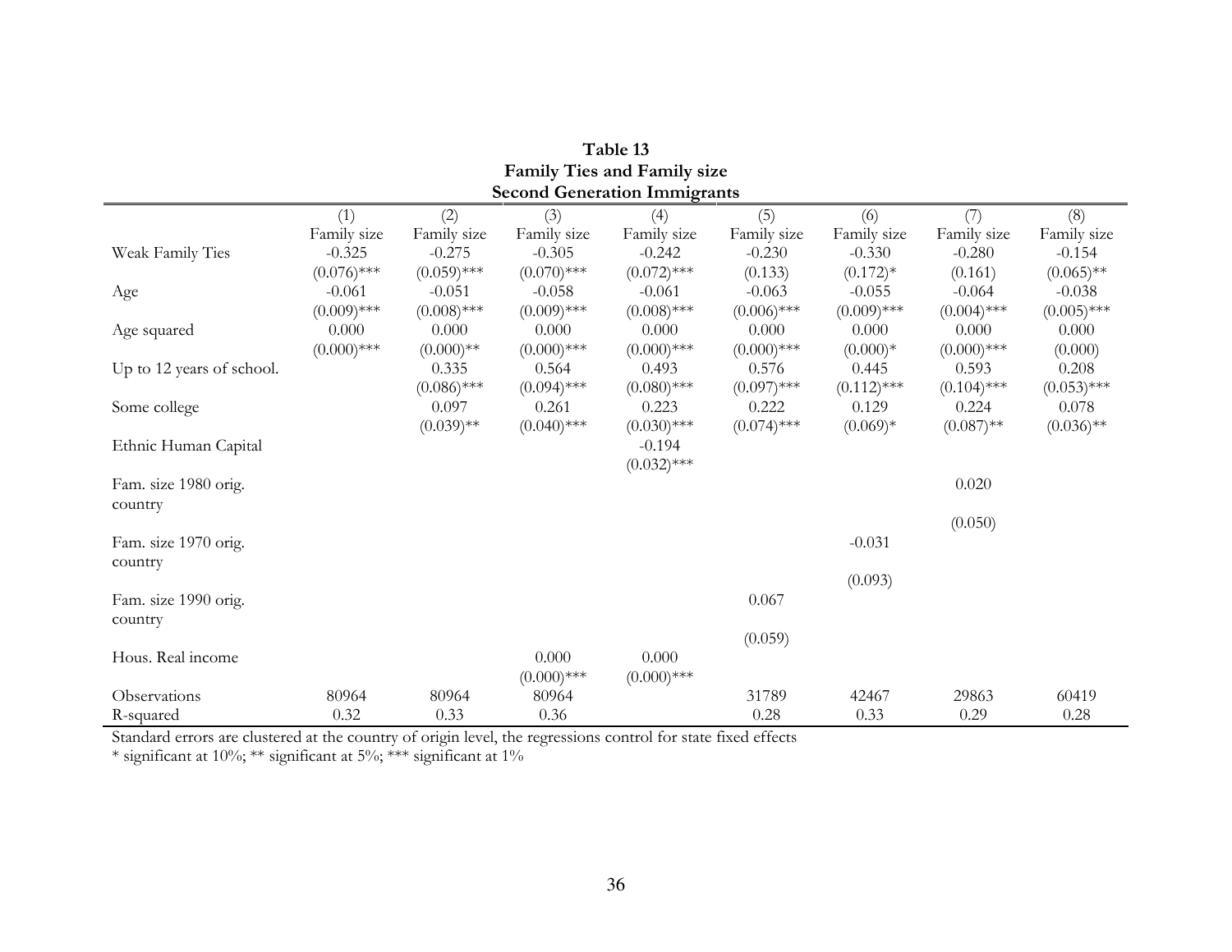**Table 13**
**Family Ties and Family size**
**Second Generation Immigrants**

| | (1) | (2) | (3) | (4) | (5) | (6) | (7) | (8) |
|---|---|---|---|---|---|---|---|---|
| | Family size | Family size | Family size | Family size | Family size | Family size | Family size | Family size |
| Weak Family Ties | -0.325 | -0.275 | -0.305 | -0.242 | -0.230 | -0.330 | -0.280 | -0.154 |
| | (0.076)*** | (0.059)*** | (0.070)*** | (0.072)*** | (0.133) | (0.172)* | (0.161) | (0.065)** |
| Age | -0.061 | -0.051 | -0.058 | -0.061 | -0.063 | -0.055 | -0.064 | -0.038 |
| | (0.009)*** | (0.008)*** | (0.009)*** | (0.008)*** | (0.006)*** | (0.009)*** | (0.004)*** | (0.005)*** |
| Age squared | 0.000 | 0.000 | 0.000 | 0.000 | 0.000 | 0.000 | 0.000 | 0.000 |
| | (0.000)*** | (0.000)** | (0.000)*** | (0.000)*** | (0.000)*** | (0.000)* | (0.000)*** | (0.000) |
| Up to 12 years of school. | | 0.335 | 0.564 | 0.493 | 0.576 | 0.445 | 0.593 | 0.208 |
| | | (0.086)*** | (0.094)*** | (0.080)*** | (0.097)*** | (0.112)*** | (0.104)*** | (0.053)*** |
| Some college | | 0.097 | 0.261 | 0.223 | 0.222 | 0.129 | 0.224 | 0.078 |
| | | (0.039)** | (0.040)*** | (0.030)*** | (0.074)*** | (0.069)* | (0.087)** | (0.036)** |
| Ethnic Human Capital | | | | -0.194 | | | | |
| | | | | (0.032)*** | | | | |
| Fam. size 1980 orig. country | | | | | | | 0.020 | |
| | | | | | | | (0.050) | |
| Fam. size 1970 orig. country | | | | | | -0.031 | | |
| | | | | | | (0.093) | | |
| Fam. size 1990 orig. country | | | | | 0.067 | | | |
| | | | | | (0.059) | | | |
| Hous. Real income | | | 0.000 | 0.000 | | | | |
| | | | (0.000)*** | (0.000)*** | | | | |
| Observations | 80964 | 80964 | 80964 | | 31789 | 42467 | 29863 | 60419 |
| R-squared | 0.32 | 0.33 | 0.36 | | 0.28 | 0.33 | 0.29 | 0.28 |

Standard errors are clustered at the country of origin level, the regressions control for state fixed effects
* significant at 10%; ** significant at 5%; *** significant at 1%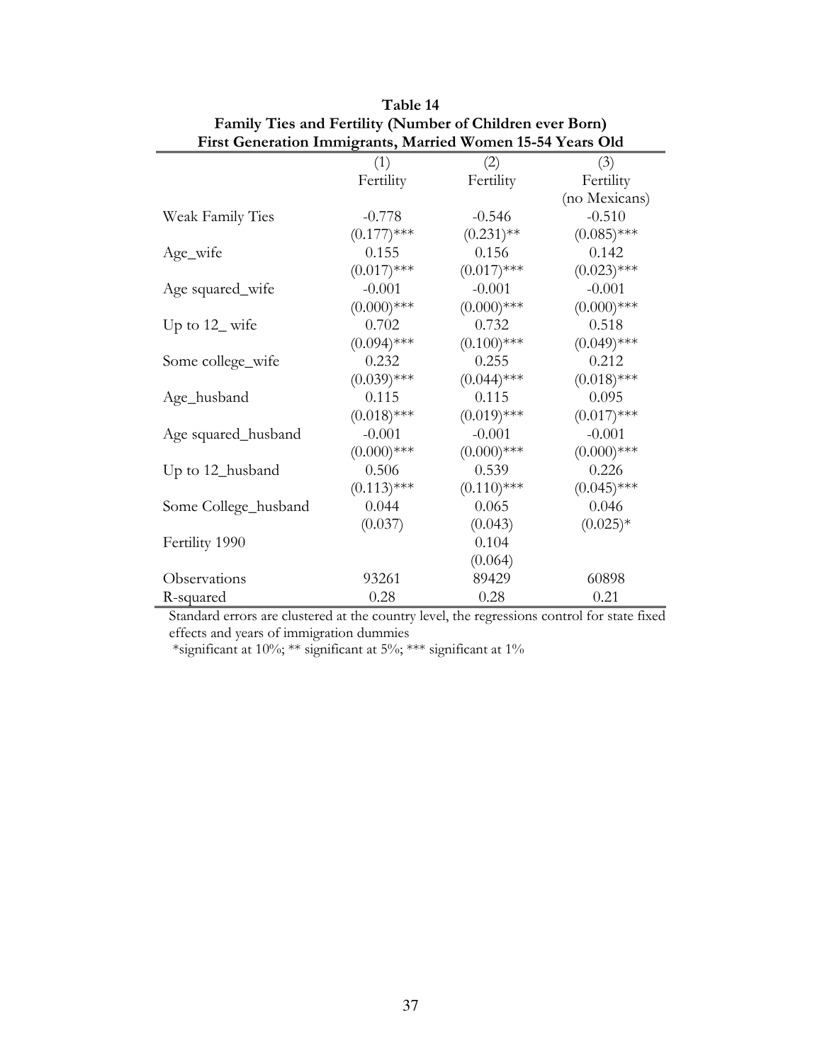**Table 14**

**Family Ties and Fertility (Number of Children ever Born)**

**First Generation Immigrants, Married Women 15-54 Years Old**

| | (1) | (2) | (3) |
|---|---|---|---|
| | Fertility | Fertility | Fertility (no Mexicans) |
| Weak Family Ties | -0.778 | -0.546 | -0.510 |
| | (0.177)*** | (0.231)** | (0.085)*** |
| Age_wife | 0.155 | 0.156 | 0.142 |
| | (0.017)*** | (0.017)*** | (0.023)*** |
| Age squared_wife | -0.001 | -0.001 | -0.001 |
| | (0.000)*** | (0.000)*** | (0.000)*** |
| Up to 12_ wife | 0.702 | 0.732 | 0.518 |
| | (0.094)*** | (0.100)*** | (0.049)*** |
| Some college_wife | 0.232 | 0.255 | 0.212 |
| | (0.039)*** | (0.044)*** | (0.018)*** |
| Age_husband | 0.115 | 0.115 | 0.095 |
| | (0.018)*** | (0.019)*** | (0.017)*** |
| Age squared_husband | -0.001 | -0.001 | -0.001 |
| | (0.000)*** | (0.000)*** | (0.000)*** |
| Up to 12_husband | 0.506 | 0.539 | 0.226 |
| | (0.113)*** | (0.110)*** | (0.045)*** |
| Some College_husband | 0.044 | 0.065 | 0.046 |
| | (0.037) | (0.043) | (0.025)* |
| Fertility 1990 | | 0.104 | |
| | | (0.064) | |
| Observations | 93261 | 89429 | 60898 |
| R-squared | 0.28 | 0.28 | 0.21 |

Standard errors are clustered at the country level, the regressions control for state fixed effects and years of immigration dummies

*significant at 10%; ** significant at 5%; *** significant at 1%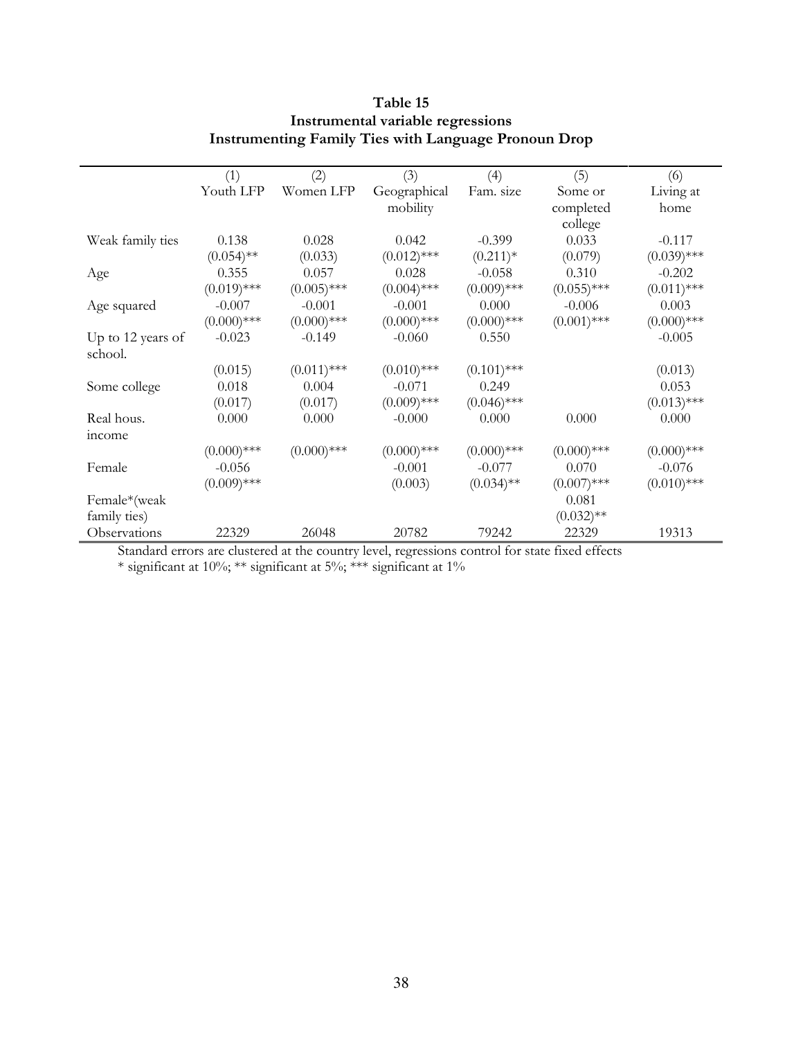**Table 15**
**Instrumental variable regressions**
**Instrumenting Family Ties with Language Pronoun Drop**

| | (1)<br>Youth LFP | (2)<br>Women LFP | (3)<br>Geographical mobility | (4)<br>Fam. size | (5)<br>Some or completed college | (6)<br>Living at home |
|---|---|---|---|---|---|---|
| Weak family ties | 0.138 | 0.028 | 0.042 | -0.399 | 0.033 | -0.117 |
| | (0.054)** | (0.033) | (0.012)*** | (0.211)* | (0.079) | (0.039)*** |
| Age | 0.355 | 0.057 | 0.028 | -0.058 | 0.310 | -0.202 |
| | (0.019)*** | (0.005)*** | (0.004)*** | (0.009)*** | (0.055)*** | (0.011)*** |
| Age squared | -0.007 | -0.001 | -0.001 | 0.000 | -0.006 | 0.003 |
| | (0.000)*** | (0.000)*** | (0.000)*** | (0.000)*** | (0.001)*** | (0.000)*** |
| Up to 12 years of school. | -0.023 | -0.149 | -0.060 | 0.550 | | -0.005 |
| | (0.015) | (0.011)*** | (0.010)*** | (0.101)*** | | (0.013) |
| Some college | 0.018 | 0.004 | -0.071 | 0.249 | | 0.053 |
| | (0.017) | (0.017) | (0.009)*** | (0.046)*** | | (0.013)*** |
| Real hous. income | 0.000 | 0.000 | -0.000 | 0.000 | 0.000 | 0.000 |
| | (0.000)*** | (0.000)*** | (0.000)*** | (0.000)*** | (0.000)*** | (0.000)*** |
| Female | -0.056 | | -0.001 | -0.077 | 0.070 | -0.076 |
| | (0.009)*** | | (0.003) | (0.034)** | (0.007)*** | (0.010)*** |
| Female*(weak family ties) | | | | | 0.081 | |
| | | | | | (0.032)** | |
| Observations | 22329 | 26048 | 20782 | 79242 | 22329 | 19313 |

Standard errors are clustered at the country level, regressions control for state fixed effects
* significant at 10%; ** significant at 5%; *** significant at 1%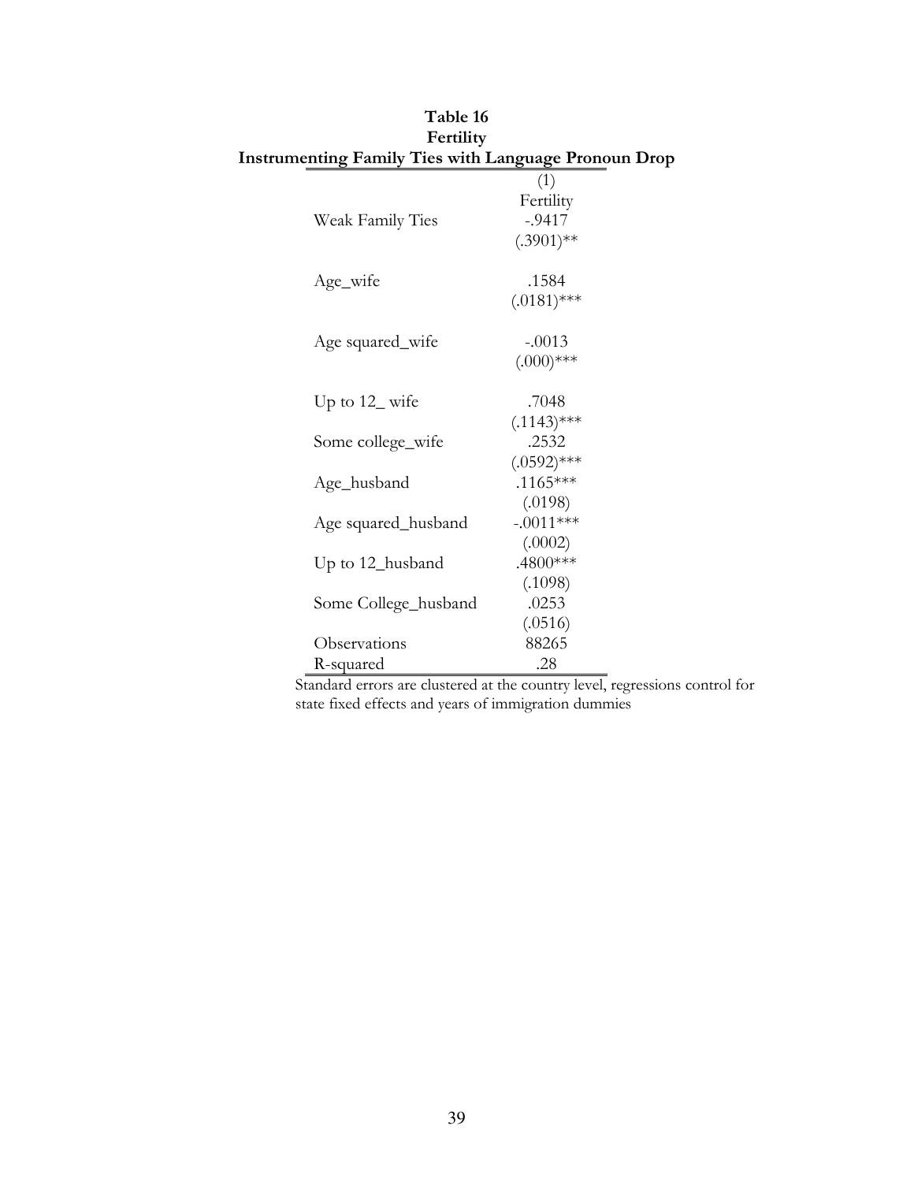**Table 16**
**Fertility**
**Instrumenting Family Ties with Language Pronoun Drop**

| | (1) |
|---|---|
| | Fertility |
| Weak Family Ties | -.9417 |
| | (.3901)** |
| Age_wife | .1584 |
| | (.0181)*** |
| Age squared_wife | -.0013 |
| | (.000)*** |
| Up to 12_ wife | .7048 |
| | (.1143)*** |
| Some college_wife | .2532 |
| | (.0592)*** |
| Age_husband | .1165*** |
| | (.0198) |
| Age squared_husband | -.0011*** |
| | (.0002) |
| Up to 12_husband | .4800*** |
| | (.1098) |
| Some College_husband | .0253 |
| | (.0516) |
| Observations | 88265 |
| R-squared | .28 |

Standard errors are clustered at the country level, regressions control for state fixed effects and years of immigration dummies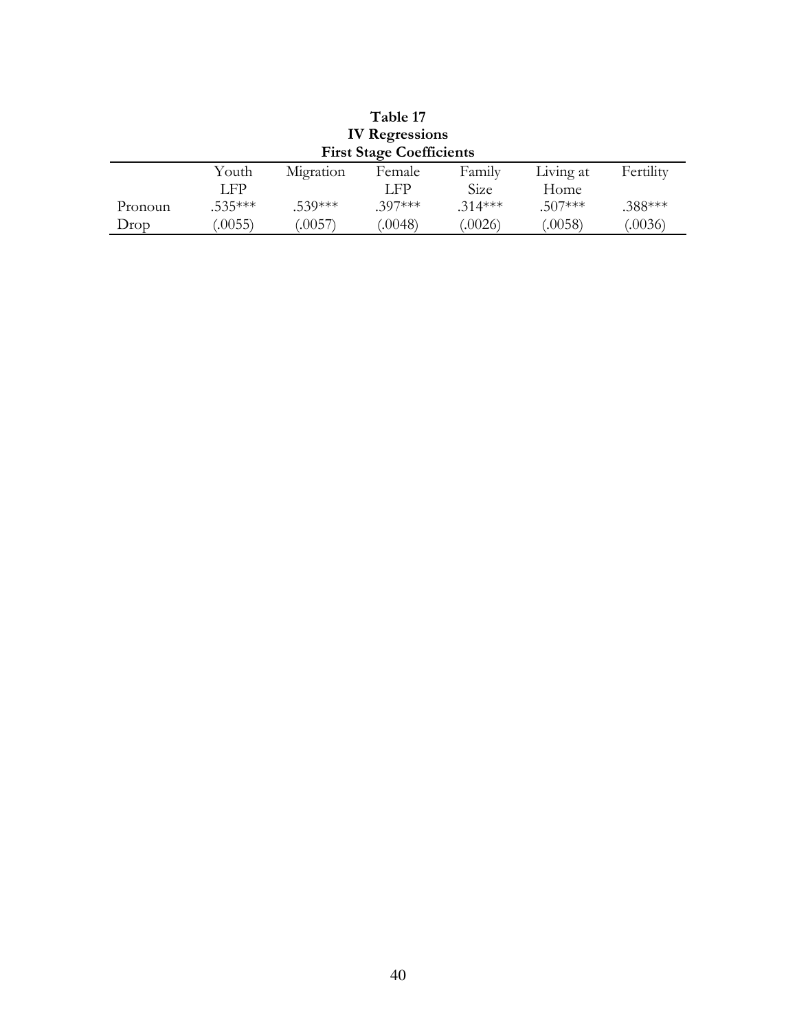**Table 17**
**IV Regressions**
**First Stage Coefficients**

| | Youth LFP | Migration | Female LFP | Family Size | Living at Home | Fertility |
|---|---|---|---|---|---|---|
| Pronoun Drop | .535*** (.0055) | .539*** (.0057) | .397*** (.0048) | .314*** (.0026) | .507*** (.0058) | .388*** (.0036) |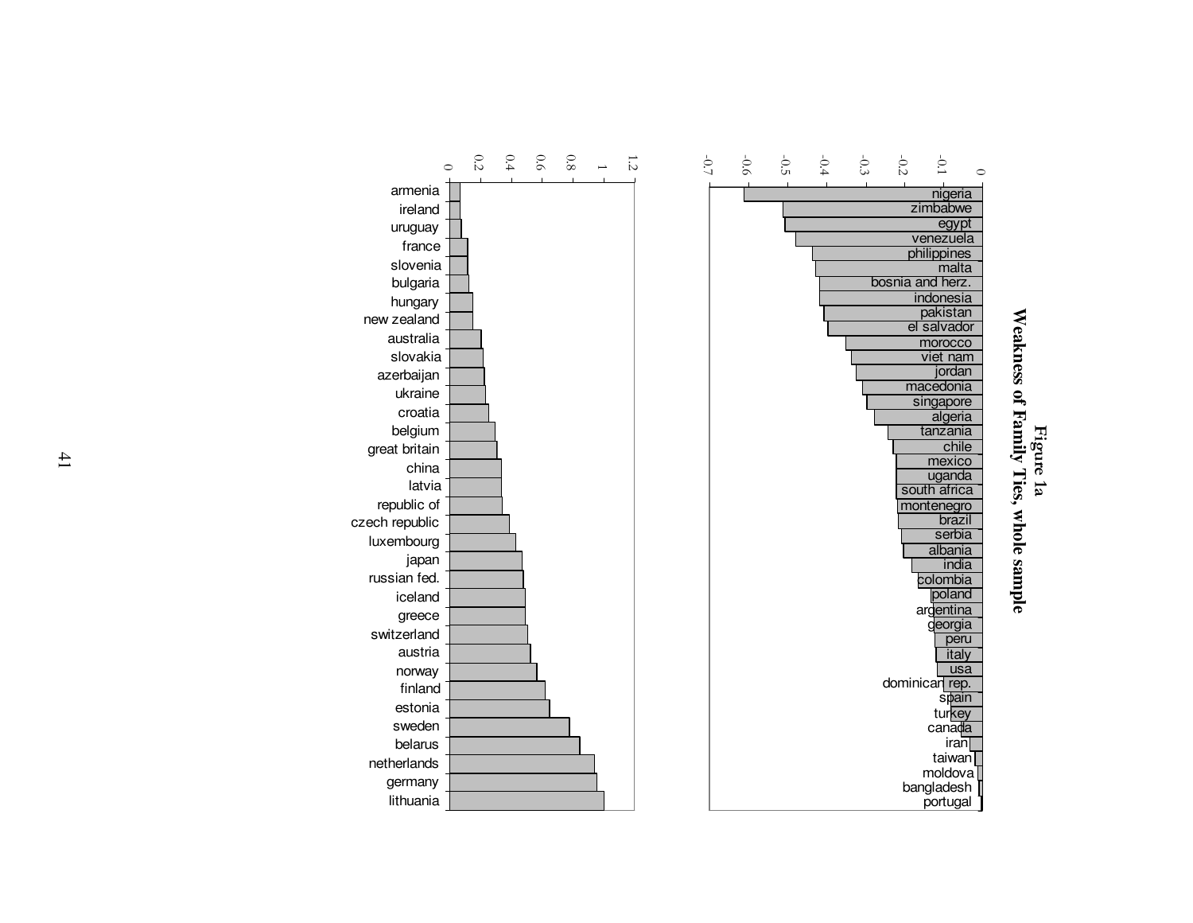**Figure 1a**

**Weakness of Family Ties, whole sample**

| Country | Value (approx.) |
|---|---|
| nigeria | -0.61 |
| zimbabwe | -0.51 |
| egypt | -0.505 |
| venezuela | -0.48 |
| philippines | -0.435 |
| malta | -0.43 |
| bosnia and herz. | -0.42 |
| indonesia | -0.42 |
| pakistan | -0.405 |
| el salvador | -0.395 |
| morocco | -0.35 |
| viet nam | -0.335 |
| jordan | -0.325 |
| macedonia | -0.31 |
| singapore | -0.295 |
| algeria | -0.275 |
| tanzania | -0.24 |
| chile | -0.23 |
| mexico | -0.22 |
| uganda | -0.22 |
| south africa | -0.22 |
| montenegro | -0.215 |
| brazil | -0.215 |
| serbia | -0.205 |
| albania | -0.2 |
| india | -0.18 |
| colombia | -0.165 |
| poland | -0.13 |
| argentina | -0.125 |
| georgia | -0.125 |
| peru | -0.12 |
| italy | -0.12 |
| usa | -0.115 |
| dominican rep. | -0.1 |
| spain | -0.085 |
| turkey | -0.08 |
| canada | -0.055 |
| iran | -0.035 |
| taiwan | -0.02 |
| moldova | -0.012 |
| bangladesh | -0.008 |
| portugal | -0.005 |

| Country | Value (approx.) |
|---|---|
| armenia | 0.07 |
| ireland | 0.07 |
| uruguay | 0.08 |
| france | 0.12 |
| slovenia | 0.12 |
| bulgaria | 0.13 |
| hungary | 0.15 |
| new zealand | 0.15 |
| australia | 0.21 |
| slovakia | 0.22 |
| azerbaijan | 0.23 |
| ukraine | 0.24 |
| croatia | 0.26 |
| belgium | 0.3 |
| great britain | 0.31 |
| china | 0.34 |
| latvia | 0.34 |
| republic of | 0.35 |
| czech republic | 0.39 |
| luxembourg | 0.44 |
| japan | 0.48 |
| russian fed. | 0.48 |
| iceland | 0.49 |
| greece | 0.49 |
| switzerland | 0.51 |
| austria | 0.53 |
| norway | 0.57 |
| finland | 0.62 |
| estonia | 0.65 |
| sweden | 0.78 |
| belarus | 0.85 |
| netherlands | 0.95 |
| germany | 0.96 |
| lithuania | 1.0 |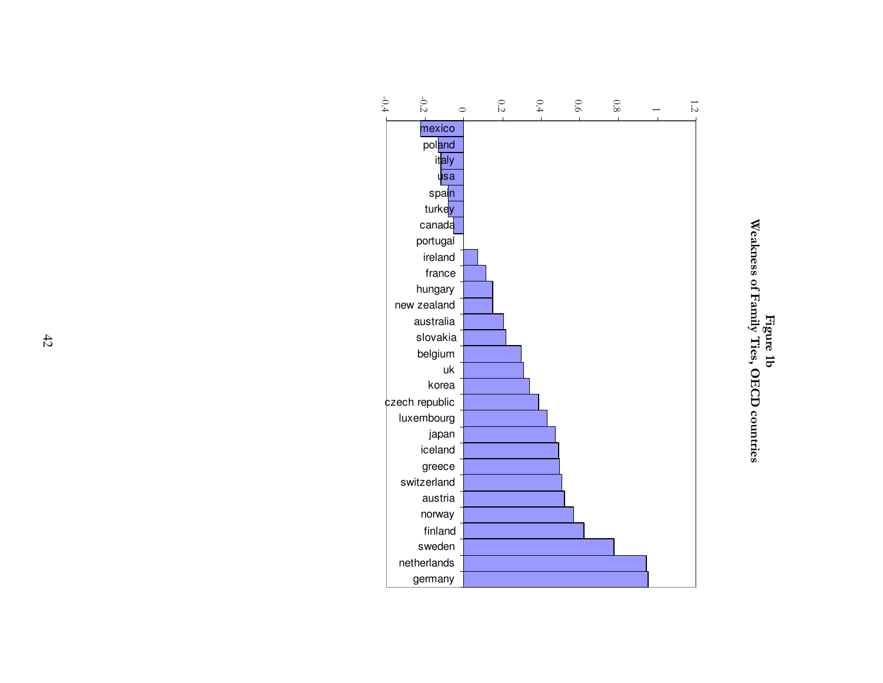**Figure 1b**
**Weakness of Family Ties, OECD countries**

| Country | Value (approx.) |
|---|---|
| mexico | -0.22 |
| poland | -0.13 |
| italy | -0.12 |
| usa | -0.12 |
| spain | -0.08 |
| turkey | -0.08 |
| canada | -0.05 |
| portugal | 0 |
| ireland | 0.07 |
| france | 0.12 |
| hungary | 0.15 |
| new zealand | 0.15 |
| australia | 0.21 |
| slovakia | 0.22 |
| belgium | 0.30 |
| uk | 0.31 |
| korea | 0.34 |
| czech republic | 0.39 |
| luxembourg | 0.43 |
| japan | 0.48 |
| iceland | 0.49 |
| greece | 0.50 |
| switzerland | 0.51 |
| austria | 0.52 |
| norway | 0.57 |
| finland | 0.62 |
| sweden | 0.78 |
| netherlands | 0.95 |
| germany | 0.96 |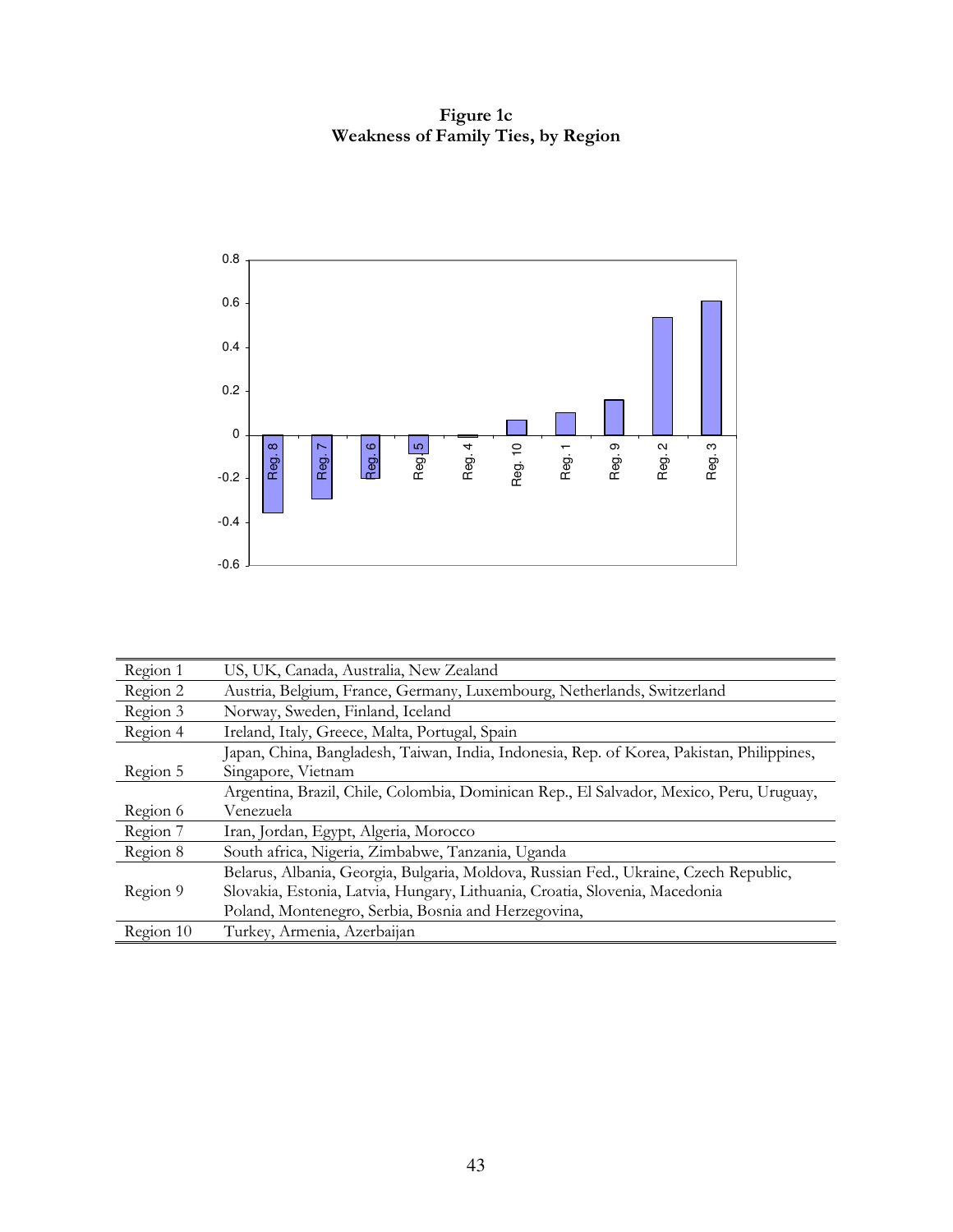**Figure 1c**
**Weakness of Family Ties, by Region**

| Region | Countries |
|---|---|
| Region 1 | US, UK, Canada, Australia, New Zealand |
| Region 2 | Austria, Belgium, France, Germany, Luxembourg, Netherlands, Switzerland |
| Region 3 | Norway, Sweden, Finland, Iceland |
| Region 4 | Ireland, Italy, Greece, Malta, Portugal, Spain |
| Region 5 | Japan, China, Bangladesh, Taiwan, India, Indonesia, Rep. of Korea, Pakistan, Philippines, Singapore, Vietnam |
| Region 6 | Argentina, Brazil, Chile, Colombia, Dominican Rep., El Salvador, Mexico, Peru, Uruguay, Venezuela |
| Region 7 | Iran, Jordan, Egypt, Algeria, Morocco |
| Region 8 | South africa, Nigeria, Zimbabwe, Tanzania, Uganda |
| Region 9 | Belarus, Albania, Georgia, Bulgaria, Moldova, Russian Fed., Ukraine, Czech Republic, Slovakia, Estonia, Latvia, Hungary, Lithuania, Croatia, Slovenia, Macedonia Poland, Montenegro, Serbia, Bosnia and Herzegovina, |
| Region 10 | Turkey, Armenia, Azerbaijan |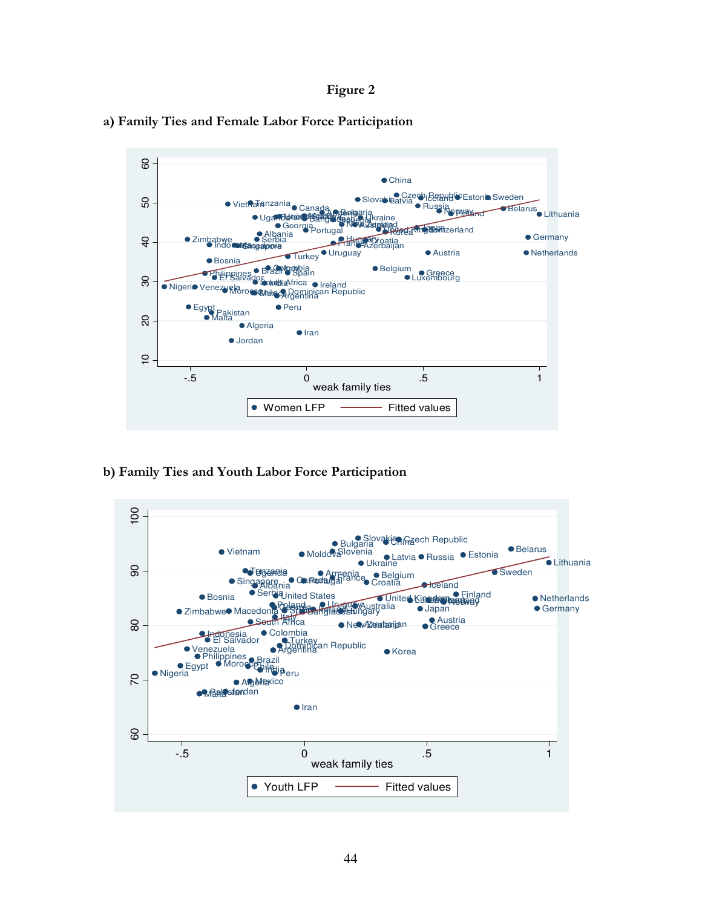**Figure 2**

**a) Family Ties and Female Labor Force Participation**

**b) Family Ties and Youth Labor Force Participation**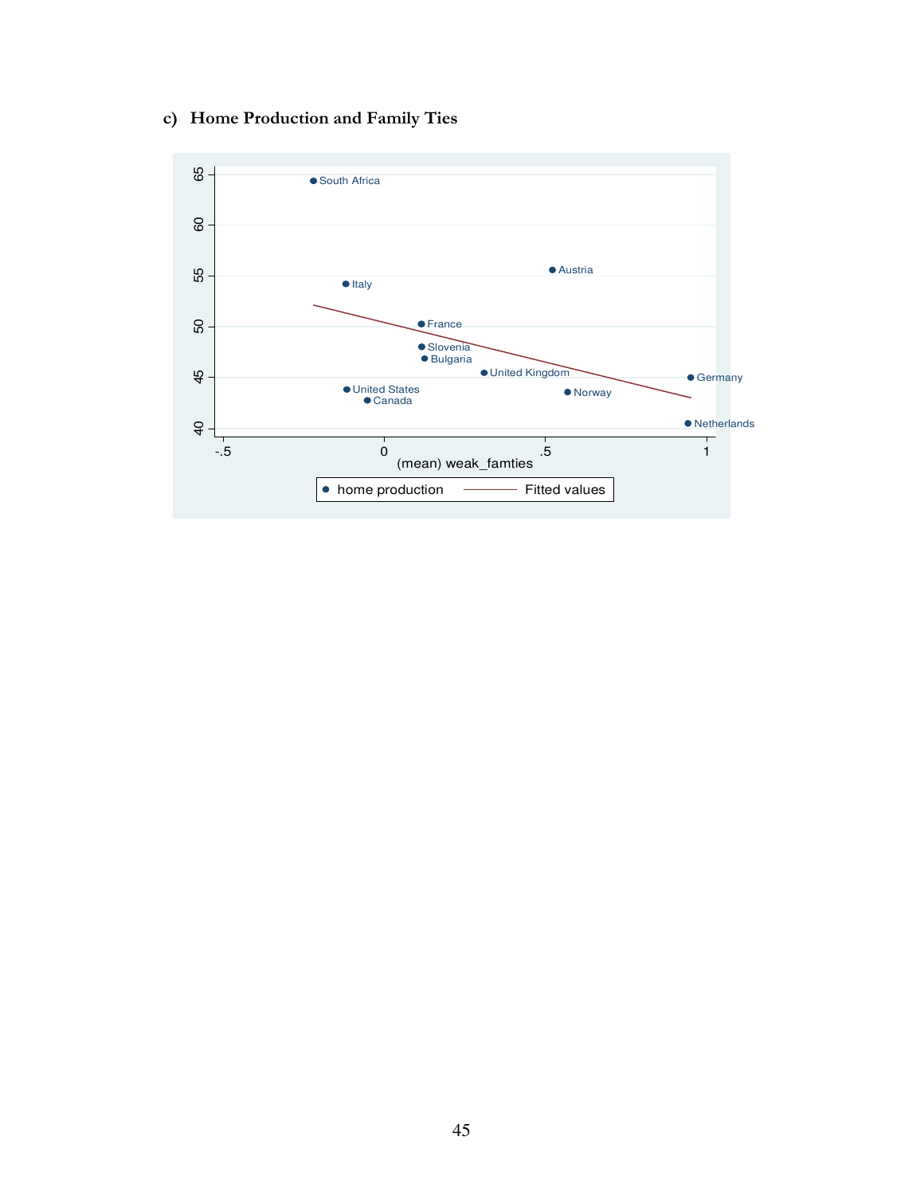**c) Home Production and Family Ties**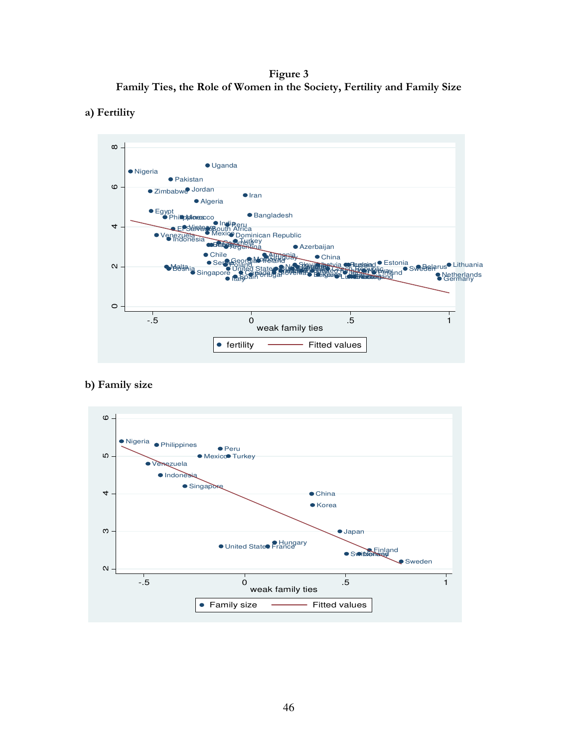**Figure 3**
**Family Ties, the Role of Women in the Society, Fertility and Family Size**

**a) Fertility**

**b) Family size**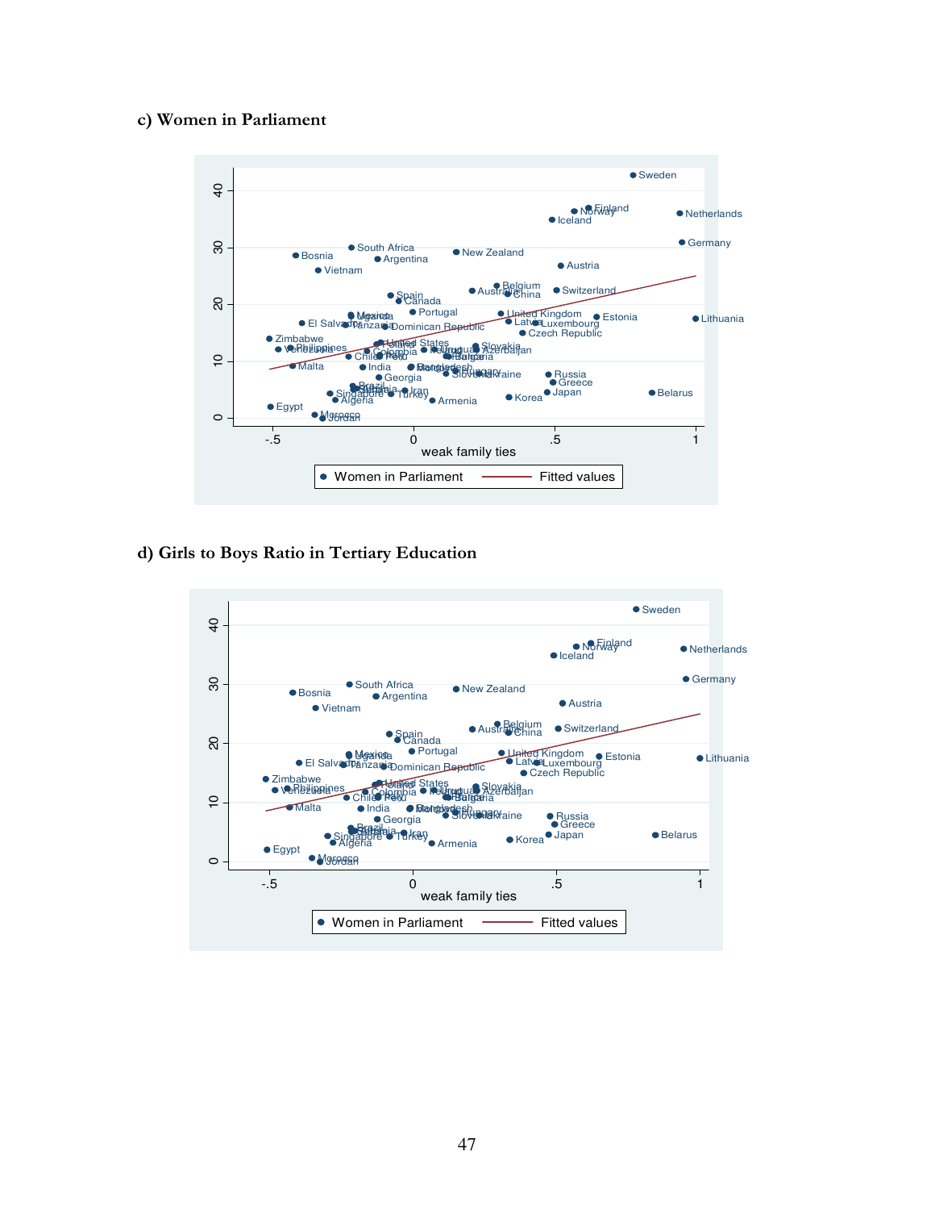c) Women in Parliament

d) Girls to Boys Ratio in Tertiary Education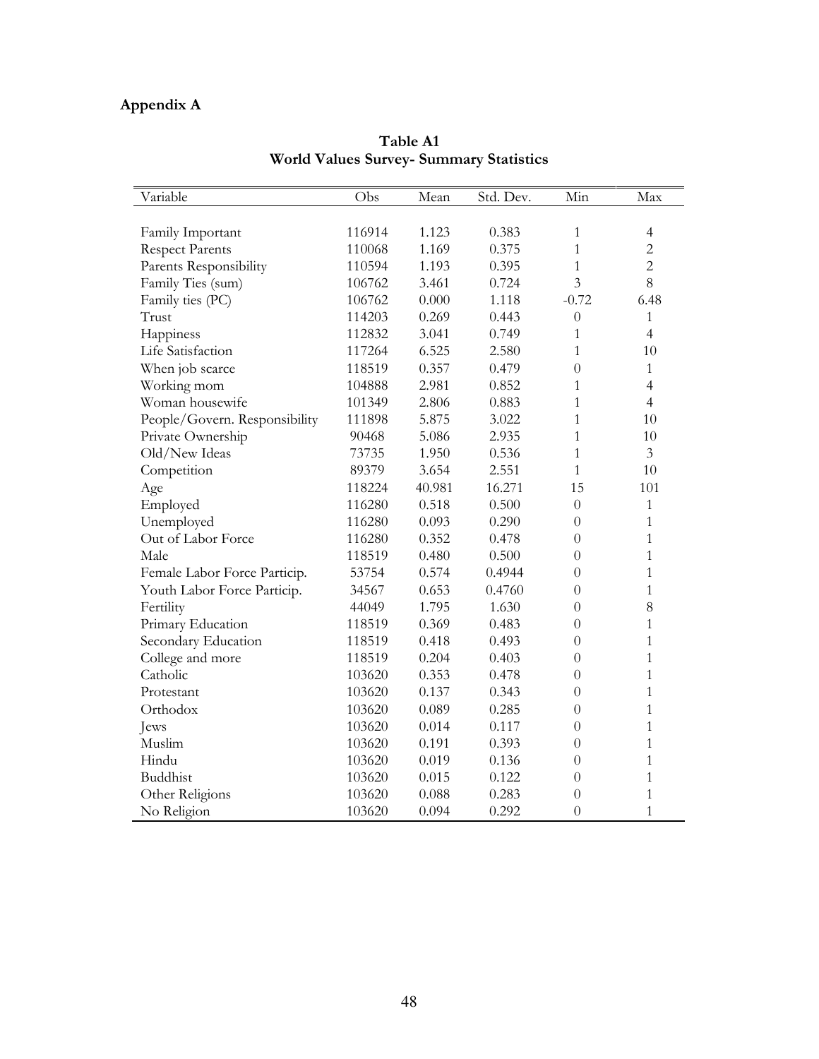# Appendix A

**Table A1**
**World Values Survey- Summary Statistics**

| Variable | Obs | Mean | Std. Dev. | Min | Max |
|---|---|---|---|---|---|
| Family Important | 116914 | 1.123 | 0.383 | 1 | 4 |
| Respect Parents | 110068 | 1.169 | 0.375 | 1 | 2 |
| Parents Responsibility | 110594 | 1.193 | 0.395 | 1 | 2 |
| Family Ties (sum) | 106762 | 3.461 | 0.724 | 3 | 8 |
| Family ties (PC) | 106762 | 0.000 | 1.118 | -0.72 | 6.48 |
| Trust | 114203 | 0.269 | 0.443 | 0 | 1 |
| Happiness | 112832 | 3.041 | 0.749 | 1 | 4 |
| Life Satisfaction | 117264 | 6.525 | 2.580 | 1 | 10 |
| When job scarce | 118519 | 0.357 | 0.479 | 0 | 1 |
| Working mom | 104888 | 2.981 | 0.852 | 1 | 4 |
| Woman housewife | 101349 | 2.806 | 0.883 | 1 | 4 |
| People/Govern. Responsibility | 111898 | 5.875 | 3.022 | 1 | 10 |
| Private Ownership | 90468 | 5.086 | 2.935 | 1 | 10 |
| Old/New Ideas | 73735 | 1.950 | 0.536 | 1 | 3 |
| Competition | 89379 | 3.654 | 2.551 | 1 | 10 |
| Age | 118224 | 40.981 | 16.271 | 15 | 101 |
| Employed | 116280 | 0.518 | 0.500 | 0 | 1 |
| Unemployed | 116280 | 0.093 | 0.290 | 0 | 1 |
| Out of Labor Force | 116280 | 0.352 | 0.478 | 0 | 1 |
| Male | 118519 | 0.480 | 0.500 | 0 | 1 |
| Female Labor Force Particip. | 53754 | 0.574 | 0.4944 | 0 | 1 |
| Youth Labor Force Particip. | 34567 | 0.653 | 0.4760 | 0 | 1 |
| Fertility | 44049 | 1.795 | 1.630 | 0 | 8 |
| Primary Education | 118519 | 0.369 | 0.483 | 0 | 1 |
| Secondary Education | 118519 | 0.418 | 0.493 | 0 | 1 |
| College and more | 118519 | 0.204 | 0.403 | 0 | 1 |
| Catholic | 103620 | 0.353 | 0.478 | 0 | 1 |
| Protestant | 103620 | 0.137 | 0.343 | 0 | 1 |
| Orthodox | 103620 | 0.089 | 0.285 | 0 | 1 |
| Jews | 103620 | 0.014 | 0.117 | 0 | 1 |
| Muslim | 103620 | 0.191 | 0.393 | 0 | 1 |
| Hindu | 103620 | 0.019 | 0.136 | 0 | 1 |
| Buddhist | 103620 | 0.015 | 0.122 | 0 | 1 |
| Other Religions | 103620 | 0.088 | 0.283 | 0 | 1 |
| No Religion | 103620 | 0.094 | 0.292 | 0 | 1 |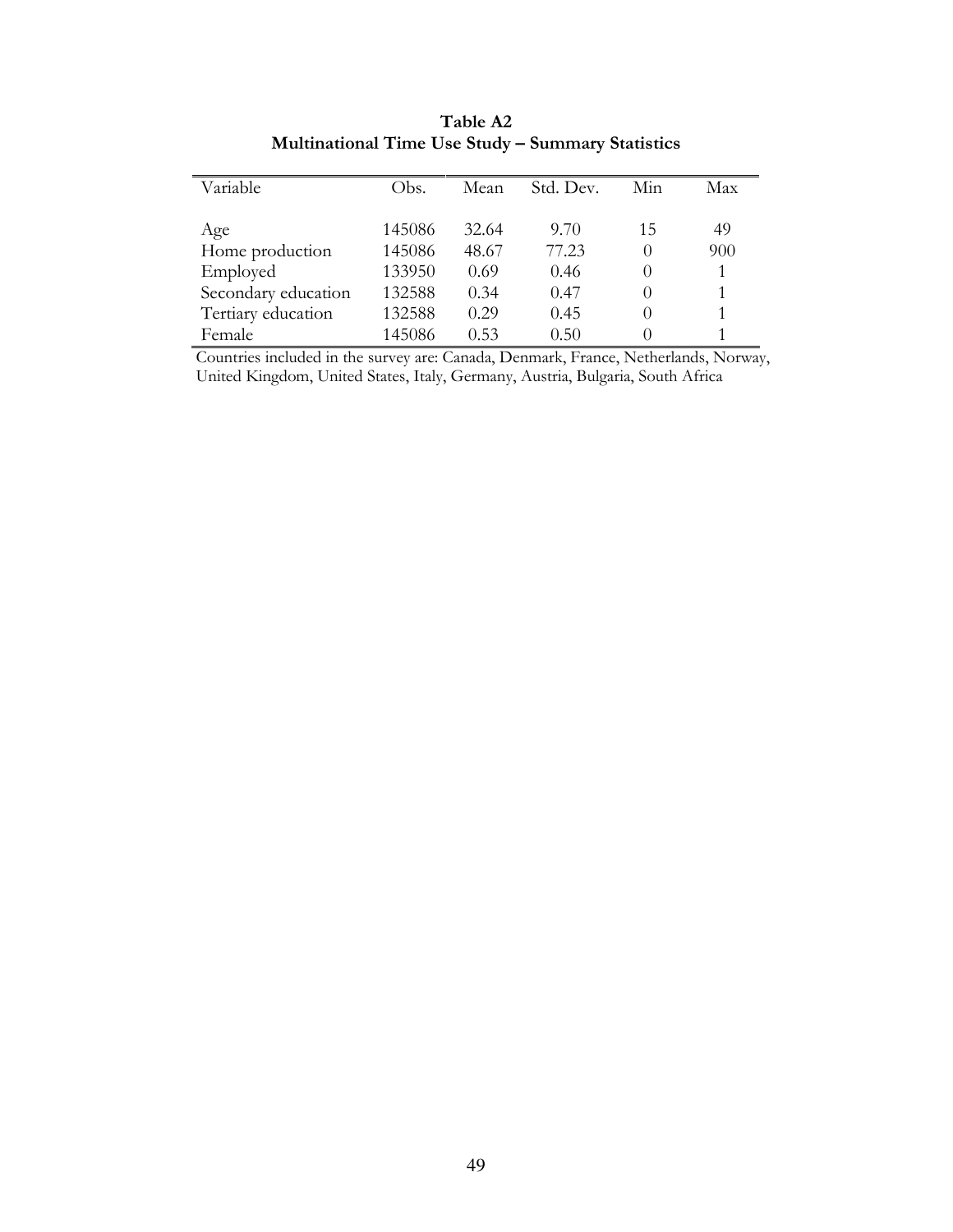**Table A2**
**Multinational Time Use Study – Summary Statistics**

| Variable | Obs. | Mean | Std. Dev. | Min | Max |
|---|---|---|---|---|---|
| Age | 145086 | 32.64 | 9.70 | 15 | 49 |
| Home production | 145086 | 48.67 | 77.23 | 0 | 900 |
| Employed | 133950 | 0.69 | 0.46 | 0 | 1 |
| Secondary education | 132588 | 0.34 | 0.47 | 0 | 1 |
| Tertiary education | 132588 | 0.29 | 0.45 | 0 | 1 |
| Female | 145086 | 0.53 | 0.50 | 0 | 1 |

Countries included in the survey are: Canada, Denmark, France, Netherlands, Norway, United Kingdom, United States, Italy, Germany, Austria, Bulgaria, South Africa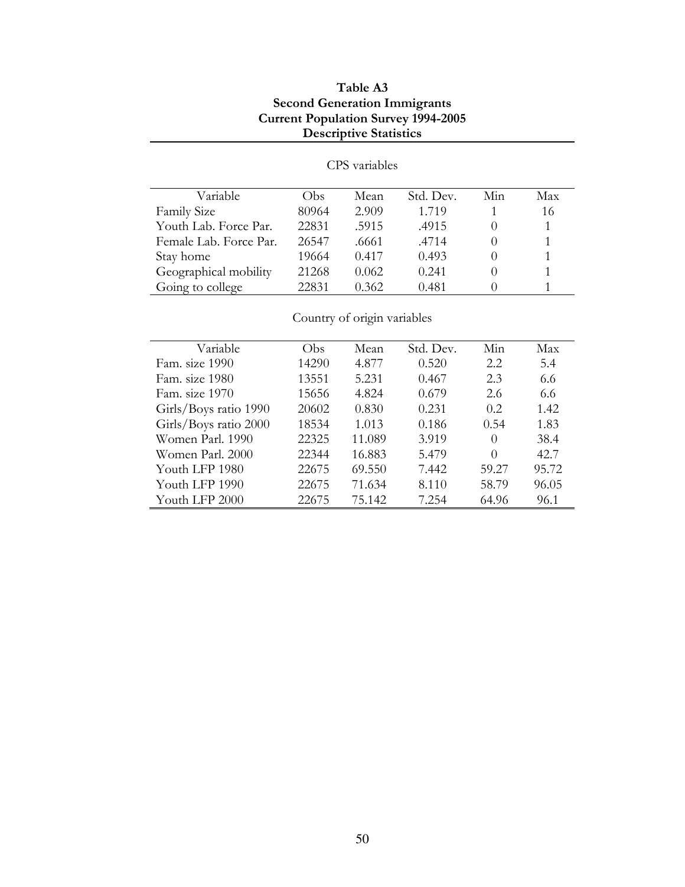**Table A3**
**Second Generation Immigrants**
**Current Population Survey 1994-2005**
**Descriptive Statistics**

CPS variables

| Variable | Obs | Mean | Std. Dev. | Min | Max |
|---|---|---|---|---|---|
| Family Size | 80964 | 2.909 | 1.719 | 1 | 16 |
| Youth Lab. Force Par. | 22831 | .5915 | .4915 | 0 | 1 |
| Female Lab. Force Par. | 26547 | .6661 | .4714 | 0 | 1 |
| Stay home | 19664 | 0.417 | 0.493 | 0 | 1 |
| Geographical mobility | 21268 | 0.062 | 0.241 | 0 | 1 |
| Going to college | 22831 | 0.362 | 0.481 | 0 | 1 |

Country of origin variables

| Variable | Obs | Mean | Std. Dev. | Min | Max |
|---|---|---|---|---|---|
| Fam. size 1990 | 14290 | 4.877 | 0.520 | 2.2 | 5.4 |
| Fam. size 1980 | 13551 | 5.231 | 0.467 | 2.3 | 6.6 |
| Fam. size 1970 | 15656 | 4.824 | 0.679 | 2.6 | 6.6 |
| Girls/Boys ratio 1990 | 20602 | 0.830 | 0.231 | 0.2 | 1.42 |
| Girls/Boys ratio 2000 | 18534 | 1.013 | 0.186 | 0.54 | 1.83 |
| Women Parl. 1990 | 22325 | 11.089 | 3.919 | 0 | 38.4 |
| Women Parl. 2000 | 22344 | 16.883 | 5.479 | 0 | 42.7 |
| Youth LFP 1980 | 22675 | 69.550 | 7.442 | 59.27 | 95.72 |
| Youth LFP 1990 | 22675 | 71.634 | 8.110 | 58.79 | 96.05 |
| Youth LFP 2000 | 22675 | 75.142 | 7.254 | 64.96 | 96.1 |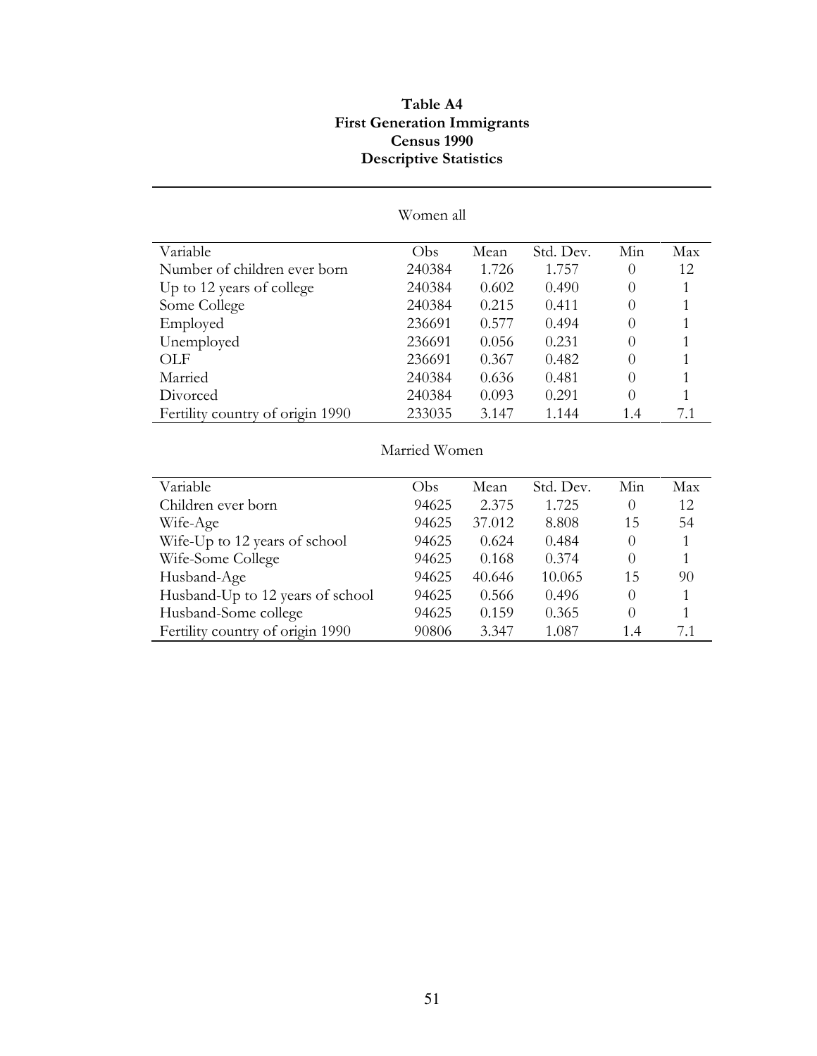**Table A4**
**First Generation Immigrants**
**Census 1990**
**Descriptive Statistics**

Women all

| Variable | Obs | Mean | Std. Dev. | Min | Max |
|---|---|---|---|---|---|
| Number of children ever born | 240384 | 1.726 | 1.757 | 0 | 12 |
| Up to 12 years of college | 240384 | 0.602 | 0.490 | 0 | 1 |
| Some College | 240384 | 0.215 | 0.411 | 0 | 1 |
| Employed | 236691 | 0.577 | 0.494 | 0 | 1 |
| Unemployed | 236691 | 0.056 | 0.231 | 0 | 1 |
| OLF | 236691 | 0.367 | 0.482 | 0 | 1 |
| Married | 240384 | 0.636 | 0.481 | 0 | 1 |
| Divorced | 240384 | 0.093 | 0.291 | 0 | 1 |
| Fertility country of origin 1990 | 233035 | 3.147 | 1.144 | 1.4 | 7.1 |

Married Women

| Variable | Obs | Mean | Std. Dev. | Min | Max |
|---|---|---|---|---|---|
| Children ever born | 94625 | 2.375 | 1.725 | 0 | 12 |
| Wife-Age | 94625 | 37.012 | 8.808 | 15 | 54 |
| Wife-Up to 12 years of school | 94625 | 0.624 | 0.484 | 0 | 1 |
| Wife-Some College | 94625 | 0.168 | 0.374 | 0 | 1 |
| Husband-Age | 94625 | 40.646 | 10.065 | 15 | 90 |
| Husband-Up to 12 years of school | 94625 | 0.566 | 0.496 | 0 | 1 |
| Husband-Some college | 94625 | 0.159 | 0.365 | 0 | 1 |
| Fertility country of origin 1990 | 90806 | 3.347 | 1.087 | 1.4 | 7.1 |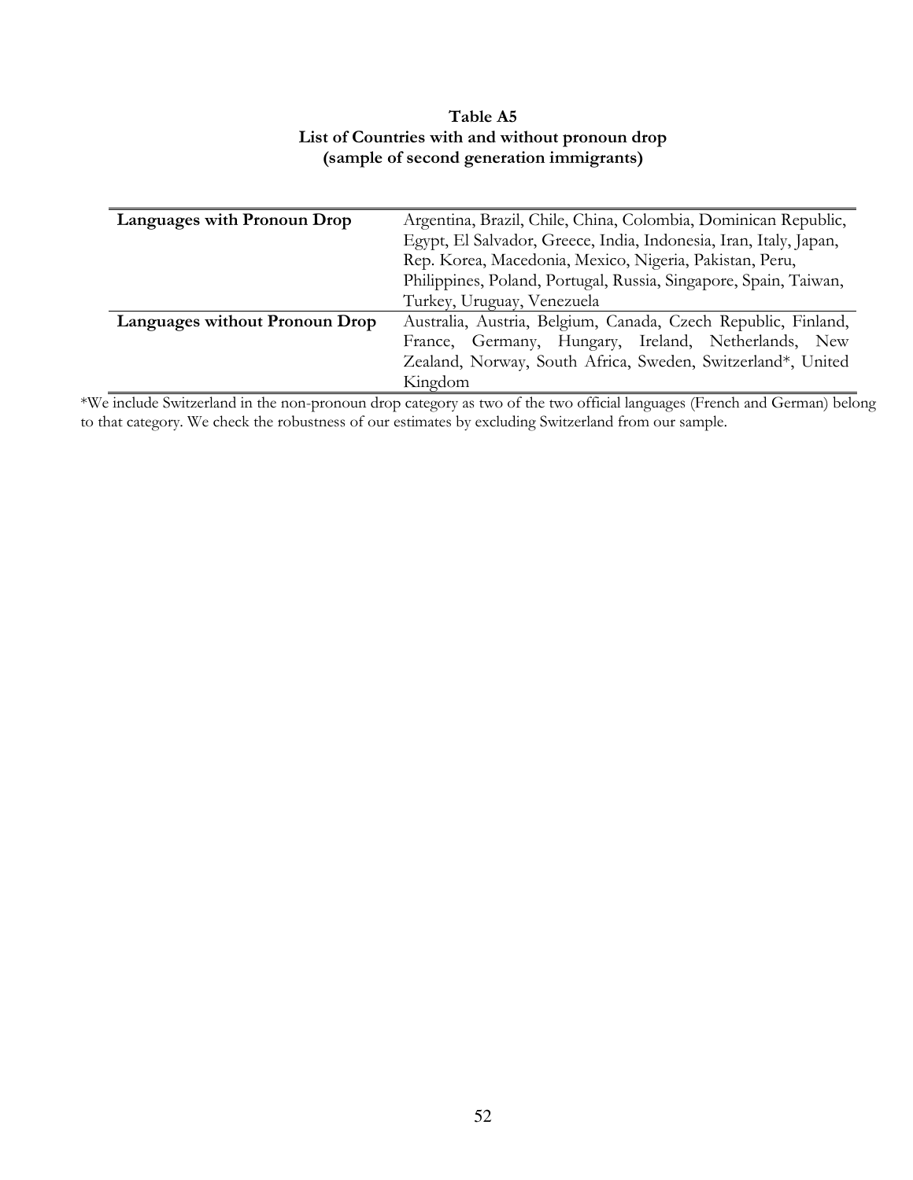**Table A5**
**List of Countries with and without pronoun drop**
**(sample of second generation immigrants)**

| | |
|---|---|
| **Languages with Pronoun Drop** | Argentina, Brazil, Chile, China, Colombia, Dominican Republic, Egypt, El Salvador, Greece, India, Indonesia, Iran, Italy, Japan, Rep. Korea, Macedonia, Mexico, Nigeria, Pakistan, Peru, Philippines, Poland, Portugal, Russia, Singapore, Spain, Taiwan, Turkey, Uruguay, Venezuela |
| **Languages without Pronoun Drop** | Australia, Austria, Belgium, Canada, Czech Republic, Finland, France, Germany, Hungary, Ireland, Netherlands, New Zealand, Norway, South Africa, Sweden, Switzerland*, United Kingdom |

*We include Switzerland in the non-pronoun drop category as two of the two official languages (French and German) belong to that category. We check the robustness of our estimates by excluding Switzerland from our sample.